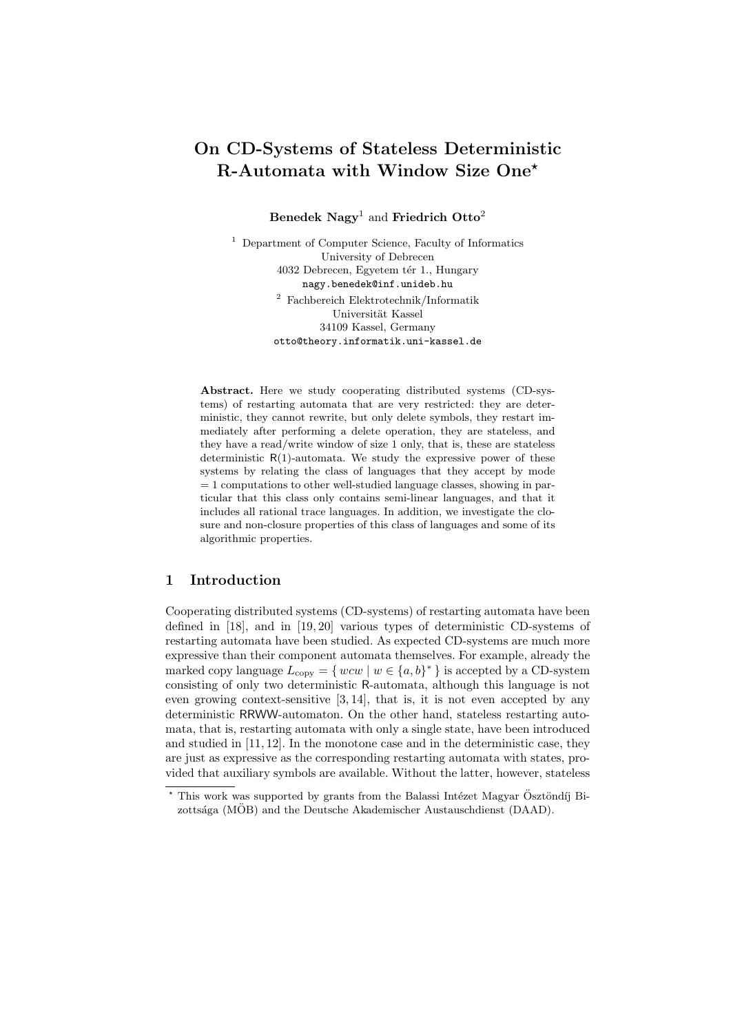# On CD-Systems of Stateless Deterministic R-Automata with Window Size One*

**Benedek Nagy**[1] and **Friedrich Otto**[2]

[1] Department of Computer Science, Faculty of Informatics
University of Debrecen
4032 Debrecen, Egyetem tér 1., Hungary
nagy.benedek@inf.unideb.hu

[2] Fachbereich Elektrotechnik/Informatik
Universität Kassel
34109 Kassel, Germany
otto@theory.informatik.uni-kassel.de

**Abstract.** Here we study cooperating distributed systems (CD-systems) of restarting automata that are very restricted: they are deterministic, they cannot rewrite, but only delete symbols, they restart immediately after performing a delete operation, they are stateless, and they have a read/write window of size 1 only, that is, these are stateless deterministic R(1)-automata. We study the expressive power of these systems by relating the class of languages that they accept by mode $= 1$ computations to other well-studied language classes, showing in particular that this class only contains semi-linear languages, and that it includes all rational trace languages. In addition, we investigate the closure and non-closure properties of this class of languages and some of its algorithmic properties.

## 1 Introduction

Cooperating distributed systems (CD-systems) of restarting automata have been defined in [18], and in [19, 20] various types of deterministic CD-systems of restarting automata have been studied. As expected CD-systems are much more expressive than their component automata themselves. For example, already the marked copy language $L_{\text{copy}} = \{ wcw \mid w \in \{a, b\}^* \}$ is accepted by a CD-system consisting of only two deterministic R-automata, although this language is not even growing context-sensitive [3, 14], that is, it is not even accepted by any deterministic RRWW-automaton. On the other hand, stateless restarting automata, that is, restarting automata with only a single state, have been introduced and studied in [11, 12]. In the monotone case and in the deterministic case, they are just as expressive as the corresponding restarting automata with states, provided that auxiliary symbols are available. Without the latter, however, stateless

* This work was supported by grants from the Balassi Intézet Magyar Ösztöndíj Bizottsága (MÖB) and the Deutsche Akademischer Austauschdienst (DAAD).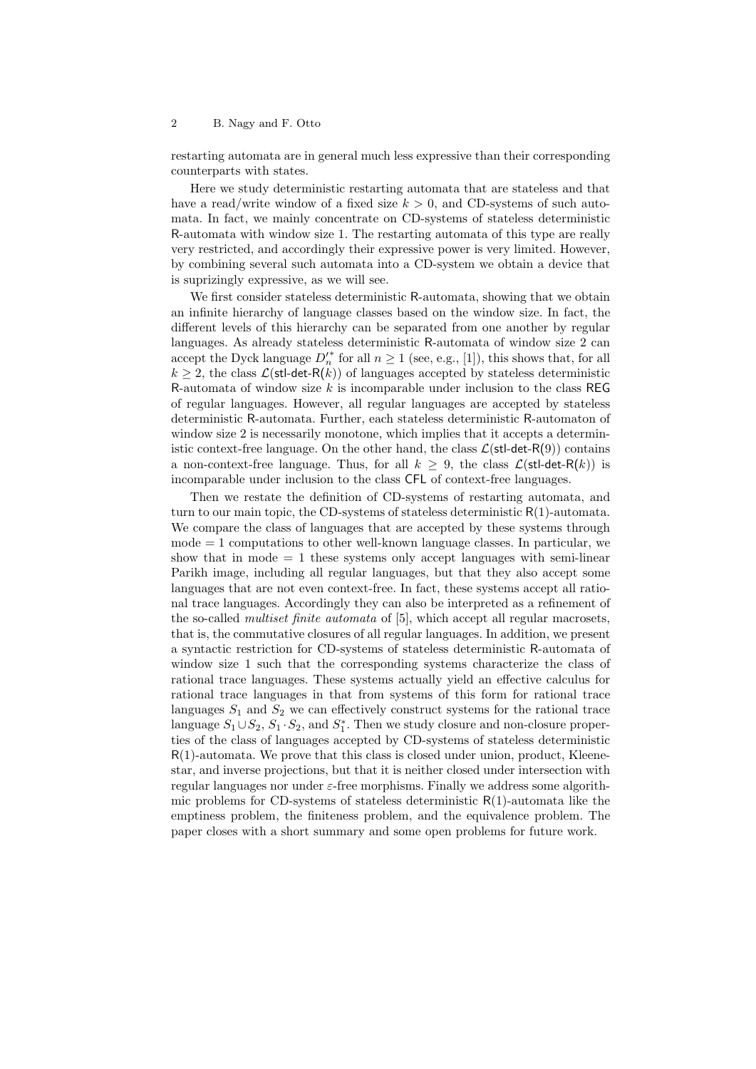restarting automata are in general much less expressive than their corresponding counterparts with states.

Here we study deterministic restarting automata that are stateless and that have a read/write window of a fixed size $k > 0$, and CD-systems of such automata. In fact, we mainly concentrate on CD-systems of stateless deterministic $\mathsf{R}$-automata with window size 1. The restarting automata of this type are really very restricted, and accordingly their expressive power is very limited. However, by combining several such automata into a CD-system we obtain a device that is suprizingly expressive, as we will see.

We first consider stateless deterministic $\mathsf{R}$-automata, showing that we obtain an infinite hierarchy of language classes based on the window size. In fact, the different levels of this hierarchy can be separated from one another by regular languages. As already stateless deterministic $\mathsf{R}$-automata of window size 2 can accept the Dyck language $D_n'^*$ for all $n \geq 1$ (see, e.g., [1]), this shows that, for all $k \geq 2$, the class $\mathcal{L}(\mathsf{stl\text{-}det\text{-}R}(k))$ of languages accepted by stateless deterministic $\mathsf{R}$-automata of window size $k$ is incomparable under inclusion to the class $\mathsf{REG}$ of regular languages. However, all regular languages are accepted by stateless deterministic $\mathsf{R}$-automata. Further, each stateless deterministic $\mathsf{R}$-automaton of window size 2 is necessarily monotone, which implies that it accepts a deterministic context-free language. On the other hand, the class $\mathcal{L}(\mathsf{stl\text{-}det\text{-}R}(9))$ contains a non-context-free language. Thus, for all $k \geq 9$, the class $\mathcal{L}(\mathsf{stl\text{-}det\text{-}R}(k))$ is incomparable under inclusion to the class $\mathsf{CFL}$ of context-free languages.

Then we restate the definition of CD-systems of restarting automata, and turn to our main topic, the CD-systems of stateless deterministic $\mathsf{R}(1)$-automata. We compare the class of languages that are accepted by these systems through mode $= 1$ computations to other well-known language classes. In particular, we show that in mode $= 1$ these systems only accept languages with semi-linear Parikh image, including all regular languages, but that they also accept some languages that are not even context-free. In fact, these systems accept all rational trace languages. Accordingly they can also be interpreted as a refinement of the so-called *multiset finite automata* of [5], which accept all regular macrosets, that is, the commutative closures of all regular languages. In addition, we present a syntactic restriction for CD-systems of stateless deterministic $\mathsf{R}$-automata of window size 1 such that the corresponding systems characterize the class of rational trace languages. These systems actually yield an effective calculus for rational trace languages in that from systems of this form for rational trace languages $S_1$ and $S_2$ we can effectively construct systems for the rational trace language $S_1 \cup S_2$, $S_1 \cdot S_2$, and $S_1^*$. Then we study closure and non-closure properties of the class of languages accepted by CD-systems of stateless deterministic $\mathsf{R}(1)$-automata. We prove that this class is closed under union, product, Kleene-star, and inverse projections, but that it is neither closed under intersection with regular languages nor under $\varepsilon$-free morphisms. Finally we address some algorithmic problems for CD-systems of stateless deterministic $\mathsf{R}(1)$-automata like the emptiness problem, the finiteness problem, and the equivalence problem. The paper closes with a short summary and some open problems for future work.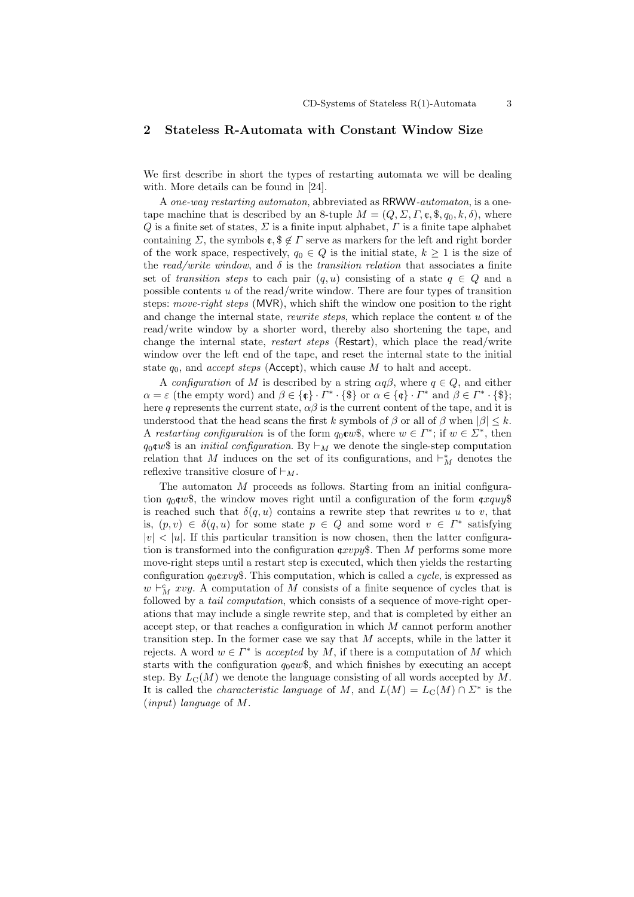## 2 Stateless R-Automata with Constant Window Size

We first describe in short the types of restarting automata we will be dealing with. More details can be found in [24].

A *one-way restarting automaton*, abbreviated as RRWW-*automaton*, is a one-tape machine that is described by an 8-tuple $M = (Q, \Sigma, \Gamma, ¢, \$, q_0, k, \delta)$, where $Q$ is a finite set of states, $\Sigma$ is a finite input alphabet, $\Gamma$ is a finite tape alphabet containing $\Sigma$, the symbols $¢, \$ \notin \Gamma$ serve as markers for the left and right border of the work space, respectively, $q_0 \in Q$ is the initial state, $k \geq 1$ is the size of the *read/write window*, and $\delta$ is the *transition relation* that associates a finite set of *transition steps* to each pair $(q, u)$ consisting of a state $q \in Q$ and a possible contents $u$ of the read/write window. There are four types of transition steps: *move-right steps* (MVR), which shift the window one position to the right and change the internal state, *rewrite steps*, which replace the content $u$ of the read/write window by a shorter word, thereby also shortening the tape, and change the internal state, *restart steps* (Restart), which place the read/write window over the left end of the tape, and reset the internal state to the initial state $q_0$, and *accept steps* (Accept), which cause $M$ to halt and accept.

A *configuration* of $M$ is described by a string $\alpha q \beta$, where $q \in Q$, and either $\alpha = \varepsilon$ (the empty word) and $\beta \in \{¢\} \cdot \Gamma^* \cdot \{\$\}$ or $\alpha \in \{¢\} \cdot \Gamma^*$ and $\beta \in \Gamma^* \cdot \{\$\}$; here $q$ represents the current state, $\alpha\beta$ is the current content of the tape, and it is understood that the head scans the first $k$ symbols of $\beta$ or all of $\beta$ when $|\beta| \leq k$. A *restarting configuration* is of the form $q_0¢w\$$, where $w \in \Gamma^*$; if $w \in \Sigma^*$, then $q_0¢w\$$ is an *initial configuration*. By $\vdash_M$ we denote the single-step computation relation that $M$ induces on the set of its configurations, and $\vdash_M^*$ denotes the reflexive transitive closure of $\vdash_M$.

The automaton $M$ proceeds as follows. Starting from an initial configuration $q_0¢w\$$, the window moves right until a configuration of the form $¢xquy\$$ is reached such that $\delta(q, u)$ contains a rewrite step that rewrites $u$ to $v$, that is, $(p, v) \in \delta(q, u)$ for some state $p \in Q$ and some word $v \in \Gamma^*$ satisfying $|v| < |u|$. If this particular transition is now chosen, then the latter configuration is transformed into the configuration $¢xvpy\$$. Then $M$ performs some more move-right steps until a restart step is executed, which then yields the restarting configuration $q_0¢xvy\$$. This computation, which is called a *cycle*, is expressed as $w \vdash_M^c xvy$. A computation of $M$ consists of a finite sequence of cycles that is followed by a *tail computation*, which consists of a sequence of move-right operations that may include a single rewrite step, and that is completed by either an accept step, or that reaches a configuration in which $M$ cannot perform another transition step. In the former case we say that $M$ accepts, while in the latter it rejects. A word $w \in \Gamma^*$ is *accepted* by $M$, if there is a computation of $M$ which starts with the configuration $q_0¢w\$$, and which finishes by executing an accept step. By $L_{\mathrm{C}}(M)$ we denote the language consisting of all words accepted by $M$. It is called the *characteristic language* of $M$, and $L(M) = L_{\mathrm{C}}(M) \cap \Sigma^*$ is the (*input*) *language* of $M$.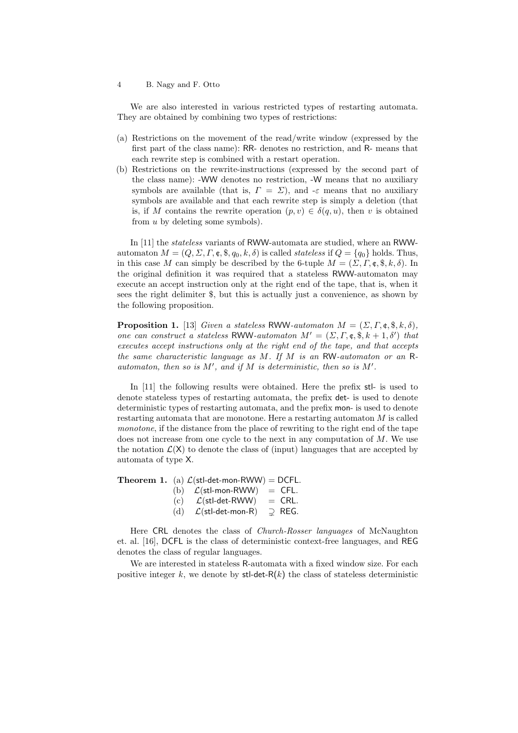We are also interested in various restricted types of restarting automata. They are obtained by combining two types of restrictions:

(a) Restrictions on the movement of the read/write window (expressed by the first part of the class name): RR- denotes no restriction, and R- means that each rewrite step is combined with a restart operation.
(b) Restrictions on the rewrite-instructions (expressed by the second part of the class name): -WW denotes no restriction, -W means that no auxiliary symbols are available (that is, $\Gamma = \Sigma$), and -$\varepsilon$ means that no auxiliary symbols are available and that each rewrite step is simply a deletion (that is, if $M$ contains the rewrite operation $(p, v) \in \delta(q, u)$, then $v$ is obtained from $u$ by deleting some symbols).

In [11] the *stateless* variants of RWW-automata are studied, where an RWW-automaton $M = (Q, \Sigma, \Gamma, ¢, \$, q_0, k, \delta)$ is called *stateless* if $Q = \{q_0\}$ holds. Thus, in this case $M$ can simply be described by the 6-tuple $M = (\Sigma, \Gamma, ¢, \$, k, \delta)$. In the original definition it was required that a stateless RWW-automaton may execute an accept instruction only at the right end of the tape, that is, when it sees the right delimiter \$, but this is actually just a convenience, as shown by the following proposition.

**Proposition 1.** [13] *Given a stateless* RWW*-automaton* $M = (\Sigma, \Gamma, ¢, \$, k, \delta)$, *one can construct a stateless* RWW*-automaton* $M' = (\Sigma, \Gamma, ¢, \$, k + 1, \delta')$ *that executes accept instructions only at the right end of the tape, and that accepts the same characteristic language as* $M$*. If* $M$ *is an* RW*-automaton or an* R*-automaton, then so is* $M'$*, and if* $M$ *is deterministic, then so is* $M'$*.*

In [11] the following results were obtained. Here the prefix stl- is used to denote stateless types of restarting automata, the prefix det- is used to denote deterministic types of restarting automata, and the prefix mon- is used to denote restarting automata that are monotone. Here a restarting automaton $M$ is called *monotone*, if the distance from the place of rewriting to the right end of the tape does not increase from one cycle to the next in any computation of $M$. We use the notation $\mathcal{L}(\mathsf{X})$ to denote the class of (input) languages that are accepted by automata of type X.

**Theorem 1.**
(a) $\mathcal{L}(\text{stl-det-mon-RWW}) = \text{DCFL}$.
(b) $\mathcal{L}(\text{stl-mon-RWW}) = \text{CFL}$.
(c) $\mathcal{L}(\text{stl-det-RWW}) = \text{CRL}$.
(d) $\mathcal{L}(\text{stl-det-mon-R}) \supsetneq \text{REG}$.

Here CRL denotes the class of *Church-Rosser languages* of McNaughton et. al. [16], DCFL is the class of deterministic context-free languages, and REG denotes the class of regular languages.

We are interested in stateless R-automata with a fixed window size. For each positive integer $k$, we denote by stl-det-R($k$) the class of stateless deterministic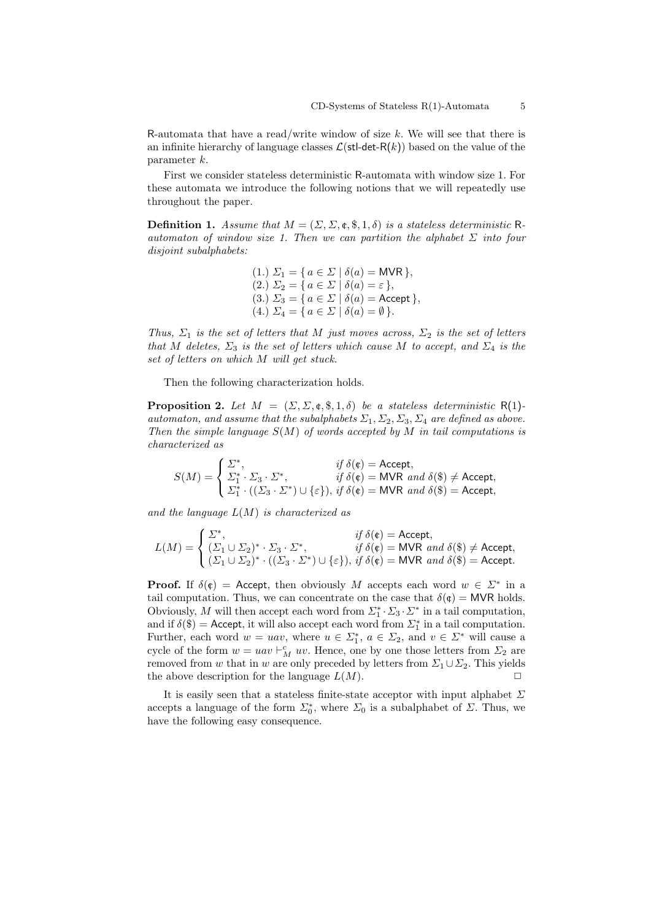R-automata that have a read/write window of size $k$. We will see that there is an infinite hierarchy of language classes $\mathcal{L}(\mathsf{stl\text{-}det\text{-}R}(k))$ based on the value of the parameter $k$.

First we consider stateless deterministic R-automata with window size 1. For these automata we introduce the following notions that we will repeatedly use throughout the paper.

**Definition 1.** *Assume that $M = (\Sigma, \Sigma, \mathfrak{c}, \$, 1, \delta)$ is a stateless deterministic R-automaton of window size 1. Then we can partition the alphabet $\Sigma$ into four disjoint subalphabets:*

$$\begin{aligned}
&(1.)\ \Sigma_1 = \{\, a \in \Sigma \mid \delta(a) = \mathsf{MVR} \,\},\\
&(2.)\ \Sigma_2 = \{\, a \in \Sigma \mid \delta(a) = \varepsilon \,\},\\
&(3.)\ \Sigma_3 = \{\, a \in \Sigma \mid \delta(a) = \mathsf{Accept} \,\},\\
&(4.)\ \Sigma_4 = \{\, a \in \Sigma \mid \delta(a) = \emptyset \,\}.
\end{aligned}$$

*Thus, $\Sigma_1$ is the set of letters that $M$ just moves across, $\Sigma_2$ is the set of letters that $M$ deletes, $\Sigma_3$ is the set of letters which cause $M$ to accept, and $\Sigma_4$ is the set of letters on which $M$ will get stuck.*

Then the following characterization holds.

**Proposition 2.** *Let $M = (\Sigma, \Sigma, \mathfrak{c}, \$, 1, \delta)$ be a stateless deterministic $\mathsf{R}(1)$-automaton, and assume that the subalphabets $\Sigma_1, \Sigma_2, \Sigma_3, \Sigma_4$ are defined as above. Then the simple language $S(M)$ of words accepted by $M$ in tail computations is characterized as*

$$S(M) = \begin{cases} \Sigma^*, & \text{if } \delta(\mathfrak{c}) = \mathsf{Accept},\\ \Sigma_1^* \cdot \Sigma_3 \cdot \Sigma^*, & \text{if } \delta(\mathfrak{c}) = \mathsf{MVR} \text{ and } \delta(\$) \neq \mathsf{Accept},\\ \Sigma_1^* \cdot ((\Sigma_3 \cdot \Sigma^*) \cup \{\varepsilon\}), & \text{if } \delta(\mathfrak{c}) = \mathsf{MVR} \text{ and } \delta(\$) = \mathsf{Accept}, \end{cases}$$

*and the language $L(M)$ is characterized as*

$$L(M) = \begin{cases} \Sigma^*, & \text{if } \delta(\mathfrak{c}) = \mathsf{Accept},\\ (\Sigma_1 \cup \Sigma_2)^* \cdot \Sigma_3 \cdot \Sigma^*, & \text{if } \delta(\mathfrak{c}) = \mathsf{MVR} \text{ and } \delta(\$) \neq \mathsf{Accept},\\ (\Sigma_1 \cup \Sigma_2)^* \cdot ((\Sigma_3 \cdot \Sigma^*) \cup \{\varepsilon\}), & \text{if } \delta(\mathfrak{c}) = \mathsf{MVR} \text{ and } \delta(\$) = \mathsf{Accept}. \end{cases}$$

**Proof.** If $\delta(\mathfrak{c}) = \mathsf{Accept}$, then obviously $M$ accepts each word $w \in \Sigma^*$ in a tail computation. Thus, we can concentrate on the case that $\delta(\mathfrak{c}) = \mathsf{MVR}$ holds. Obviously, $M$ will then accept each word from $\Sigma_1^* \cdot \Sigma_3 \cdot \Sigma^*$ in a tail computation, and if $\delta(\$) = \mathsf{Accept}$, it will also accept each word from $\Sigma_1^*$ in a tail computation. Further, each word $w = uav$, where $u \in \Sigma_1^*$, $a \in \Sigma_2$, and $v \in \Sigma^*$ will cause a cycle of the form $w = uav \vdash_M^c uv$. Hence, one by one those letters from $\Sigma_2$ are removed from $w$ that in $w$ are only preceded by letters from $\Sigma_1 \cup \Sigma_2$. This yields the above description for the language $L(M)$. $\Box$

It is easily seen that a stateless finite-state acceptor with input alphabet $\Sigma$ accepts a language of the form $\Sigma_0^*$, where $\Sigma_0$ is a subalphabet of $\Sigma$. Thus, we have the following easy consequence.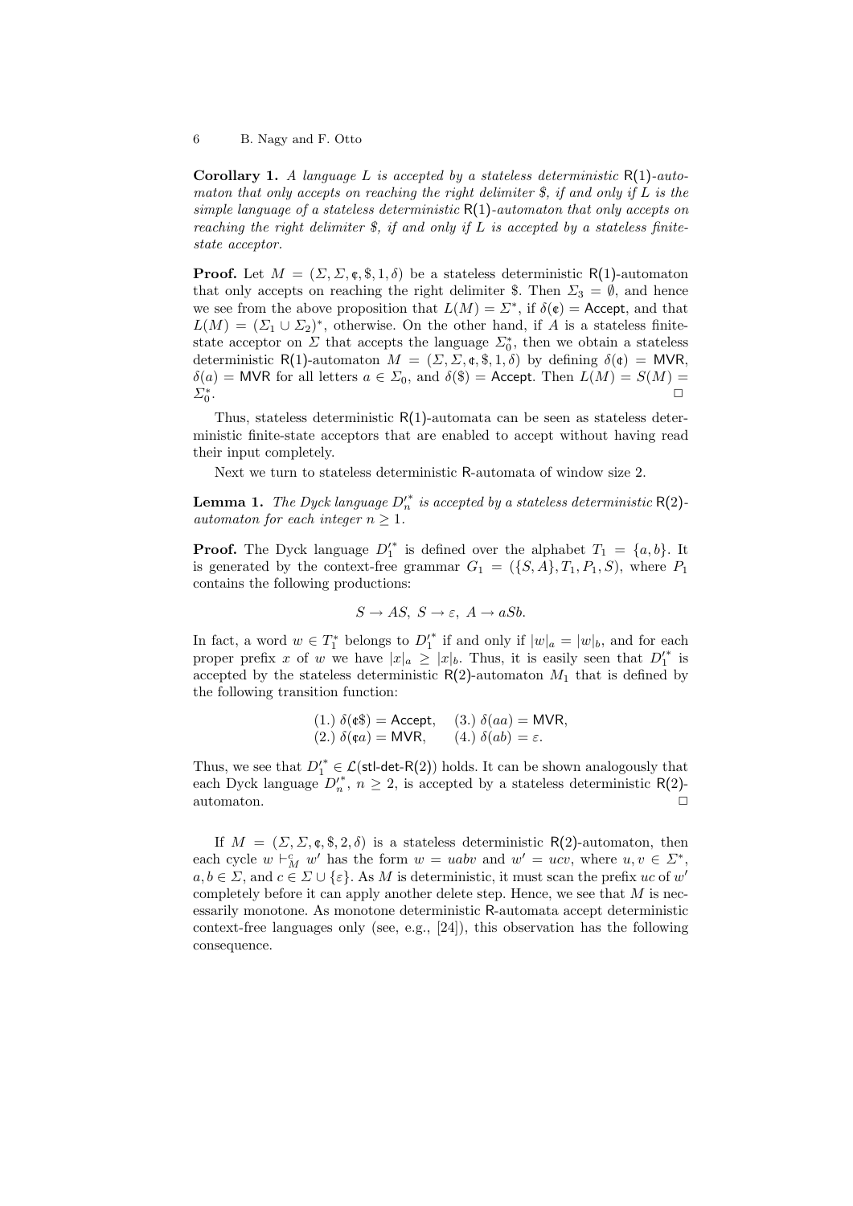**Corollary 1.** *A language $L$ is accepted by a stateless deterministic* $\mathsf{R}(1)$*-automaton that only accepts on reaching the right delimiter \$, if and only if $L$ is the simple language of a stateless deterministic* $\mathsf{R}(1)$*-automaton that only accepts on reaching the right delimiter \$, if and only if $L$ is accepted by a stateless finite-state acceptor.*

**Proof.** Let $M = (\Sigma, \Sigma, ¢, \$, 1, \delta)$ be a stateless deterministic $\mathsf{R}(1)$-automaton that only accepts on reaching the right delimiter \$. Then $\Sigma_3 = \emptyset$, and hence we see from the above proposition that $L(M) = \Sigma^*$, if $\delta(¢) = \mathsf{Accept}$, and that $L(M) = (\Sigma_1 \cup \Sigma_2)^*$, otherwise. On the other hand, if $A$ is a stateless finite-state acceptor on $\Sigma$ that accepts the language $\Sigma_0^*$, then we obtain a stateless deterministic $\mathsf{R}(1)$-automaton $M = (\Sigma, \Sigma, ¢, \$, 1, \delta)$ by defining $\delta(¢) = \mathsf{MVR}$, $\delta(a) = \mathsf{MVR}$ for all letters $a \in \Sigma_0$, and $\delta(\$) = \mathsf{Accept}$. Then $L(M) = S(M) = \Sigma_0^*$. $\square$

Thus, stateless deterministic $\mathsf{R}(1)$-automata can be seen as stateless deterministic finite-state acceptors that are enabled to accept without having read their input completely.

Next we turn to stateless deterministic $\mathsf{R}$-automata of window size 2.

**Lemma 1.** *The Dyck language ${D'_n}^*$ is accepted by a stateless deterministic* $\mathsf{R}(2)$*-automaton for each integer $n \geq 1$.*

**Proof.** The Dyck language ${D'_1}^*$ is defined over the alphabet $T_1 = \{a, b\}$. It is generated by the context-free grammar $G_1 = (\{S, A\}, T_1, P_1, S)$, where $P_1$ contains the following productions:

$$S \to AS,\ S \to \varepsilon,\ A \to aSb.$$

In fact, a word $w \in T_1^*$ belongs to ${D'_1}^*$ if and only if $|w|_a = |w|_b$, and for each proper prefix $x$ of $w$ we have $|x|_a \geq |x|_b$. Thus, it is easily seen that ${D'_1}^*$ is accepted by the stateless deterministic $\mathsf{R}(2)$-automaton $M_1$ that is defined by the following transition function:

$$\begin{array}{ll} (1.)\ \delta(¢\$) = \mathsf{Accept}, & (3.)\ \delta(aa) = \mathsf{MVR}, \\ (2.)\ \delta(¢a) = \mathsf{MVR}, & (4.)\ \delta(ab) = \varepsilon. \end{array}$$

Thus, we see that ${D'_1}^* \in \mathcal{L}(\mathsf{stl\text{-}det\text{-}R(2)})$ holds. It can be shown analogously that each Dyck language ${D'_n}^*$, $n \geq 2$, is accepted by a stateless deterministic $\mathsf{R}(2)$-automaton. $\square$

If $M = (\Sigma, \Sigma, ¢, \$, 2, \delta)$ is a stateless deterministic $\mathsf{R}(2)$-automaton, then each cycle $w \vdash_M^c w'$ has the form $w = uabv$ and $w' = ucv$, where $u, v \in \Sigma^*$, $a, b \in \Sigma$, and $c \in \Sigma \cup \{\varepsilon\}$. As $M$ is deterministic, it must scan the prefix $uc$ of $w'$ completely before it can apply another delete step. Hence, we see that $M$ is necessarily monotone. As monotone deterministic $\mathsf{R}$-automata accept deterministic context-free languages only (see, e.g., [24]), this observation has the following consequence.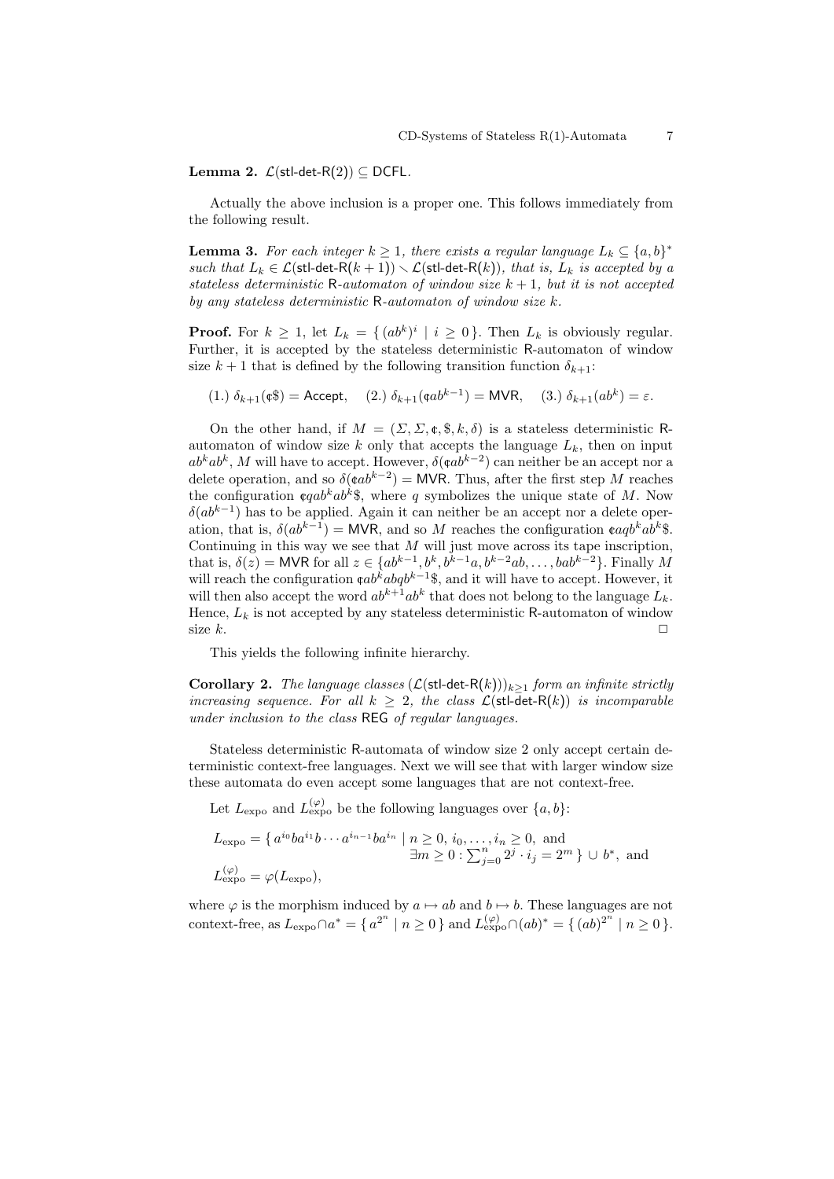**Lemma 2.** $\mathcal{L}(\mathsf{stl\text{-}det\text{-}R}(2)) \subseteq \mathsf{DCFL}$.

Actually the above inclusion is a proper one. This follows immediately from the following result.

**Lemma 3.** *For each integer $k \geq 1$, there exists a regular language $L_k \subseteq \{a,b\}^*$ such that $L_k \in \mathcal{L}(\mathsf{stl\text{-}det\text{-}R}(k+1)) \smallsetminus \mathcal{L}(\mathsf{stl\text{-}det\text{-}R}(k))$, that is, $L_k$ is accepted by a stateless deterministic R-automaton of window size $k+1$, but it is not accepted by any stateless deterministic R-automaton of window size $k$.*

**Proof.** For $k \geq 1$, let $L_k = \{\, (ab^k)^i \mid i \geq 0 \,\}$. Then $L_k$ is obviously regular. Further, it is accepted by the stateless deterministic R-automaton of window size $k+1$ that is defined by the following transition function $\delta_{k+1}$:

$$(1.)\ \delta_{k+1}(¢\$) = \mathsf{Accept}, \quad (2.)\ \delta_{k+1}(¢ab^{k-1}) = \mathsf{MVR}, \quad (3.)\ \delta_{k+1}(ab^k) = \varepsilon.$$

On the other hand, if $M = (\Sigma, \Sigma, ¢, \$, k, \delta)$ is a stateless deterministic R-automaton of window size $k$ only that accepts the language $L_k$, then on input $ab^kab^k$, $M$ will have to accept. However, $\delta(¢ab^{k-2})$ can neither be an accept nor a delete operation, and so $\delta(¢ab^{k-2}) = \mathsf{MVR}$. Thus, after the first step $M$ reaches the configuration $¢qab^kab^k\$$, where $q$ symbolizes the unique state of $M$. Now $\delta(ab^{k-1})$ has to be applied. Again it can neither be an accept nor a delete operation, that is, $\delta(ab^{k-1}) = \mathsf{MVR}$, and so $M$ reaches the configuration $¢aqb^kab^k\$$. Continuing in this way we see that $M$ will just move across its tape inscription, that is, $\delta(z) = \mathsf{MVR}$ for all $z \in \{ab^{k-1}, b^k, b^{k-1}a, b^{k-2}ab, \ldots, bab^{k-2}\}$. Finally $M$ will reach the configuration $¢ab^kabqb^{k-1}\$$, and it will have to accept. However, it will then also accept the word $ab^{k+1}ab^k$ that does not belong to the language $L_k$. Hence, $L_k$ is not accepted by any stateless deterministic R-automaton of window size $k$. $\square$

This yields the following infinite hierarchy.

**Corollary 2.** *The language classes $(\mathcal{L}(\mathsf{stl\text{-}det\text{-}R}(k)))_{k\geq 1}$ form an infinite strictly increasing sequence. For all $k \geq 2$, the class $\mathcal{L}(\mathsf{stl\text{-}det\text{-}R}(k))$ is incomparable under inclusion to the class $\mathsf{REG}$ of regular languages.*

Stateless deterministic R-automata of window size 2 only accept certain deterministic context-free languages. Next we will see that with larger window size these automata do even accept some languages that are not context-free.

Let $L_{\text{expo}}$ and $L_{\text{expo}}^{(\varphi)}$ be the following languages over $\{a,b\}$:

$$L_{\text{expo}} = \{\, a^{i_0}ba^{i_1}b\cdots a^{i_{n-1}}ba^{i_n} \mid n \geq 0,\ i_0, \ldots, i_n \geq 0, \text{ and } \exists m \geq 0 : \textstyle\sum_{j=0}^{n} 2^j \cdot i_j = 2^m \,\} \cup b^*, \text{ and}$$

$$L_{\text{expo}}^{(\varphi)} = \varphi(L_{\text{expo}}),$$

where $\varphi$ is the morphism induced by $a \mapsto ab$ and $b \mapsto b$. These languages are not context-free, as $L_{\text{expo}} \cap a^* = \{\, a^{2^n} \mid n \geq 0 \,\}$ and $L_{\text{expo}}^{(\varphi)} \cap (ab)^* = \{\, (ab)^{2^n} \mid n \geq 0 \,\}$.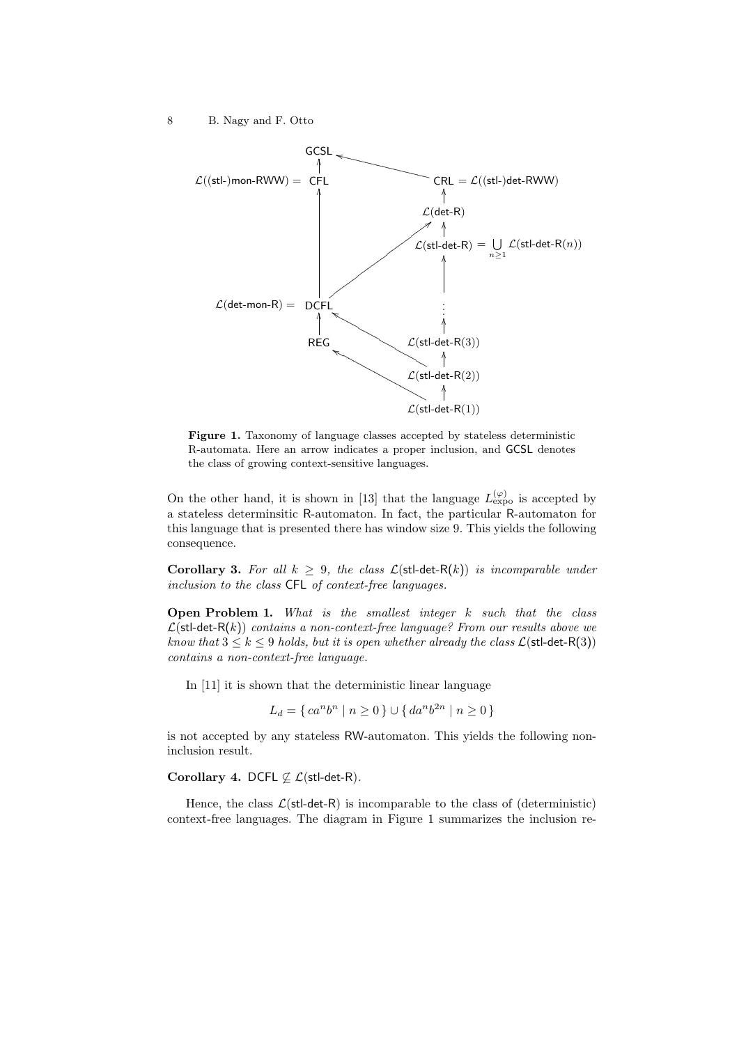**Figure 1.** Taxonomy of language classes accepted by stateless deterministic R-automata. Here an arrow indicates a proper inclusion, and GCSL denotes the class of growing context-sensitive languages.

On the other hand, it is shown in [13] that the language $L_{\mathrm{expo}}^{(\varphi)}$ is accepted by a stateless determinsitic R-automaton. In fact, the particular R-automaton for this language that is presented there has window size 9. This yields the following consequence.

**Corollary 3.** *For all $k \geq 9$, the class $\mathcal{L}(\mathsf{stl\text{-}det\text{-}R}(k))$ is incomparable under inclusion to the class* CFL *of context-free languages.*

**Open Problem 1.** *What is the smallest integer $k$ such that the class $\mathcal{L}(\mathsf{stl\text{-}det\text{-}R}(k))$ contains a non-context-free language? From our results above we know that $3 \leq k \leq 9$ holds, but it is open whether already the class $\mathcal{L}(\mathsf{stl\text{-}det\text{-}R}(3))$ contains a non-context-free language.*

In [11] it is shown that the deterministic linear language

$$L_d = \{ ca^n b^n \mid n \geq 0 \} \cup \{ da^n b^{2n} \mid n \geq 0 \}$$

is not accepted by any stateless RW-automaton. This yields the following non-inclusion result.

**Corollary 4.** $\mathsf{DCFL} \not\subseteq \mathcal{L}(\mathsf{stl\text{-}det\text{-}R})$.

Hence, the class $\mathcal{L}(\mathsf{stl\text{-}det\text{-}R})$ is incomparable to the class of (deterministic) context-free languages. The diagram in Figure 1 summarizes the inclusion re-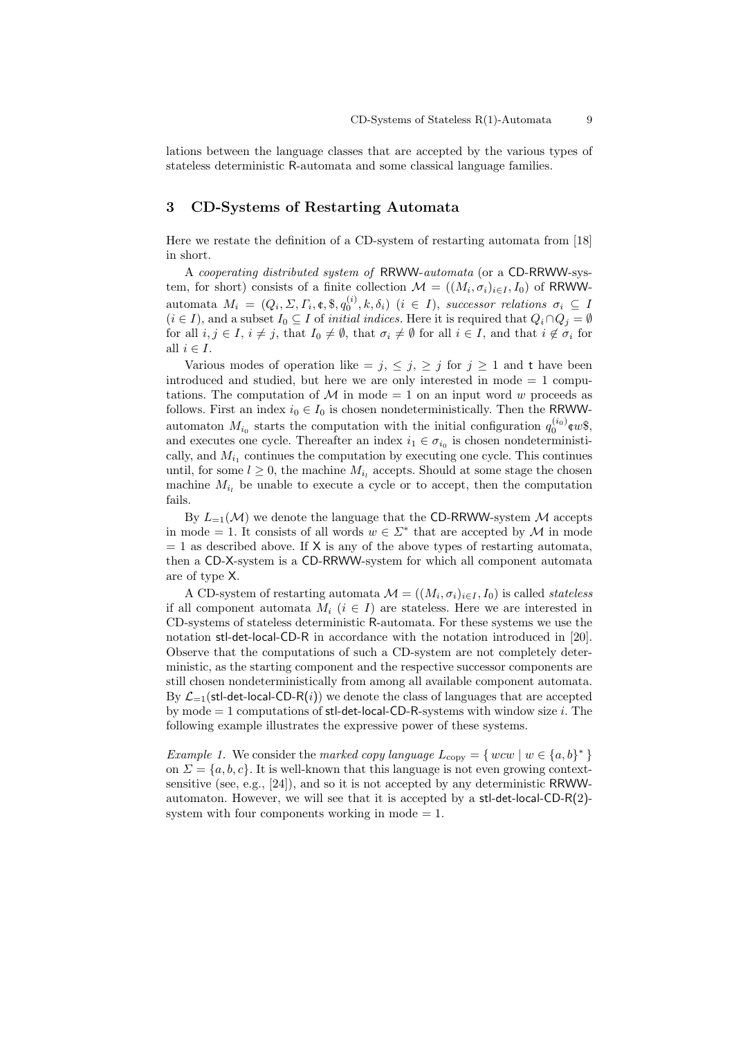lations between the language classes that are accepted by the various types of stateless deterministic R-automata and some classical language families.

## 3 CD-Systems of Restarting Automata

Here we restate the definition of a CD-system of restarting automata from [18] in short.

A *cooperating distributed system of* RRWW-*automata* (or a CD-RRWW-system, for short) consists of a finite collection $\mathcal{M} = ((M_i, \sigma_i)_{i \in I}, I_0)$ of RRWW-automata $M_i = (Q_i, \Sigma, \Gamma_i, ¢, \$, q_0^{(i)}, k, \delta_i)$ $(i \in I)$, *successor relations* $\sigma_i \subseteq I$ $(i \in I)$, and a subset $I_0 \subseteq I$ of *initial indices.* Here it is required that $Q_i \cap Q_j = \emptyset$ for all $i, j \in I$, $i \neq j$, that $I_0 \neq \emptyset$, that $\sigma_i \neq \emptyset$ for all $i \in I$, and that $i \notin \sigma_i$ for all $i \in I$.

Various modes of operation like $= j$, $\leq j$, $\geq j$ for $j \geq 1$ and t have been introduced and studied, but here we are only interested in mode $= 1$ computations. The computation of $\mathcal{M}$ in mode $= 1$ on an input word $w$ proceeds as follows. First an index $i_0 \in I_0$ is chosen nondeterministically. Then the RRWW-automaton $M_{i_0}$ starts the computation with the initial configuration $q_0^{(i_0)}¢w\$$, and executes one cycle. Thereafter an index $i_1 \in \sigma_{i_0}$ is chosen nondeterministically, and $M_{i_1}$ continues the computation by executing one cycle. This continues until, for some $l \geq 0$, the machine $M_{i_l}$ accepts. Should at some stage the chosen machine $M_{i_l}$ be unable to execute a cycle or to accept, then the computation fails.

By $L_{=1}(\mathcal{M})$ we denote the language that the CD-RRWW-system $\mathcal{M}$ accepts in mode $= 1$. It consists of all words $w \in \Sigma^*$ that are accepted by $\mathcal{M}$ in mode $= 1$ as described above. If X is any of the above types of restarting automata, then a CD-X-system is a CD-RRWW-system for which all component automata are of type X.

A CD-system of restarting automata $\mathcal{M} = ((M_i, \sigma_i)_{i \in I}, I_0)$ is called *stateless* if all component automata $M_i$ $(i \in I)$ are stateless. Here we are interested in CD-systems of stateless deterministic R-automata. For these systems we use the notation stl-det-local-CD-R in accordance with the notation introduced in [20]. Observe that the computations of such a CD-system are not completely deterministic, as the starting component and the respective successor components are still chosen nondeterministically from among all available component automata. By $\mathcal{L}_{=1}$(stl-det-local-CD-R($i$)) we denote the class of languages that are accepted by mode $= 1$ computations of stl-det-local-CD-R-systems with window size $i$. The following example illustrates the expressive power of these systems.

*Example 1.* We consider the *marked copy language* $L_{\text{copy}} = \{ wcw \mid w \in \{a, b\}^* \}$ on $\Sigma = \{a, b, c\}$. It is well-known that this language is not even growing context-sensitive (see, e.g., [24]), and so it is not accepted by any deterministic RRWW-automaton. However, we will see that it is accepted by a stl-det-local-CD-R(2)-system with four components working in mode $= 1$.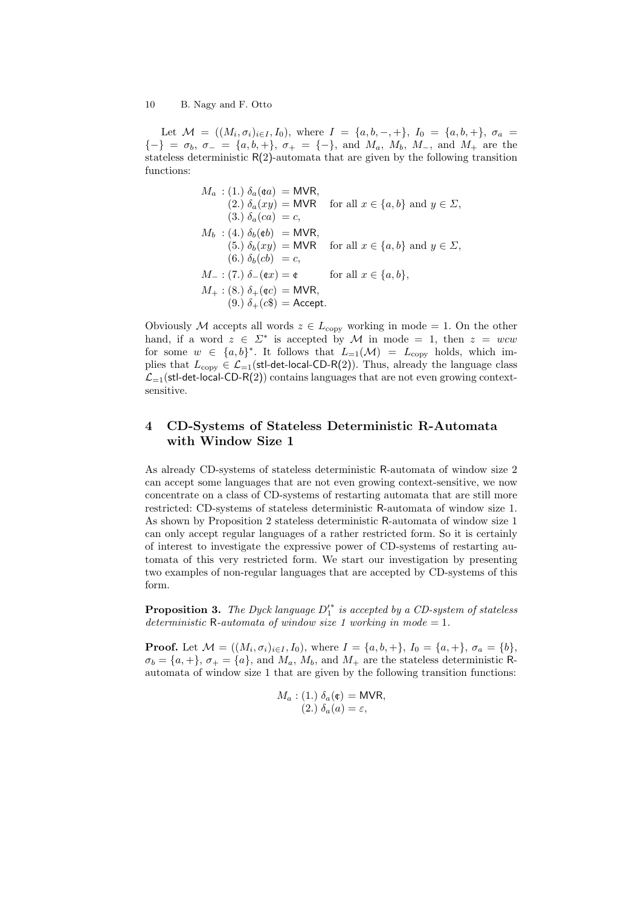Let $\mathcal{M} = ((M_i, \sigma_i)_{i \in I}, I_0)$, where $I = \{a, b, -, +\}$, $I_0 = \{a, b, +\}$, $\sigma_a = \{-\} = \sigma_b$, $\sigma_- = \{a, b, +\}$, $\sigma_+ = \{-\}$, and $M_a$, $M_b$, $M_-$, and $M_+$ are the stateless deterministic $\mathsf{R}(2)$-automata that are given by the following transition functions:

$$
\begin{aligned}
M_a &: (1.)\ \delta_a(\text{¢}a) = \mathsf{MVR}, \\
&\quad\ (2.)\ \delta_a(xy) = \mathsf{MVR} \quad \text{for all } x \in \{a,b\} \text{ and } y \in \Sigma, \\
&\quad\ (3.)\ \delta_a(ca) = c, \\
M_b &: (4.)\ \delta_b(\text{¢}b) = \mathsf{MVR}, \\
&\quad\ (5.)\ \delta_b(xy) = \mathsf{MVR} \quad \text{for all } x \in \{a,b\} \text{ and } y \in \Sigma, \\
&\quad\ (6.)\ \delta_b(cb) = c, \\
M_- &: (7.)\ \delta_-(\text{¢}x) = \text{¢} \qquad \text{for all } x \in \{a,b\}, \\
M_+ &: (8.)\ \delta_+(\text{¢}c) = \mathsf{MVR}, \\
&\quad\ (9.)\ \delta_+(c\$) = \mathsf{Accept}.
\end{aligned}
$$

Obviously $\mathcal{M}$ accepts all words $z \in L_{\text{copy}}$ working in mode $= 1$. On the other hand, if a word $z \in \Sigma^*$ is accepted by $\mathcal{M}$ in mode $= 1$, then $z = wcw$ for some $w \in \{a,b\}^*$. It follows that $L_{=1}(\mathcal{M}) = L_{\text{copy}}$ holds, which implies that $L_{\text{copy}} \in \mathcal{L}_{=1}(\mathsf{stl\text{-}det\text{-}local\text{-}CD\text{-}R(2)})$. Thus, already the language class $\mathcal{L}_{=1}(\mathsf{stl\text{-}det\text{-}local\text{-}CD\text{-}R(2)})$ contains languages that are not even growing context-sensitive.

## 4 CD-Systems of Stateless Deterministic R-Automata with Window Size 1

As already CD-systems of stateless deterministic R-automata of window size 2 can accept some languages that are not even growing context-sensitive, we now concentrate on a class of CD-systems of restarting automata that are still more restricted: CD-systems of stateless deterministic R-automata of window size 1. As shown by Proposition 2 stateless deterministic R-automata of window size 1 can only accept regular languages of a rather restricted form. So it is certainly of interest to investigate the expressive power of CD-systems of restarting automata of this very restricted form. We start our investigation by presenting two examples of non-regular languages that are accepted by CD-systems of this form.

**Proposition 3.** *The Dyck language $D_1^{\prime *}$ is accepted by a CD-system of stateless deterministic* R*-automata of window size 1 working in mode $= 1$.*

**Proof.** Let $\mathcal{M} = ((M_i, \sigma_i)_{i \in I}, I_0)$, where $I = \{a, b, +\}$, $I_0 = \{a, +\}$, $\sigma_a = \{b\}$, $\sigma_b = \{a, +\}$, $\sigma_+ = \{a\}$, and $M_a$, $M_b$, and $M_+$ are the stateless deterministic R-automata of window size 1 that are given by the following transition functions:

$$
\begin{aligned}
M_a &: (1.)\ \delta_a(\text{¢}) = \mathsf{MVR}, \\
&\quad\ (2.)\ \delta_a(a) = \varepsilon,
\end{aligned}
$$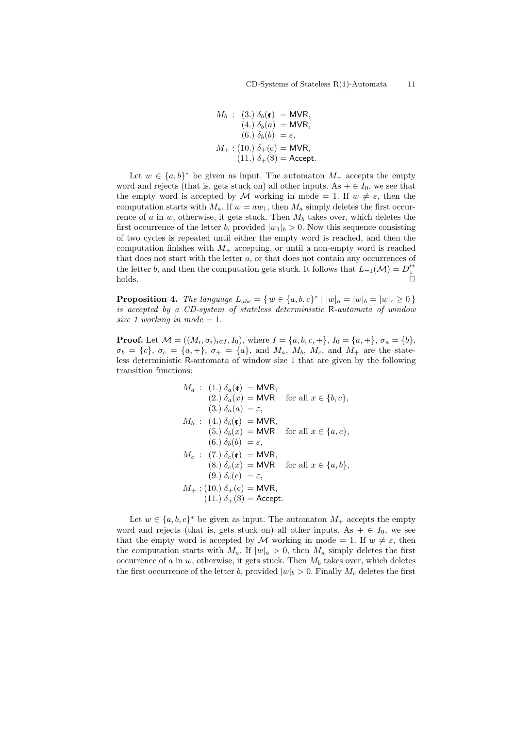$$
\begin{aligned}
M_b :\ & (3.)\ \delta_b(¢) = \mathsf{MVR}, \\
& (4.)\ \delta_b(a) = \mathsf{MVR}, \\
& (6.)\ \delta_b(b) = \varepsilon, \\
M_+ :\ & (10.)\ \delta_+(¢) = \mathsf{MVR}, \\
& (11.)\ \delta_+(\$) = \mathsf{Accept}.
\end{aligned}
$$

Let $w \in \{a,b\}^*$ be given as input. The automaton $M_+$ accepts the empty word and rejects (that is, gets stuck on) all other inputs. As $+ \in I_0$, we see that the empty word is accepted by $\mathcal{M}$ working in mode $= 1$. If $w \neq \varepsilon$, then the computation starts with $M_a$. If $w = aw_1$, then $M_a$ simply deletes the first occurrence of $a$ in $w$, otherwise, it gets stuck. Then $M_b$ takes over, which deletes the first occurrence of the letter $b$, provided $|w_1|_b > 0$. Now this sequence consisting of two cycles is repeated until either the empty word is reached, and then the computation finishes with $M_+$ accepting, or until a non-empty word is reached that does not start with the letter $a$, or that does not contain any occurrences of the letter $b$, and then the computation gets stuck. It follows that $L_{=1}(\mathcal{M}) = D_1'^*$ holds. □

**Proposition 4.** *The language $L_{abc} = \{\, w \in \{a,b,c\}^* \mid |w|_a = |w|_b = |w|_c \geq 0 \,\}$ is accepted by a CD-system of stateless deterministic* R*-automata of window size 1 working in mode* $= 1$.

**Proof.** Let $\mathcal{M} = ((M_i, \sigma_i)_{i \in I}, I_0)$, where $I = \{a,b,c,+\}$, $I_0 = \{a,+\}$, $\sigma_a = \{b\}$, $\sigma_b = \{c\}$, $\sigma_c = \{a,+\}$, $\sigma_+ = \{a\}$, and $M_a$, $M_b$, $M_c$, and $M_+$ are the stateless deterministic R-automata of window size 1 that are given by the following transition functions:

$$
\begin{aligned}
M_a :\ & (1.)\ \delta_a(¢) = \mathsf{MVR}, \\
& (2.)\ \delta_a(x) = \mathsf{MVR} \quad \text{for all } x \in \{b,c\}, \\
& (3.)\ \delta_a(a) = \varepsilon, \\
M_b :\ & (4.)\ \delta_b(¢) = \mathsf{MVR}, \\
& (5.)\ \delta_b(x) = \mathsf{MVR} \quad \text{for all } x \in \{a,c\}, \\
& (6.)\ \delta_b(b) = \varepsilon, \\
M_c :\ & (7.)\ \delta_c(¢) = \mathsf{MVR}, \\
& (8.)\ \delta_c(x) = \mathsf{MVR} \quad \text{for all } x \in \{a,b\}, \\
& (9.)\ \delta_c(c) = \varepsilon, \\
M_+ :\ & (10.)\ \delta_+(¢) = \mathsf{MVR}, \\
& (11.)\ \delta_+(\$) = \mathsf{Accept}.
\end{aligned}
$$

Let $w \in \{a,b,c\}^*$ be given as input. The automaton $M_+$ accepts the empty word and rejects (that is, gets stuck on) all other inputs. As $+ \in I_0$, we see that the empty word is accepted by $\mathcal{M}$ working in mode $= 1$. If $w \neq \varepsilon$, then the computation starts with $M_a$. If $|w|_a > 0$, then $M_a$ simply deletes the first occurrence of $a$ in $w$, otherwise, it gets stuck. Then $M_b$ takes over, which deletes the first occurrence of the letter $b$, provided $|w|_b > 0$. Finally $M_c$ deletes the first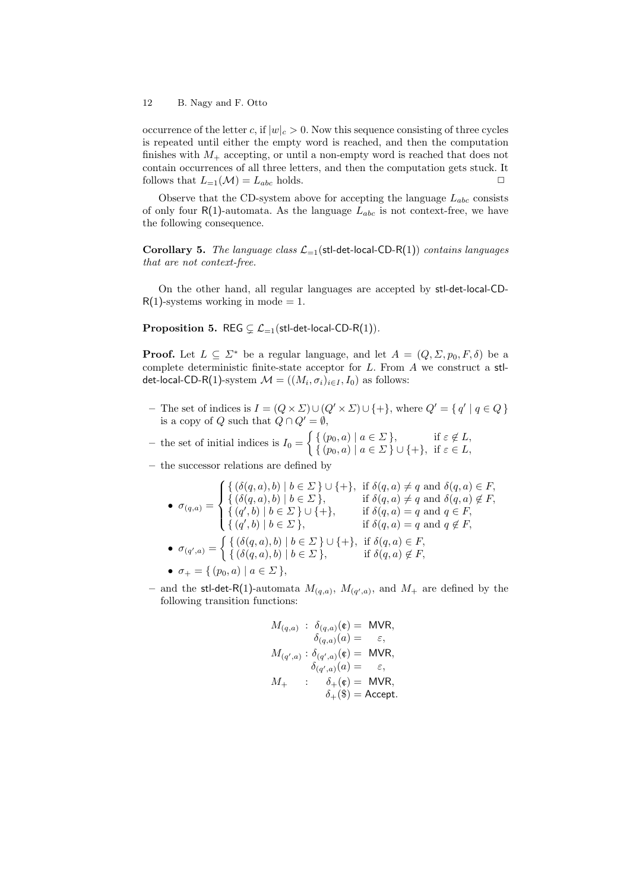occurrence of the letter $c$, if $|w|_c > 0$. Now this sequence consisting of three cycles is repeated until either the empty word is reached, and then the computation finishes with $M_+$ accepting, or until a non-empty word is reached that does not contain occurrences of all three letters, and then the computation gets stuck. It follows that $L_{=1}(\mathcal{M}) = L_{abc}$ holds. □

Observe that the CD-system above for accepting the language $L_{abc}$ consists of only four R(1)-automata. As the language $L_{abc}$ is not context-free, we have the following consequence.

**Corollary 5.** *The language class $\mathcal{L}_{=1}$(stl-det-local-CD-R(1)) contains languages that are not context-free.*

On the other hand, all regular languages are accepted by stl-det-local-CD-R(1)-systems working in mode $= 1$.

**Proposition 5.** REG $\subsetneq \mathcal{L}_{=1}$(stl-det-local-CD-R(1)).

**Proof.** Let $L \subseteq \Sigma^*$ be a regular language, and let $A = (Q, \Sigma, p_0, F, \delta)$ be a complete deterministic finite-state acceptor for $L$. From $A$ we construct a stl-det-local-CD-R(1)-system $\mathcal{M} = ((M_i, \sigma_i)_{i \in I}, I_0)$ as follows:

- The set of indices is $I = (Q \times \Sigma) \cup (Q' \times \Sigma) \cup \{+\}$, where $Q' = \{\, q' \mid q \in Q \,\}$ is a copy of $Q$ such that $Q \cap Q' = \emptyset$,
- the set of initial indices is $I_0 = \begin{cases} \{\, (p_0, a) \mid a \in \Sigma \,\}, & \text{if } \varepsilon \notin L, \\ \{\, (p_0, a) \mid a \in \Sigma \,\} \cup \{+\}, & \text{if } \varepsilon \in L, \end{cases}$
- the successor relations are defined by
  - $\sigma_{(q,a)} = \begin{cases} \{\, (\delta(q,a), b) \mid b \in \Sigma \,\} \cup \{+\}, & \text{if } \delta(q,a) \neq q \text{ and } \delta(q,a) \in F, \\ \{\, (\delta(q,a), b) \mid b \in \Sigma \,\}, & \text{if } \delta(q,a) \neq q \text{ and } \delta(q,a) \notin F, \\ \{\, (q', b) \mid b \in \Sigma \,\} \cup \{+\}, & \text{if } \delta(q,a) = q \text{ and } q \in F, \\ \{\, (q', b) \mid b \in \Sigma \,\}, & \text{if } \delta(q,a) = q \text{ and } q \notin F, \end{cases}$
  - $\sigma_{(q',a)} = \begin{cases} \{\, (\delta(q,a), b) \mid b \in \Sigma \,\} \cup \{+\}, & \text{if } \delta(q,a) \in F, \\ \{\, (\delta(q,a), b) \mid b \in \Sigma \,\}, & \text{if } \delta(q,a) \notin F, \end{cases}$
  - $\sigma_+ = \{\, (p_0, a) \mid a \in \Sigma \,\}$,
- and the stl-det-R(1)-automata $M_{(q,a)}$, $M_{(q',a)}$, and $M_+$ are defined by the following transition functions:

$$
\begin{aligned}
M_{(q,a)} &: \delta_{(q,a)}(\text{¢}) = \mathsf{MVR}, \\
&\quad\ \delta_{(q,a)}(a) = \varepsilon, \\
M_{(q',a)} &: \delta_{(q',a)}(\text{¢}) = \mathsf{MVR}, \\
&\quad\ \delta_{(q',a)}(a) = \varepsilon, \\
M_{+} &: \delta_{+}(\text{¢}) = \mathsf{MVR}, \\
&\quad\ \delta_{+}(\$) = \mathsf{Accept}.
\end{aligned}
$$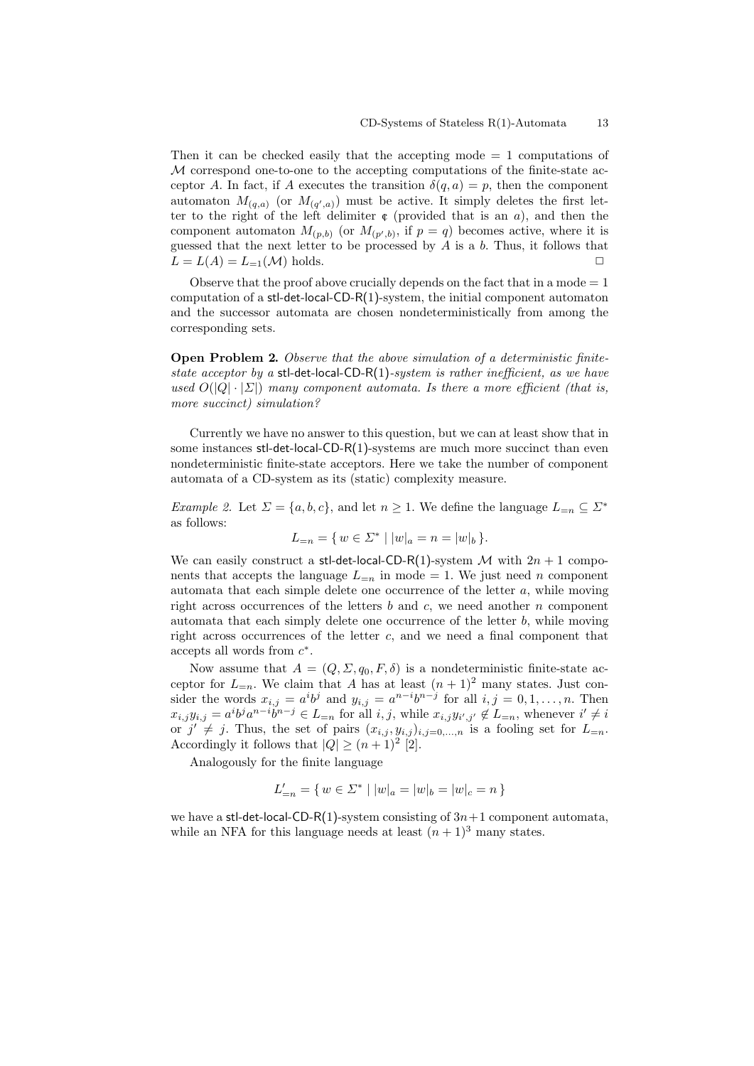Then it can be checked easily that the accepting mode $= 1$ computations of $\mathcal{M}$ correspond one-to-one to the accepting computations of the finite-state acceptor $A$. In fact, if $A$ executes the transition $\delta(q, a) = p$, then the component automaton $M_{(q,a)}$ (or $M_{(q',a)}$) must be active. It simply deletes the first letter to the right of the left delimiter ¢ (provided that is an $a$), and then the component automaton $M_{(p,b)}$ (or $M_{(p',b)}$, if $p = q$) becomes active, where it is guessed that the next letter to be processed by $A$ is a $b$. Thus, it follows that $L = L(A) = L_{=1}(\mathcal{M})$ holds. □

Observe that the proof above crucially depends on the fact that in a mode $= 1$ computation of a stl-det-local-CD-R(1)-system, the initial component automaton and the successor automata are chosen nondeterministically from among the corresponding sets.

**Open Problem 2.** *Observe that the above simulation of a deterministic finite-state acceptor by a* stl-det-local-CD-R(1)*-system is rather inefficient, as we have used $O(|Q| \cdot |\Sigma|)$ many component automata. Is there a more efficient (that is, more succinct) simulation?*

Currently we have no answer to this question, but we can at least show that in some instances stl-det-local-CD-R(1)-systems are much more succinct than even nondeterministic finite-state acceptors. Here we take the number of component automata of a CD-system as its (static) complexity measure.

*Example 2.* Let $\Sigma = \{a, b, c\}$, and let $n \geq 1$. We define the language $L_{=n} \subseteq \Sigma^*$ as follows:

$$L_{=n} = \{\, w \in \Sigma^* \mid |w|_a = n = |w|_b \,\}.$$

We can easily construct a stl-det-local-CD-R(1)-system $\mathcal{M}$ with $2n + 1$ components that accepts the language $L_{=n}$ in mode $= 1$. We just need $n$ component automata that each simple delete one occurrence of the letter $a$, while moving right across occurrences of the letters $b$ and $c$, we need another $n$ component automata that each simply delete one occurrence of the letter $b$, while moving right across occurrences of the letter $c$, and we need a final component that accepts all words from $c^*$.

Now assume that $A = (Q, \Sigma, q_0, F, \delta)$ is a nondeterministic finite-state acceptor for $L_{=n}$. We claim that $A$ has at least $(n + 1)^2$ many states. Just consider the words $x_{i,j} = a^i b^j$ and $y_{i,j} = a^{n-i} b^{n-j}$ for all $i, j = 0, 1, \ldots, n$. Then $x_{i,j} y_{i,j} = a^i b^j a^{n-i} b^{n-j} \in L_{=n}$ for all $i, j$, while $x_{i,j} y_{i',j'} \notin L_{=n}$, whenever $i' \neq i$ or $j' \neq j$. Thus, the set of pairs $(x_{i,j}, y_{i,j})_{i,j=0,\ldots,n}$ is a fooling set for $L_{=n}$. Accordingly it follows that $|Q| \geq (n + 1)^2$ [2].

Analogously for the finite language

$$L'_{=n} = \{\, w \in \Sigma^* \mid |w|_a = |w|_b = |w|_c = n \,\}$$

we have a stl-det-local-CD-R(1)-system consisting of $3n+1$ component automata, while an NFA for this language needs at least $(n + 1)^3$ many states.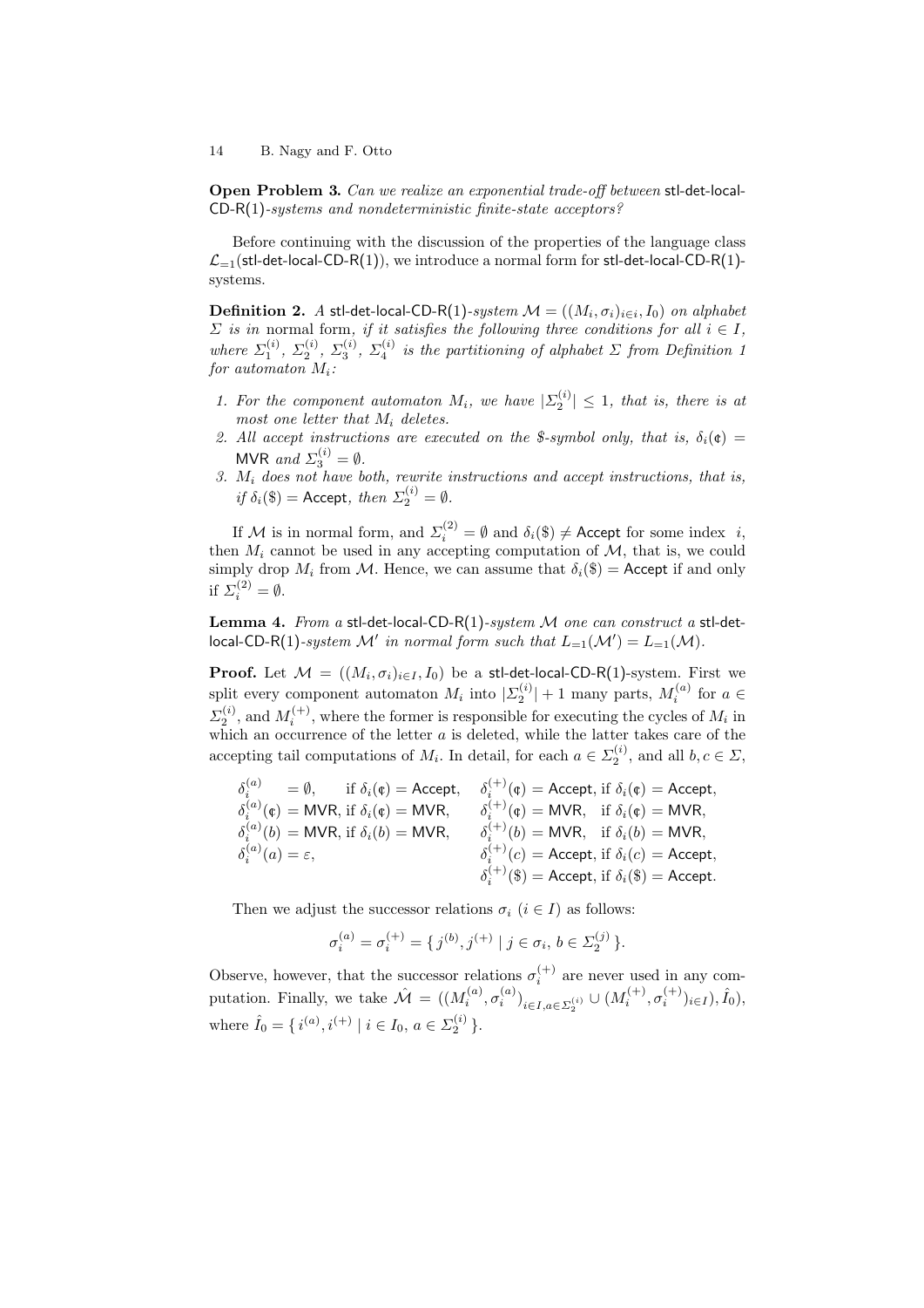**Open Problem 3.** *Can we realize an exponential trade-off between* stl-det-local-CD-R(1)*-systems and nondeterministic finite-state acceptors?*

Before continuing with the discussion of the properties of the language class $\mathcal{L}_{=1}(\textsf{stl-det-local-CD-R(1)})$, we introduce a normal form for stl-det-local-CD-R(1)-systems.

**Definition 2.** *A* stl-det-local-CD-R(1)*-system* $\mathcal{M} = ((M_i, \sigma_i)_{i \in i}, I_0)$ *on alphabet* $\Sigma$ *is in* normal form*, if it satisfies the following three conditions for all* $i \in I$*, where* $\Sigma_1^{(i)}$*,* $\Sigma_2^{(i)}$*,* $\Sigma_3^{(i)}$*,* $\Sigma_4^{(i)}$ *is the partitioning of alphabet* $\Sigma$ *from Definition 1 for automaton* $M_i$*:*

1. *For the component automaton* $M_i$*, we have* $|\Sigma_2^{(i)}| \leq 1$*, that is, there is at most one letter that* $M_i$ *deletes.*
2. *All accept instructions are executed on the \$-symbol only, that is,* $\delta_i(\cent) = \textsf{MVR}$ *and* $\Sigma_3^{(i)} = \emptyset$*.*
3. $M_i$ *does not have both, rewrite instructions and accept instructions, that is, if* $\delta_i(\$) = \textsf{Accept}$*, then* $\Sigma_2^{(i)} = \emptyset$*.*

If $\mathcal{M}$ is in normal form, and $\Sigma_i^{(2)} = \emptyset$ and $\delta_i(\$) \neq \textsf{Accept}$ for some index $i$, then $M_i$ cannot be used in any accepting computation of $\mathcal{M}$, that is, we could simply drop $M_i$ from $\mathcal{M}$. Hence, we can assume that $\delta_i(\$) = \textsf{Accept}$ if and only if $\Sigma_i^{(2)} = \emptyset$.

**Lemma 4.** *From a* stl-det-local-CD-R(1)*-system* $\mathcal{M}$ *one can construct a* stl-det-local-CD-R(1)*-system* $\mathcal{M}'$ *in normal form such that* $L_{=1}(\mathcal{M}') = L_{=1}(\mathcal{M})$*.*

**Proof.** Let $\mathcal{M} = ((M_i, \sigma_i)_{i \in I}, I_0)$ be a stl-det-local-CD-R(1)-system. First we split every component automaton $M_i$ into $|\Sigma_2^{(i)}| + 1$ many parts, $M_i^{(a)}$ for $a \in \Sigma_2^{(i)}$, and $M_i^{(+)}$, where the former is responsible for executing the cycles of $M_i$ in which an occurrence of the letter $a$ is deleted, while the latter takes care of the accepting tail computations of $M_i$. In detail, for each $a \in \Sigma_2^{(i)}$, and all $b, c \in \Sigma$,

$$
\begin{array}{llll}
\delta_i^{(a)} = \emptyset, & \text{if } \delta_i(\cent) = \textsf{Accept}, & \delta_i^{(+)}(\cent) = \textsf{Accept}, & \text{if } \delta_i(\cent) = \textsf{Accept},\\
\delta_i^{(a)}(\cent) = \textsf{MVR}, & \text{if } \delta_i(\cent) = \textsf{MVR}, & \delta_i^{(+)}(\cent) = \textsf{MVR}, & \text{if } \delta_i(\cent) = \textsf{MVR},\\
\delta_i^{(a)}(b) = \textsf{MVR}, & \text{if } \delta_i(b) = \textsf{MVR}, & \delta_i^{(+)}(b) = \textsf{MVR}, & \text{if } \delta_i(b) = \textsf{MVR},\\
\delta_i^{(a)}(a) = \varepsilon, & & \delta_i^{(+)}(c) = \textsf{Accept}, & \text{if } \delta_i(c) = \textsf{Accept},\\
 & & \delta_i^{(+)}(\$) = \textsf{Accept}, & \text{if } \delta_i(\$) = \textsf{Accept}.
\end{array}
$$

Then we adjust the successor relations $\sigma_i$ $(i \in I)$ as follows:

$$\sigma_i^{(a)} = \sigma_i^{(+)} = \{\, j^{(b)}, j^{(+)} \mid j \in \sigma_i,\, b \in \Sigma_2^{(j)} \,\}.$$

Observe, however, that the successor relations $\sigma_i^{(+)}$ are never used in any computation. Finally, we take $\hat{\mathcal{M}} = ((M_i^{(a)}, \sigma_i^{(a)})_{i \in I, a \in \Sigma_2^{(i)}} \cup (M_i^{(+)}, \sigma_i^{(+)})_{i \in I}), \hat{I}_0)$, where $\hat{I}_0 = \{\, i^{(a)}, i^{(+)} \mid i \in I_0,\, a \in \Sigma_2^{(i)} \,\}$.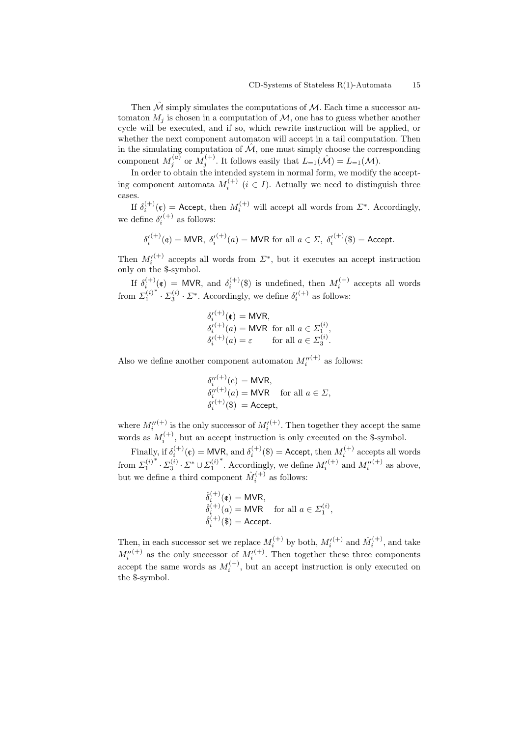Then $\hat{\mathcal{M}}$ simply simulates the computations of $\mathcal{M}$. Each time a successor automaton $M_j$ is chosen in a computation of $\mathcal{M}$, one has to guess whether another cycle will be executed, and if so, which rewrite instruction will be applied, or whether the next component automaton will accept in a tail computation. Then in the simulating computation of $\hat{\mathcal{M}}$, one must simply choose the corresponding component $M_j^{(a)}$ or $M_j^{(+)}$. It follows easily that $L_{=1}(\hat{\mathcal{M}}) = L_{=1}(\mathcal{M})$.

In order to obtain the intended system in normal form, we modify the accepting component automata $M_i^{(+)}$ $(i \in I)$. Actually we need to distinguish three cases.

If $\delta_i^{(+)}(¢) = \mathsf{Accept}$, then $M_i^{(+)}$ will accept all words from $\Sigma^*$. Accordingly, we define $\delta_i'^{(+)}$ as follows:

$$\delta_i'^{(+)}(¢) = \mathsf{MVR},\ \delta_i'^{(+)}(a) = \mathsf{MVR} \text{ for all } a \in \Sigma,\ \delta_i'^{(+)}(\$) = \mathsf{Accept}.$$

Then $M_i'^{(+)}$ accepts all words from $\Sigma^*$, but it executes an accept instruction only on the \$-symbol.

If $\delta_i^{(+)}(¢) = \mathsf{MVR}$, and $\delta_i^{(+)}(\$)$ is undefined, then $M_i^{(+)}$ accepts all words from ${\Sigma_1^{(i)}}^* \cdot \Sigma_3^{(i)} \cdot \Sigma^*$. Accordingly, we define $\delta_i'^{(+)}$ as follows:

$$\begin{aligned}
&\delta_i'^{(+)}(¢) = \mathsf{MVR},\\
&\delta_i'^{(+)}(a) = \mathsf{MVR} \ \text{ for all } a \in \Sigma_1^{(i)},\\
&\delta_i'^{(+)}(a) = \varepsilon \qquad \text{for all } a \in \Sigma_3^{(i)}.
\end{aligned}$$

Also we define another component automaton $M_i''^{(+)}$ as follows:

$$\begin{aligned}
&\delta_i''^{(+)}(¢) = \mathsf{MVR},\\
&\delta_i''^{(+)}(a) = \mathsf{MVR} \quad \text{for all } a \in \Sigma,\\
&\delta_i'^{(+)}(\$) \ = \mathsf{Accept},
\end{aligned}$$

where $M_i''^{(+)}$ is the only successor of $M_i'^{(+)}$. Then together they accept the same words as $M_i^{(+)}$, but an accept instruction is only executed on the \$-symbol.

Finally, if $\delta_i^{(+)}(¢) = \mathsf{MVR}$, and $\delta_i^{(+)}(\$) = \mathsf{Accept}$, then $M_i^{(+)}$ accepts all words from ${\Sigma_1^{(i)}}^* \cdot \Sigma_3^{(i)} \cdot \Sigma^* \cup {\Sigma_1^{(i)}}^*$. Accordingly, we define $M_i'^{(+)}$ and $M_i''^{(+)}$ as above, but we define a third component $\hat{M}_i^{(+)}$ as follows:

$$\begin{aligned}
&\hat{\delta}_i^{(+)}(¢) = \mathsf{MVR},\\
&\hat{\delta}_i^{(+)}(a) = \mathsf{MVR} \quad \text{for all } a \in \Sigma_1^{(i)},\\
&\hat{\delta}_i^{(+)}(\$) = \mathsf{Accept}.
\end{aligned}$$

Then, in each successor set we replace $M_i^{(+)}$ by both, $M_i'^{(+)}$ and $\hat{M}_i^{(+)}$, and take $M_i''^{(+)}$ as the only successor of $M_i'^{(+)}$. Then together these three components accept the same words as $M_i^{(+)}$, but an accept instruction is only executed on the \$-symbol.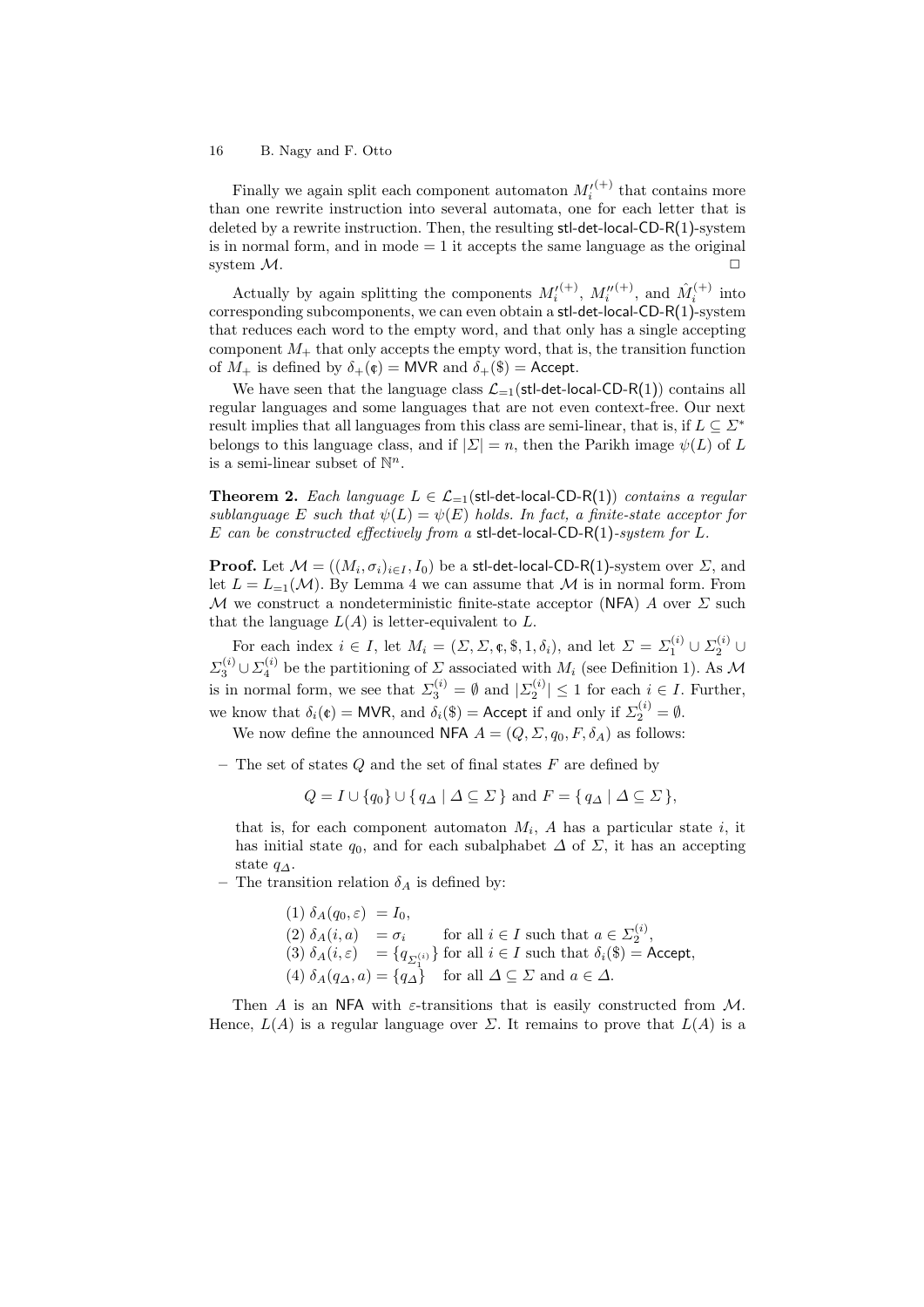Finally we again split each component automaton $M_i'^{(+)}$ that contains more than one rewrite instruction into several automata, one for each letter that is deleted by a rewrite instruction. Then, the resulting stl-det-local-CD-R(1)-system is in normal form, and in mode $= 1$ it accepts the same language as the original system $\mathcal{M}$. □

Actually by again splitting the components $M_i'^{(+)}$, $M_i''^{(+)}$, and $\hat{M}_i^{(+)}$ into corresponding subcomponents, we can even obtain a stl-det-local-CD-R(1)-system that reduces each word to the empty word, and that only has a single accepting component $M_+$ that only accepts the empty word, that is, the transition function of $M_+$ is defined by $\delta_+(\text{¢}) = \mathsf{MVR}$ and $\delta_+(\$) = \mathsf{Accept}$.

We have seen that the language class $\mathcal{L}_{=1}(\text{stl-det-local-CD-R(1)})$ contains all regular languages and some languages that are not even context-free. Our next result implies that all languages from this class are semi-linear, that is, if $L \subseteq \Sigma^*$ belongs to this language class, and if $|\Sigma| = n$, then the Parikh image $\psi(L)$ of $L$ is a semi-linear subset of $\mathbb{N}^n$.

**Theorem 2.** *Each language $L \in \mathcal{L}_{=1}(\text{stl-det-local-CD-R(1)})$ contains a regular sublanguage $E$ such that $\psi(L) = \psi(E)$ holds. In fact, a finite-state acceptor for $E$ can be constructed effectively from a* stl-det-local-CD-R(1)*-system for $L$.*

**Proof.** Let $\mathcal{M} = ((M_i, \sigma_i)_{i \in I}, I_0)$ be a stl-det-local-CD-R(1)-system over $\Sigma$, and let $L = L_{=1}(\mathcal{M})$. By Lemma 4 we can assume that $\mathcal{M}$ is in normal form. From $\mathcal{M}$ we construct a nondeterministic finite-state acceptor (NFA) $A$ over $\Sigma$ such that the language $L(A)$ is letter-equivalent to $L$.

For each index $i \in I$, let $M_i = (\Sigma, \Sigma, \text{¢}, \$, 1, \delta_i)$, and let $\Sigma = \Sigma_1^{(i)} \cup \Sigma_2^{(i)} \cup \Sigma_3^{(i)} \cup \Sigma_4^{(i)}$ be the partitioning of $\Sigma$ associated with $M_i$ (see Definition 1). As $\mathcal{M}$ is in normal form, we see that $\Sigma_3^{(i)} = \emptyset$ and $|\Sigma_2^{(i)}| \leq 1$ for each $i \in I$. Further, we know that $\delta_i(\text{¢}) = \mathsf{MVR}$, and $\delta_i(\$) = \mathsf{Accept}$ if and only if $\Sigma_2^{(i)} = \emptyset$.

We now define the announced NFA $A = (Q, \Sigma, q_0, F, \delta_A)$ as follows:

- The set of states $Q$ and the set of final states $F$ are defined by

$$Q = I \cup \{q_0\} \cup \{\, q_\Delta \mid \Delta \subseteq \Sigma \,\} \text{ and } F = \{\, q_\Delta \mid \Delta \subseteq \Sigma \,\},$$

  that is, for each component automaton $M_i$, $A$ has a particular state $i$, it has initial state $q_0$, and for each subalphabet $\Delta$ of $\Sigma$, it has an accepting state $q_\Delta$.
- The transition relation $\delta_A$ is defined by:

$$\begin{array}{lll}
(1)\ \delta_A(q_0, \varepsilon) & = I_0, & \\
(2)\ \delta_A(i, a) & = \sigma_i & \text{for all } i \in I \text{ such that } a \in \Sigma_2^{(i)}, \\
(3)\ \delta_A(i, \varepsilon) & = \{q_{\Sigma_1^{(i)}}\} & \text{for all } i \in I \text{ such that } \delta_i(\$) = \mathsf{Accept}, \\
(4)\ \delta_A(q_\Delta, a) & = \{q_\Delta\} & \text{for all } \Delta \subseteq \Sigma \text{ and } a \in \Delta.
\end{array}$$

Then $A$ is an NFA with $\varepsilon$-transitions that is easily constructed from $\mathcal{M}$. Hence, $L(A)$ is a regular language over $\Sigma$. It remains to prove that $L(A)$ is a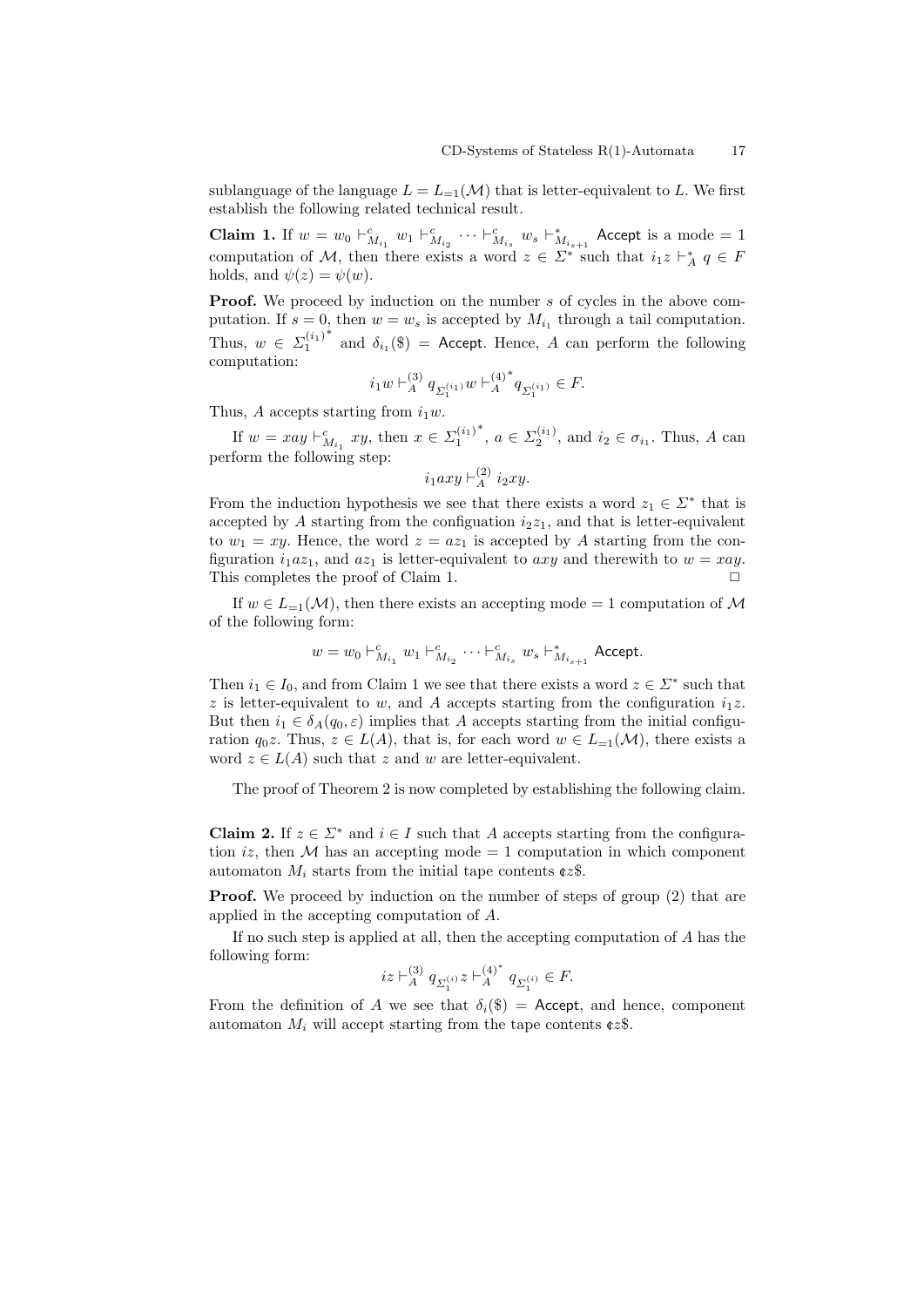sublanguage of the language $L = L_{=1}(\mathcal{M})$ that is letter-equivalent to $L$. We first establish the following related technical result.

**Claim 1.** If $w = w_0 \vdash^c_{M_{i_1}} w_1 \vdash^c_{M_{i_2}} \cdots \vdash^c_{M_{i_s}} w_s \vdash^*_{M_{i_{s+1}}} \mathsf{Accept}$ is a mode $= 1$ computation of $\mathcal{M}$, then there exists a word $z \in \Sigma^*$ such that $i_1 z \vdash^*_A q \in F$ holds, and $\psi(z) = \psi(w)$.

**Proof.** We proceed by induction on the number $s$ of cycles in the above computation. If $s = 0$, then $w = w_s$ is accepted by $M_{i_1}$ through a tail computation. Thus, $w \in {\Sigma_1^{(i_1)}}^*$ and $\delta_{i_1}(\$) = \mathsf{Accept}$. Hence, $A$ can perform the following computation:

$$i_1 w \vdash^{(3)}_A q_{\Sigma_1^{(i_1)}} w \vdash^{(4)^*}_A q_{\Sigma_1^{(i_1)}} \in F.$$

Thus, $A$ accepts starting from $i_1 w$.

If $w = xay \vdash^c_{M_{i_1}} xy$, then $x \in {\Sigma_1^{(i_1)}}^*$, $a \in \Sigma_2^{(i_1)}$, and $i_2 \in \sigma_{i_1}$. Thus, $A$ can perform the following step:

$$i_1 axy \vdash^{(2)}_A i_2 xy.$$

From the induction hypothesis we see that there exists a word $z_1 \in \Sigma^*$ that is accepted by $A$ starting from the configuation $i_2 z_1$, and that is letter-equivalent to $w_1 = xy$. Hence, the word $z = az_1$ is accepted by $A$ starting from the configuration $i_1 az_1$, and $az_1$ is letter-equivalent to $axy$ and therewith to $w = xay$. This completes the proof of Claim 1. □

If $w \in L_{=1}(\mathcal{M})$, then there exists an accepting mode $= 1$ computation of $\mathcal{M}$ of the following form:

$$w = w_0 \vdash^c_{M_{i_1}} w_1 \vdash^c_{M_{i_2}} \cdots \vdash^c_{M_{i_s}} w_s \vdash^*_{M_{i_{s+1}}} \mathsf{Accept}.$$

Then $i_1 \in I_0$, and from Claim 1 we see that there exists a word $z \in \Sigma^*$ such that $z$ is letter-equivalent to $w$, and $A$ accepts starting from the configuration $i_1 z$. But then $i_1 \in \delta_A(q_0, \varepsilon)$ implies that $A$ accepts starting from the initial configuration $q_0 z$. Thus, $z \in L(A)$, that is, for each word $w \in L_{=1}(\mathcal{M})$, there exists a word $z \in L(A)$ such that $z$ and $w$ are letter-equivalent.

The proof of Theorem 2 is now completed by establishing the following claim.

**Claim 2.** If $z \in \Sigma^*$ and $i \in I$ such that $A$ accepts starting from the configuration $iz$, then $\mathcal{M}$ has an accepting mode $= 1$ computation in which component automaton $M_i$ starts from the initial tape contents ¢$z$\$.

**Proof.** We proceed by induction on the number of steps of group (2) that are applied in the accepting computation of $A$.

If no such step is applied at all, then the accepting computation of $A$ has the following form:

$$iz \vdash^{(3)}_A q_{\Sigma_1^{(i)}} z \vdash^{(4)^*}_A q_{\Sigma_1^{(i)}} \in F.$$

From the definition of $A$ we see that $\delta_i(\$) = \mathsf{Accept}$, and hence, component automaton $M_i$ will accept starting from the tape contents ¢$z$\$.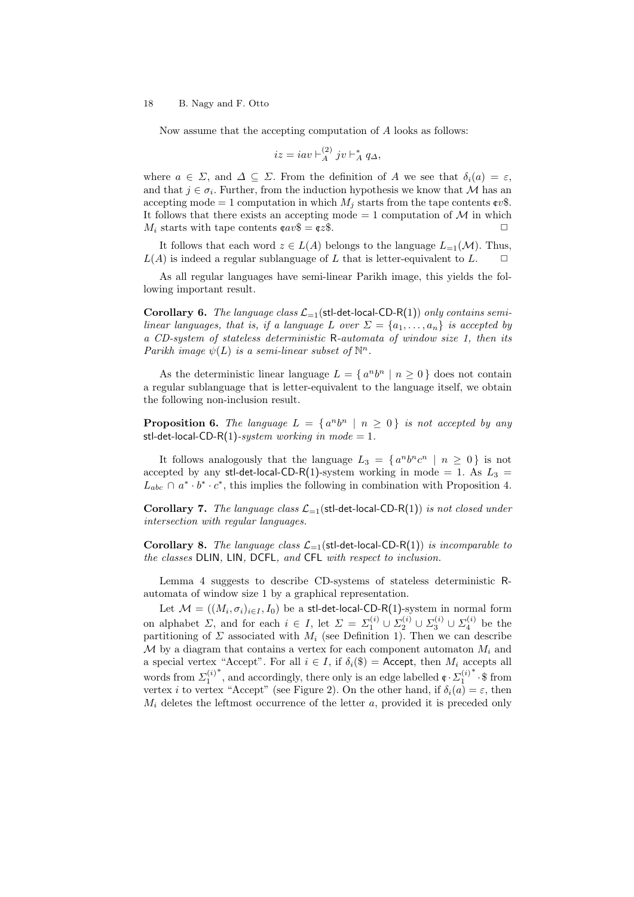Now assume that the accepting computation of $A$ looks as follows:

$$iz = iav \vdash_A^{(2)} jv \vdash_A^* q_\Delta,$$

where $a \in \Sigma$, and $\Delta \subseteq \Sigma$. From the definition of $A$ we see that $\delta_i(a) = \varepsilon$, and that $j \in \sigma_i$. Further, from the induction hypothesis we know that $\mathcal{M}$ has an accepting mode $= 1$ computation in which $M_j$ starts from the tape contents $\cent v\$$. It follows that there exists an accepting mode $= 1$ computation of $\mathcal{M}$ in which $M_i$ starts with tape contents $\cent av\$ = \cent z\$$. $\Box$

It follows that each word $z \in L(A)$ belongs to the language $L_{=1}(\mathcal{M})$. Thus, $L(A)$ is indeed a regular sublanguage of $L$ that is letter-equivalent to $L$. $\Box$

As all regular languages have semi-linear Parikh image, this yields the following important result.

**Corollary 6.** *The language class $\mathcal{L}_{=1}(\mathsf{stl\text{-}det\text{-}local\text{-}CD\text{-}R(1)})$ only contains semi-linear languages, that is, if a language $L$ over $\Sigma = \{a_1, \ldots, a_n\}$ is accepted by a CD-system of stateless deterministic* R*-automata of window size 1, then its Parikh image $\psi(L)$ is a semi-linear subset of $\mathbb{N}^n$.*

As the deterministic linear language $L = \{ a^n b^n \mid n \geq 0 \}$ does not contain a regular sublanguage that is letter-equivalent to the language itself, we obtain the following non-inclusion result.

**Proposition 6.** *The language $L = \{ a^n b^n \mid n \geq 0 \}$ is not accepted by any* $\mathsf{stl\text{-}det\text{-}local\text{-}CD\text{-}R(1)}$*-system working in mode $= 1$.*

It follows analogously that the language $L_3 = \{ a^n b^n c^n \mid n \geq 0 \}$ is not accepted by any $\mathsf{stl\text{-}det\text{-}local\text{-}CD\text{-}R(1)}$-system working in mode $= 1$. As $L_3 = L_{abc} \cap a^* \cdot b^* \cdot c^*$, this implies the following in combination with Proposition 4.

**Corollary 7.** *The language class $\mathcal{L}_{=1}(\mathsf{stl\text{-}det\text{-}local\text{-}CD\text{-}R(1)})$ is not closed under intersection with regular languages.*

**Corollary 8.** *The language class $\mathcal{L}_{=1}(\mathsf{stl\text{-}det\text{-}local\text{-}CD\text{-}R(1)})$ is incomparable to the classes* DLIN*,* LIN*,* DCFL*, and* CFL *with respect to inclusion.*

Lemma 4 suggests to describe CD-systems of stateless deterministic R-automata of window size 1 by a graphical representation.

Let $\mathcal{M} = ((M_i, \sigma_i)_{i \in I}, I_0)$ be a $\mathsf{stl\text{-}det\text{-}local\text{-}CD\text{-}R(1)}$-system in normal form on alphabet $\Sigma$, and for each $i \in I$, let $\Sigma = \Sigma_1^{(i)} \cup \Sigma_2^{(i)} \cup \Sigma_3^{(i)} \cup \Sigma_4^{(i)}$ be the partitioning of $\Sigma$ associated with $M_i$ (see Definition 1). Then we can describe $\mathcal{M}$ by a diagram that contains a vertex for each component automaton $M_i$ and a special vertex "Accept". For all $i \in I$, if $\delta_i(\$) = \mathsf{Accept}$, then $M_i$ accepts all words from ${\Sigma_1^{(i)}}^*$, and accordingly, there only is an edge labelled $\cent \cdot {\Sigma_1^{(i)}}^* \cdot \$$ from vertex $i$ to vertex "Accept" (see Figure 2). On the other hand, if $\delta_i(a) = \varepsilon$, then $M_i$ deletes the leftmost occurrence of the letter $a$, provided it is preceded only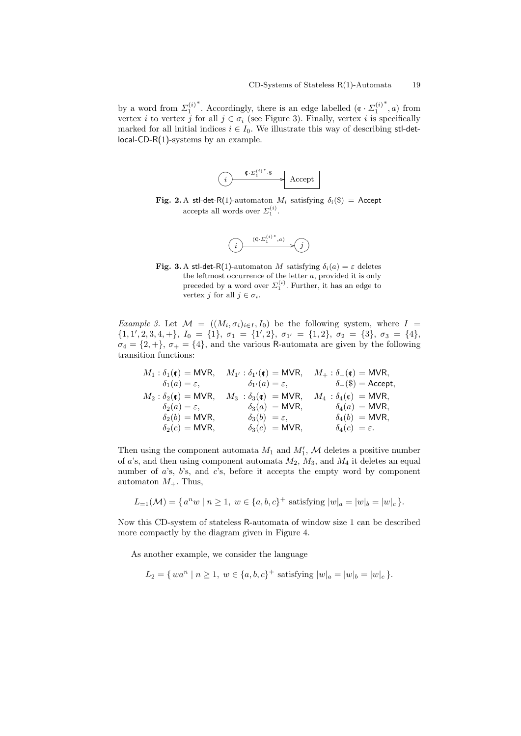by a word from ${\Sigma_1^{(i)}}^*$. Accordingly, there is an edge labelled $(¢ \cdot {\Sigma_1^{(i)}}^*, a)$ from vertex $i$ to vertex $j$ for all $j \in \sigma_i$ (see Figure 3). Finally, vertex $i$ is specifically marked for all initial indices $i \in I_0$. We illustrate this way of describing stl-det-local-CD-R(1)-systems by an example.

**Fig. 2.** A stl-det-R(1)-automaton $M_i$ satisfying $\delta_i(\$) = \mathsf{Accept}$ accepts all words over $\Sigma_1^{(i)}$.

**Fig. 3.** A stl-det-R(1)-automaton $M$ satisfying $\delta_i(a) = \varepsilon$ deletes the leftmost occurrence of the letter $a$, provided it is only preceded by a word over $\Sigma_1^{(i)}$. Further, it has an edge to vertex $j$ for all $j \in \sigma_i$.

*Example 3.* Let $\mathcal{M} = ((M_i, \sigma_i)_{i \in I}, I_0)$ be the following system, where $I = \{1, 1', 2, 3, 4, +\}$, $I_0 = \{1\}$, $\sigma_1 = \{1', 2\}$, $\sigma_{1'} = \{1, 2\}$, $\sigma_2 = \{3\}$, $\sigma_3 = \{4\}$, $\sigma_4 = \{2, +\}$, $\sigma_+ = \{4\}$, and the various R-automata are given by the following transition functions:

$$
\begin{array}{llll}
M_1 : \delta_1(¢) = \mathsf{MVR}, & M_{1'} : \delta_{1'}(¢) = \mathsf{MVR}, & M_+ : \delta_+(¢) = \mathsf{MVR}, \\
\quad\;\; \delta_1(a) = \varepsilon, & \quad\;\;\; \delta_{1'}(a) = \varepsilon, & \quad\;\;\; \delta_+(\$) = \mathsf{Accept}, \\
M_2 : \delta_2(¢) = \mathsf{MVR}, & M_3 : \delta_3(¢) = \mathsf{MVR}, & M_4 : \delta_4(¢) = \mathsf{MVR}, \\
\quad\;\; \delta_2(a) = \varepsilon, & \quad\;\;\; \delta_3(a) = \mathsf{MVR}, & \quad\;\;\; \delta_4(a) = \mathsf{MVR}, \\
\quad\;\; \delta_2(b) = \mathsf{MVR}, & \quad\;\;\; \delta_3(b) = \varepsilon, & \quad\;\;\; \delta_4(b) = \mathsf{MVR}, \\
\quad\;\; \delta_2(c) = \mathsf{MVR}, & \quad\;\;\; \delta_3(c) = \mathsf{MVR}, & \quad\;\;\; \delta_4(c) = \varepsilon.
\end{array}
$$

Then using the component automata $M_1$ and $M_1'$, $\mathcal{M}$ deletes a positive number of $a$'s, and then using component automata $M_2$, $M_3$, and $M_4$ it deletes an equal number of $a$'s, $b$'s, and $c$'s, before it accepts the empty word by component automaton $M_+$. Thus,

$$L_{=1}(\mathcal{M}) = \{ a^n w \mid n \geq 1,\ w \in \{a, b, c\}^+ \text{ satisfying } |w|_a = |w|_b = |w|_c \}.$$

Now this CD-system of stateless R-automata of window size 1 can be described more compactly by the diagram given in Figure 4.

As another example, we consider the language

$$L_2 = \{ wa^n \mid n \geq 1,\ w \in \{a, b, c\}^+ \text{ satisfying } |w|_a = |w|_b = |w|_c \}.$$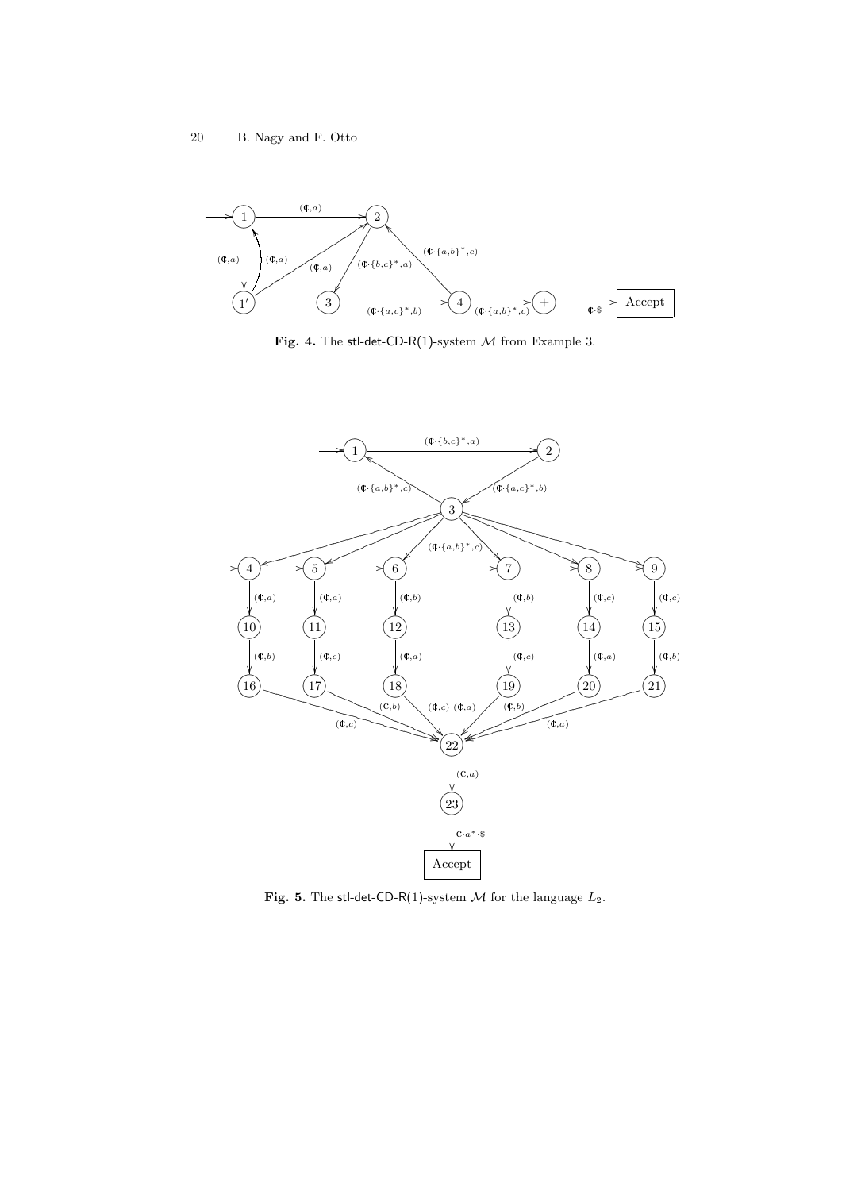**Fig. 4.** The stl-det-CD-R(1)-system $\mathcal{M}$ from Example 3.

**Fig. 5.** The stl-det-CD-R(1)-system $\mathcal{M}$ for the language $L_2$.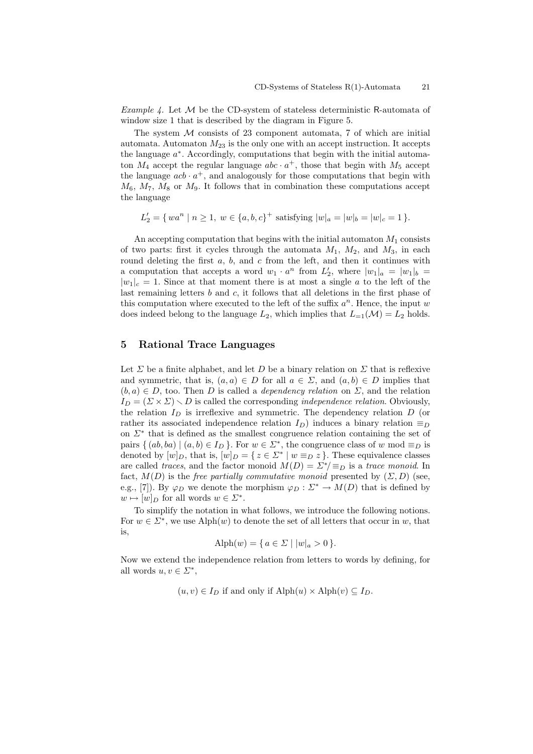*Example 4.* Let $\mathcal{M}$ be the CD-system of stateless deterministic R-automata of window size 1 that is described by the diagram in Figure 5.

The system $\mathcal{M}$ consists of 23 component automata, 7 of which are initial automata. Automaton $M_{23}$ is the only one with an accept instruction. It accepts the language $a^*$. Accordingly, computations that begin with the initial automaton $M_4$ accept the regular language $abc \cdot a^+$, those that begin with $M_5$ accept the language $acb \cdot a^+$, and analogously for those computations that begin with $M_6$, $M_7$, $M_8$ or $M_9$. It follows that in combination these computations accept the language

$$L_2' = \{\, wa^n \mid n \geq 1,\ w \in \{a,b,c\}^+ \text{ satisfying } |w|_a = |w|_b = |w|_c = 1 \,\}.$$

An accepting computation that begins with the initial automaton $M_1$ consists of two parts: first it cycles through the automata $M_1$, $M_2$, and $M_3$, in each round deleting the first $a$, $b$, and $c$ from the left, and then it continues with a computation that accepts a word $w_1 \cdot a^n$ from $L_2'$, where $|w_1|_a = |w_1|_b = |w_1|_c = 1$. Since at that moment there is at most a single $a$ to the left of the last remaining letters $b$ and $c$, it follows that all deletions in the first phase of this computation where executed to the left of the suffix $a^n$. Hence, the input $w$ does indeed belong to the language $L_2$, which implies that $L_{=1}(\mathcal{M}) = L_2$ holds.

## 5 Rational Trace Languages

Let $\Sigma$ be a finite alphabet, and let $D$ be a binary relation on $\Sigma$ that is reflexive and symmetric, that is, $(a,a) \in D$ for all $a \in \Sigma$, and $(a,b) \in D$ implies that $(b,a) \in D$, too. Then $D$ is called a *dependency relation* on $\Sigma$, and the relation $I_D = (\Sigma \times \Sigma) \smallsetminus D$ is called the corresponding *independence relation*. Obviously, the relation $I_D$ is irreflexive and symmetric. The dependency relation $D$ (or rather its associated independence relation $I_D$) induces a binary relation $\equiv_D$ on $\Sigma^*$ that is defined as the smallest congruence relation containing the set of pairs $\{\, (ab, ba) \mid (a,b) \in I_D \,\}$. For $w \in \Sigma^*$, the congruence class of $w$ mod $\equiv_D$ is denoted by $[w]_D$, that is, $[w]_D = \{\, z \in \Sigma^* \mid w \equiv_D z \,\}$. These equivalence classes are called *traces*, and the factor monoid $M(D) = \Sigma^*/\equiv_D$ is a *trace monoid*. In fact, $M(D)$ is the *free partially commutative monoid* presented by $(\Sigma, D)$ (see, e.g., [7]). By $\varphi_D$ we denote the morphism $\varphi_D : \Sigma^* \to M(D)$ that is defined by $w \mapsto [w]_D$ for all words $w \in \Sigma^*$.

To simplify the notation in what follows, we introduce the following notions. For $w \in \Sigma^*$, we use $\mathrm{Alph}(w)$ to denote the set of all letters that occur in $w$, that is,

$$\mathrm{Alph}(w) = \{\, a \in \Sigma \mid |w|_a > 0 \,\}.$$

Now we extend the independence relation from letters to words by defining, for all words $u, v \in \Sigma^*$,

$$(u,v) \in I_D \text{ if and only if } \mathrm{Alph}(u) \times \mathrm{Alph}(v) \subseteq I_D.$$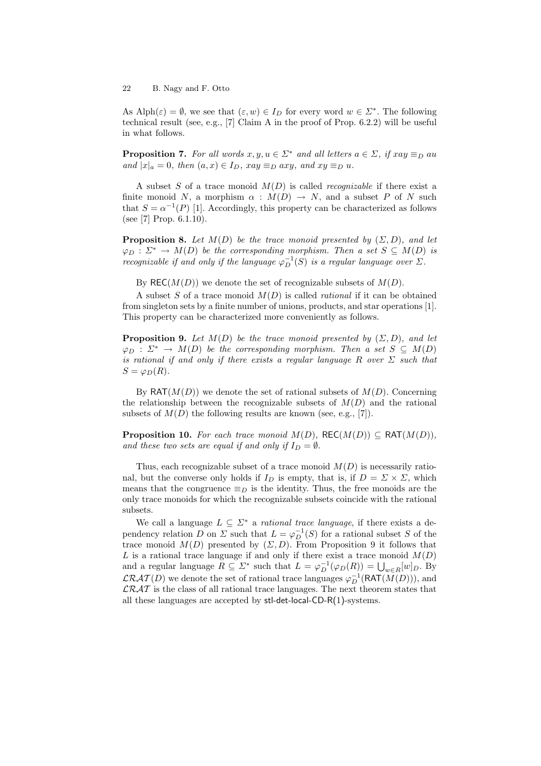As $\mathrm{Alph}(\varepsilon) = \emptyset$, we see that $(\varepsilon, w) \in I_D$ for every word $w \in \Sigma^*$. The following technical result (see, e.g., [7] Claim A in the proof of Prop. 6.2.2) will be useful in what follows.

**Proposition 7.** *For all words $x, y, u \in \Sigma^*$ and all letters $a \in \Sigma$, if $xay \equiv_D au$ and $|x|_a = 0$, then $(a, x) \in I_D$, $xay \equiv_D axy$, and $xy \equiv_D u$.*

A subset $S$ of a trace monoid $M(D)$ is called *recognizable* if there exist a finite monoid $N$, a morphism $\alpha : M(D) \to N$, and a subset $P$ of $N$ such that $S = \alpha^{-1}(P)$ [1]. Accordingly, this property can be characterized as follows (see [7] Prop. 6.1.10).

**Proposition 8.** *Let $M(D)$ be the trace monoid presented by $(\Sigma, D)$, and let $\varphi_D : \Sigma^* \to M(D)$ be the corresponding morphism. Then a set $S \subseteq M(D)$ is recognizable if and only if the language $\varphi_D^{-1}(S)$ is a regular language over $\Sigma$.*

By $\mathsf{REC}(M(D))$ we denote the set of recognizable subsets of $M(D)$.

A subset $S$ of a trace monoid $M(D)$ is called *rational* if it can be obtained from singleton sets by a finite number of unions, products, and star operations [1]. This property can be characterized more conveniently as follows.

**Proposition 9.** *Let $M(D)$ be the trace monoid presented by $(\Sigma, D)$, and let $\varphi_D : \Sigma^* \to M(D)$ be the corresponding morphism. Then a set $S \subseteq M(D)$ is rational if and only if there exists a regular language $R$ over $\Sigma$ such that $S = \varphi_D(R)$.*

By $\mathsf{RAT}(M(D))$ we denote the set of rational subsets of $M(D)$. Concerning the relationship between the recognizable subsets of $M(D)$ and the rational subsets of $M(D)$ the following results are known (see, e.g., [7]).

**Proposition 10.** *For each trace monoid $M(D)$, $\mathsf{REC}(M(D)) \subseteq \mathsf{RAT}(M(D))$, and these two sets are equal if and only if $I_D = \emptyset$.*

Thus, each recognizable subset of a trace monoid $M(D)$ is necessarily rational, but the converse only holds if $I_D$ is empty, that is, if $D = \Sigma \times \Sigma$, which means that the congruence $\equiv_D$ is the identity. Thus, the free monoids are the only trace monoids for which the recognizable subsets coincide with the rational subsets.

We call a language $L \subseteq \Sigma^*$ a *rational trace language*, if there exists a dependency relation $D$ on $\Sigma$ such that $L = \varphi_D^{-1}(S)$ for a rational subset $S$ of the trace monoid $M(D)$ presented by $(\Sigma, D)$. From Proposition 9 it follows that $L$ is a rational trace language if and only if there exist a trace monoid $M(D)$ and a regular language $R \subseteq \Sigma^*$ such that $L = \varphi_D^{-1}(\varphi_D(R)) = \bigcup_{w \in R} [w]_D$. By $\mathcal{LRAT}(D)$ we denote the set of rational trace languages $\varphi_D^{-1}(\mathsf{RAT}(M(D)))$, and $\mathcal{LRAT}$ is the class of all rational trace languages. The next theorem states that all these languages are accepted by $\mathsf{stl\text{-}det\text{-}local\text{-}CD\text{-}R(1)}$-systems.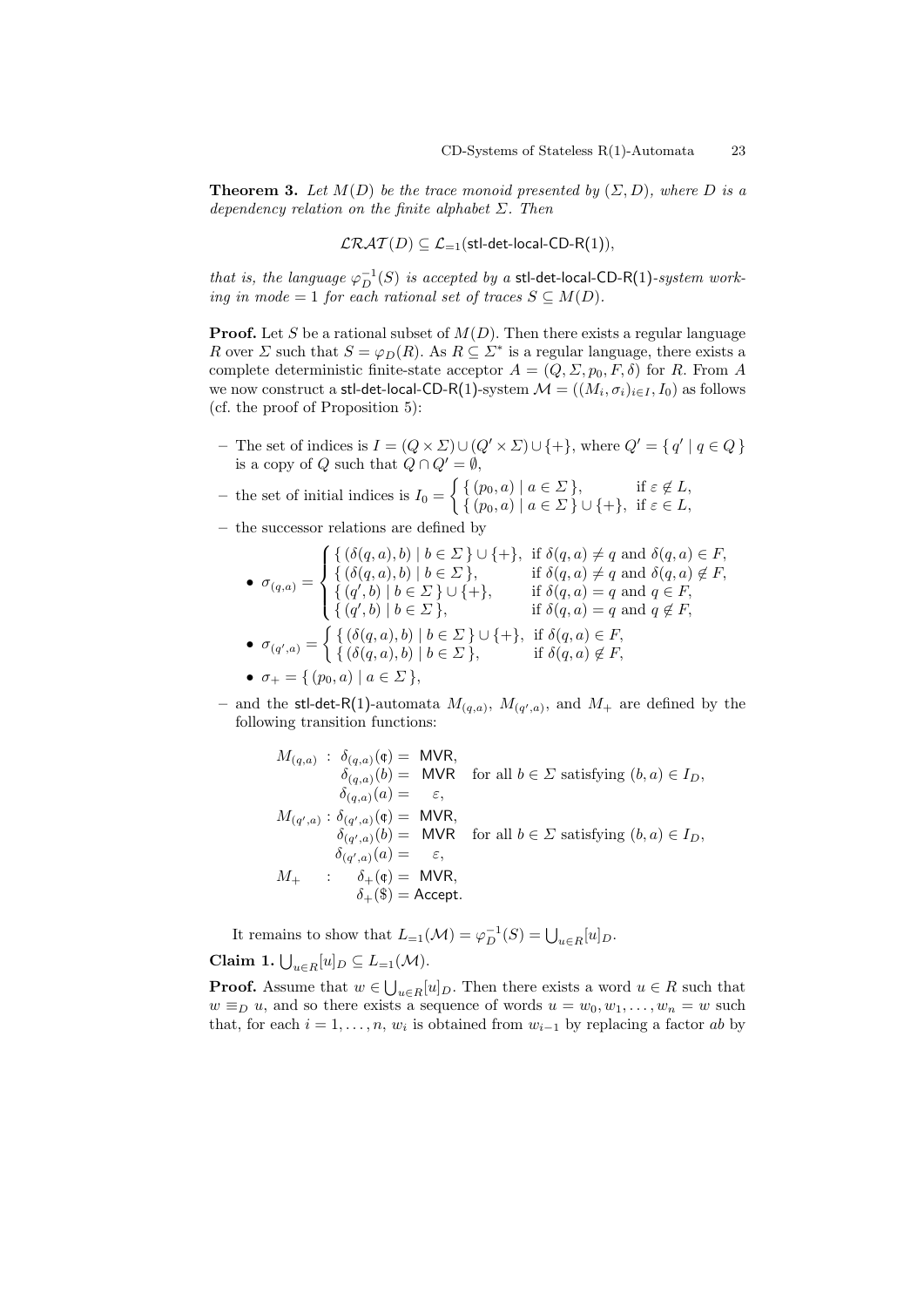**Theorem 3.** *Let $M(D)$ be the trace monoid presented by $(\Sigma, D)$, where $D$ is a dependency relation on the finite alphabet $\Sigma$. Then*

$$\mathcal{LRAT}(D) \subseteq \mathcal{L}_{=1}(\textsf{stl-det-local-CD-R(1)}),$$

*that is, the language $\varphi_D^{-1}(S)$ is accepted by a* stl-det-local-CD-R(1)*-system working in mode = 1 for each rational set of traces $S \subseteq M(D)$.*

**Proof.** Let $S$ be a rational subset of $M(D)$. Then there exists a regular language $R$ over $\Sigma$ such that $S = \varphi_D(R)$. As $R \subseteq \Sigma^*$ is a regular language, there exists a complete deterministic finite-state acceptor $A = (Q, \Sigma, p_0, F, \delta)$ for $R$. From $A$ we now construct a stl-det-local-CD-R(1)-system $\mathcal{M} = ((M_i, \sigma_i)_{i \in I}, I_0)$ as follows (cf. the proof of Proposition 5):

- The set of indices is $I = (Q \times \Sigma) \cup (Q' \times \Sigma) \cup \{+\}$, where $Q' = \{ q' \mid q \in Q \}$ is a copy of $Q$ such that $Q \cap Q' = \emptyset$,
- the set of initial indices is $I_0 = \begin{cases} \{ (p_0, a) \mid a \in \Sigma \}, & \text{if } \varepsilon \notin L, \\ \{ (p_0, a) \mid a \in \Sigma \} \cup \{+\}, & \text{if } \varepsilon \in L, \end{cases}$
- the successor relations are defined by
  - $\sigma_{(q,a)} = \begin{cases} \{ (\delta(q,a), b) \mid b \in \Sigma \} \cup \{+\}, & \text{if } \delta(q,a) \neq q \text{ and } \delta(q,a) \in F, \\ \{ (\delta(q,a), b) \mid b \in \Sigma \}, & \text{if } \delta(q,a) \neq q \text{ and } \delta(q,a) \notin F, \\ \{ (q', b) \mid b \in \Sigma \} \cup \{+\}, & \text{if } \delta(q,a) = q \text{ and } q \in F, \\ \{ (q', b) \mid b \in \Sigma \}, & \text{if } \delta(q,a) = q \text{ and } q \notin F, \end{cases}$
  - $\sigma_{(q',a)} = \begin{cases} \{ (\delta(q,a), b) \mid b \in \Sigma \} \cup \{+\}, & \text{if } \delta(q,a) \in F, \\ \{ (\delta(q,a), b) \mid b \in \Sigma \}, & \text{if } \delta(q,a) \notin F, \end{cases}$
  - $\sigma_+ = \{ (p_0, a) \mid a \in \Sigma \}$,
- and the stl-det-R(1)-automata $M_{(q,a)}$, $M_{(q',a)}$, and $M_+$ are defined by the following transition functions:

$$\begin{array}{lrcll} M_{(q,a)} : & \delta_{(q,a)}(¢) &=& \textsf{MVR}, & \\ & \delta_{(q,a)}(b) &=& \textsf{MVR} & \text{for all } b \in \Sigma \text{ satisfying } (b,a) \in I_D, \\ & \delta_{(q,a)}(a) &=& \varepsilon, & \\ M_{(q',a)} : & \delta_{(q',a)}(¢) &=& \textsf{MVR}, & \\ & \delta_{(q',a)}(b) &=& \textsf{MVR} & \text{for all } b \in \Sigma \text{ satisfying } (b,a) \in I_D, \\ & \delta_{(q',a)}(a) &=& \varepsilon, & \\ M_+ \quad : & \delta_+(¢) &=& \textsf{MVR}, & \\ & \delta_+(\$) &=& \textsf{Accept}. & \end{array}$$

It remains to show that $L_{=1}(\mathcal{M}) = \varphi_D^{-1}(S) = \bigcup_{u \in R} [u]_D$.

**Claim 1.** $\bigcup_{u \in R} [u]_D \subseteq L_{=1}(\mathcal{M})$.

**Proof.** Assume that $w \in \bigcup_{u \in R} [u]_D$. Then there exists a word $u \in R$ such that $w \equiv_D u$, and so there exists a sequence of words $u = w_0, w_1, \ldots, w_n = w$ such that, for each $i = 1, \ldots, n$, $w_i$ is obtained from $w_{i-1}$ by replacing a factor $ab$ by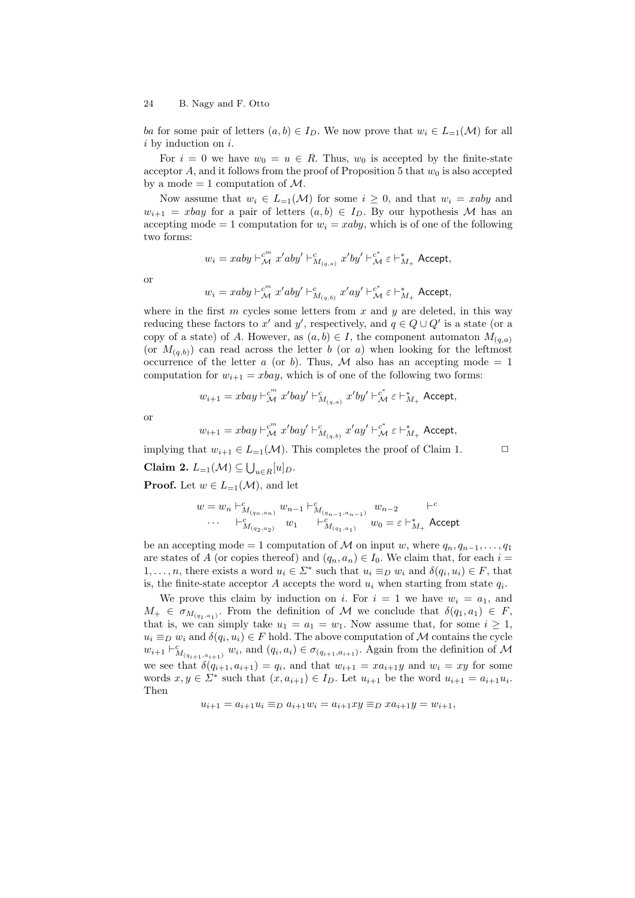$ba$ for some pair of letters $(a,b) \in I_D$. We now prove that $w_i \in L_{=1}(\mathcal{M})$ for all $i$ by induction on $i$.

For $i = 0$ we have $w_0 = u \in R$. Thus, $w_0$ is accepted by the finite-state acceptor $A$, and it follows from the proof of Proposition 5 that $w_0$ is also accepted by a mode $= 1$ computation of $\mathcal{M}$.

Now assume that $w_i \in L_{=1}(\mathcal{M})$ for some $i \geq 0$, and that $w_i = xaby$ and $w_{i+1} = xbay$ for a pair of letters $(a,b) \in I_D$. By our hypothesis $\mathcal{M}$ has an accepting mode $= 1$ computation for $w_i = xaby$, which is of one of the following two forms:

$$w_i = xaby \vdash_{\mathcal{M}}^{c^m} x'aby' \vdash_{M_{(q,a)}}^{c} x'by' \vdash_{\mathcal{M}}^{c^*} \varepsilon \vdash_{M_+}^{*} \mathsf{Accept},$$

or

$$w_i = xaby \vdash_{\mathcal{M}}^{c^m} x'aby' \vdash_{M_{(q,b)}}^{c} x'ay' \vdash_{\mathcal{M}}^{c^*} \varepsilon \vdash_{M_+}^{*} \mathsf{Accept},$$

where in the first $m$ cycles some letters from $x$ and $y$ are deleted, in this way reducing these factors to $x'$ and $y'$, respectively, and $q \in Q \cup Q'$ is a state (or a copy of a state) of $A$. However, as $(a,b) \in I$, the component automaton $M_{(q,a)}$ (or $M_{(q,b)}$) can read across the letter $b$ (or $a$) when looking for the leftmost occurrence of the letter $a$ (or $b$). Thus, $\mathcal{M}$ also has an accepting mode $= 1$ computation for $w_{i+1} = xbay$, which is of one of the following two forms:

$$w_{i+1} = xbay \vdash_{\mathcal{M}}^{c^m} x'bay' \vdash_{M_{(q,a)}}^{c} x'by' \vdash_{\mathcal{M}}^{c^*} \varepsilon \vdash_{M_+}^{*} \mathsf{Accept},$$

or

$$w_{i+1} = xbay \vdash_{\mathcal{M}}^{c^m} x'bay' \vdash_{M_{(q,b)}}^{c} x'ay' \vdash_{\mathcal{M}}^{c^*} \varepsilon \vdash_{M_+}^{*} \mathsf{Accept},$$

implying that $w_{i+1} \in L_{=1}(\mathcal{M})$. This completes the proof of Claim 1. $\Box$

**Claim 2.** $L_{=1}(\mathcal{M}) \subseteq \bigcup_{u \in R} [u]_D$.

**Proof.** Let $w \in L_{=1}(\mathcal{M})$, and let

$$\begin{array}{l} w = w_n \vdash_{M_{(q_n,a_n)}}^{c} w_{n-1} \vdash_{M_{(q_{n-1},a_{n-1})}}^{c} w_{n-2} \quad \vdash^{c} \\ \cdots \quad \vdash_{M_{(q_2,a_2)}}^{c} w_1 \quad \vdash_{M_{(q_1,a_1)}}^{c} w_0 = \varepsilon \vdash_{M_+}^{*} \mathsf{Accept} \end{array}$$

be an accepting mode $= 1$ computation of $\mathcal{M}$ on input $w$, where $q_n, q_{n-1}, \ldots, q_1$ are states of $A$ (or copies thereof) and $(q_n, a_n) \in I_0$. We claim that, for each $i = 1, \ldots, n$, there exists a word $u_i \in \Sigma^*$ such that $u_i \equiv_D w_i$ and $\delta(q_i, u_i) \in F$, that is, the finite-state acceptor $A$ accepts the word $u_i$ when starting from state $q_i$.

We prove this claim by induction on $i$. For $i = 1$ we have $w_i = a_1$, and $M_+ \in \sigma_{M_{(q_1,a_1)}}$. From the definition of $\mathcal{M}$ we conclude that $\delta(q_1, a_1) \in F$, that is, we can simply take $u_1 = a_1 = w_1$. Now assume that, for some $i \geq 1$, $u_i \equiv_D w_i$ and $\delta(q_i, u_i) \in F$ hold. The above computation of $\mathcal{M}$ contains the cycle $w_{i+1} \vdash_{M_{(q_{i+1},a_{i+1})}}^{c} w_i$, and $(q_i, a_i) \in \sigma_{(q_{i+1},a_{i+1})}$. Again from the definition of $\mathcal{M}$ we see that $\delta(q_{i+1}, a_{i+1}) = q_i$, and that $w_{i+1} = xa_{i+1}y$ and $w_i = xy$ for some words $x, y \in \Sigma^*$ such that $(x, a_{i+1}) \in I_D$. Let $u_{i+1}$ be the word $u_{i+1} = a_{i+1}u_i$. Then

$$u_{i+1} = a_{i+1}u_i \equiv_D a_{i+1}w_i = a_{i+1}xy \equiv_D xa_{i+1}y = w_{i+1},$$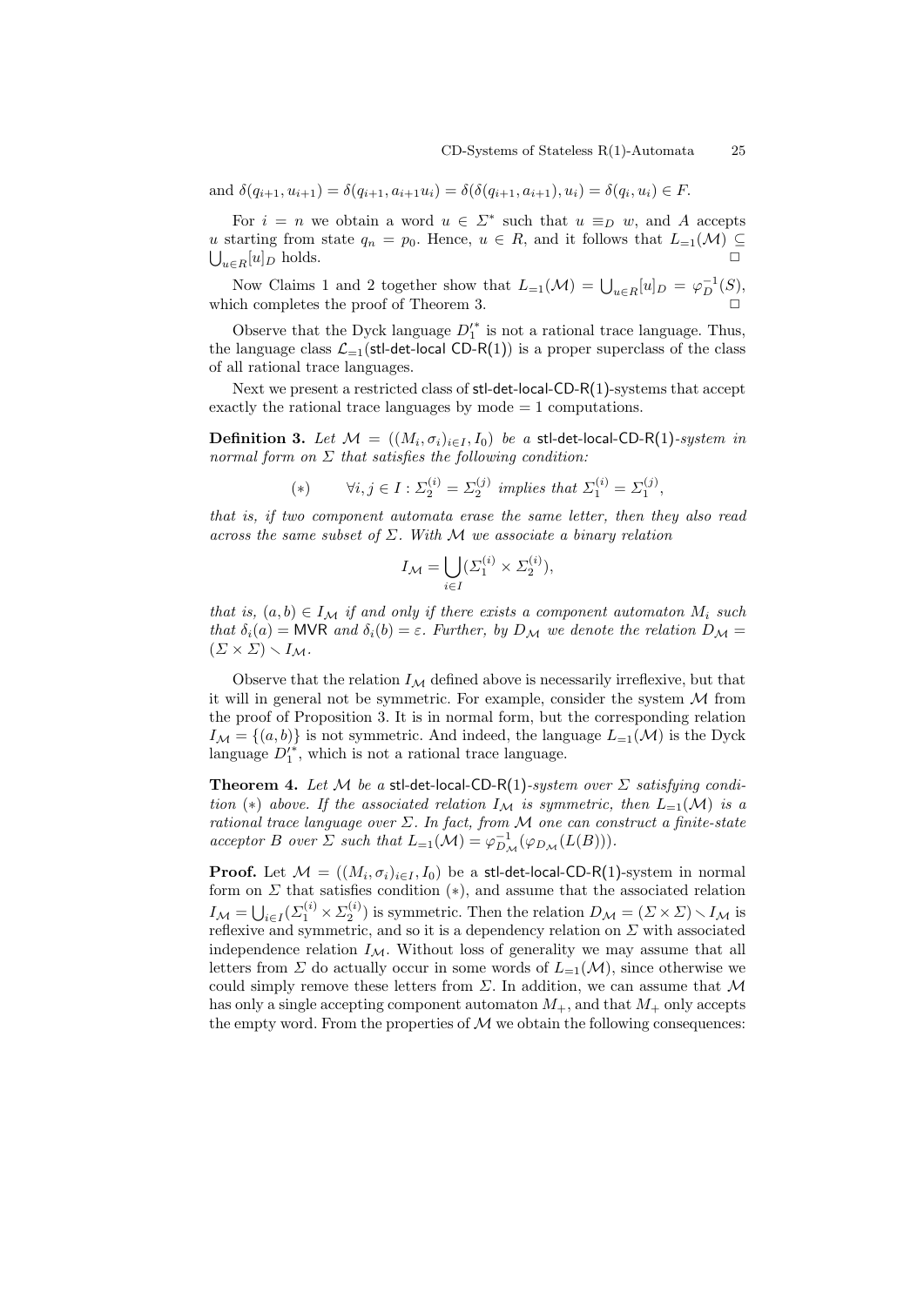and $\delta(q_{i+1}, u_{i+1}) = \delta(q_{i+1}, a_{i+1}u_i) = \delta(\delta(q_{i+1}, a_{i+1}), u_i) = \delta(q_i, u_i) \in F$.

For $i = n$ we obtain a word $u \in \Sigma^*$ such that $u \equiv_D w$, and $A$ accepts $u$ starting from state $q_n = p_0$. Hence, $u \in R$, and it follows that $L_{=1}(\mathcal{M}) \subseteq \bigcup_{u \in R} [u]_D$ holds. □

Now Claims 1 and 2 together show that $L_{=1}(\mathcal{M}) = \bigcup_{u \in R} [u]_D = \varphi_D^{-1}(S)$, which completes the proof of Theorem 3. □

Observe that the Dyck language $D_1'^*$ is not a rational trace language. Thus, the language class $\mathcal{L}_{=1}(\mathsf{stl\text{-}det\text{-}local\ CD\text{-}R(1)})$ is a proper superclass of the class of all rational trace languages.

Next we present a restricted class of stl-det-local-CD-R(1)-systems that accept exactly the rational trace languages by mode $= 1$ computations.

**Definition 3.** *Let $\mathcal{M} = ((M_i, \sigma_i)_{i \in I}, I_0)$ be a* stl-det-local-CD-R(1)*-system in normal form on $\Sigma$ that satisfies the following condition:*

$$(*) \qquad \forall i, j \in I : \Sigma_2^{(i)} = \Sigma_2^{(j)} \text{ implies that } \Sigma_1^{(i)} = \Sigma_1^{(j)},$$

*that is, if two component automata erase the same letter, then they also read across the same subset of $\Sigma$. With $\mathcal{M}$ we associate a binary relation*

$$I_{\mathcal{M}} = \bigcup_{i \in I} (\Sigma_1^{(i)} \times \Sigma_2^{(i)}),$$

*that is, $(a, b) \in I_{\mathcal{M}}$ if and only if there exists a component automaton $M_i$ such that $\delta_i(a) = \mathsf{MVR}$ and $\delta_i(b) = \varepsilon$. Further, by $D_{\mathcal{M}}$ we denote the relation $D_{\mathcal{M}} = (\Sigma \times \Sigma) \smallsetminus I_{\mathcal{M}}$.*

Observe that the relation $I_{\mathcal{M}}$ defined above is necessarily irreflexive, but that it will in general not be symmetric. For example, consider the system $\mathcal{M}$ from the proof of Proposition 3. It is in normal form, but the corresponding relation $I_{\mathcal{M}} = \{(a, b)\}$ is not symmetric. And indeed, the language $L_{=1}(\mathcal{M})$ is the Dyck language $D_1'^*$, which is not a rational trace language.

**Theorem 4.** *Let $\mathcal{M}$ be a* stl-det-local-CD-R(1)*-system over $\Sigma$ satisfying condition $(*)$ above. If the associated relation $I_{\mathcal{M}}$ is symmetric, then $L_{=1}(\mathcal{M})$ is a rational trace language over $\Sigma$. In fact, from $\mathcal{M}$ one can construct a finite-state acceptor $B$ over $\Sigma$ such that $L_{=1}(\mathcal{M}) = \varphi_{D_{\mathcal{M}}}^{-1}(\varphi_{D_{\mathcal{M}}}(L(B)))$.*

**Proof.** Let $\mathcal{M} = ((M_i, \sigma_i)_{i \in I}, I_0)$ be a stl-det-local-CD-R(1)-system in normal form on $\Sigma$ that satisfies condition $(*)$, and assume that the associated relation $I_{\mathcal{M}} = \bigcup_{i \in I} (\Sigma_1^{(i)} \times \Sigma_2^{(i)})$ is symmetric. Then the relation $D_{\mathcal{M}} = (\Sigma \times \Sigma) \smallsetminus I_{\mathcal{M}}$ is reflexive and symmetric, and so it is a dependency relation on $\Sigma$ with associated independence relation $I_{\mathcal{M}}$. Without loss of generality we may assume that all letters from $\Sigma$ do actually occur in some words of $L_{=1}(\mathcal{M})$, since otherwise we could simply remove these letters from $\Sigma$. In addition, we can assume that $\mathcal{M}$ has only a single accepting component automaton $M_+$, and that $M_+$ only accepts the empty word. From the properties of $\mathcal{M}$ we obtain the following consequences: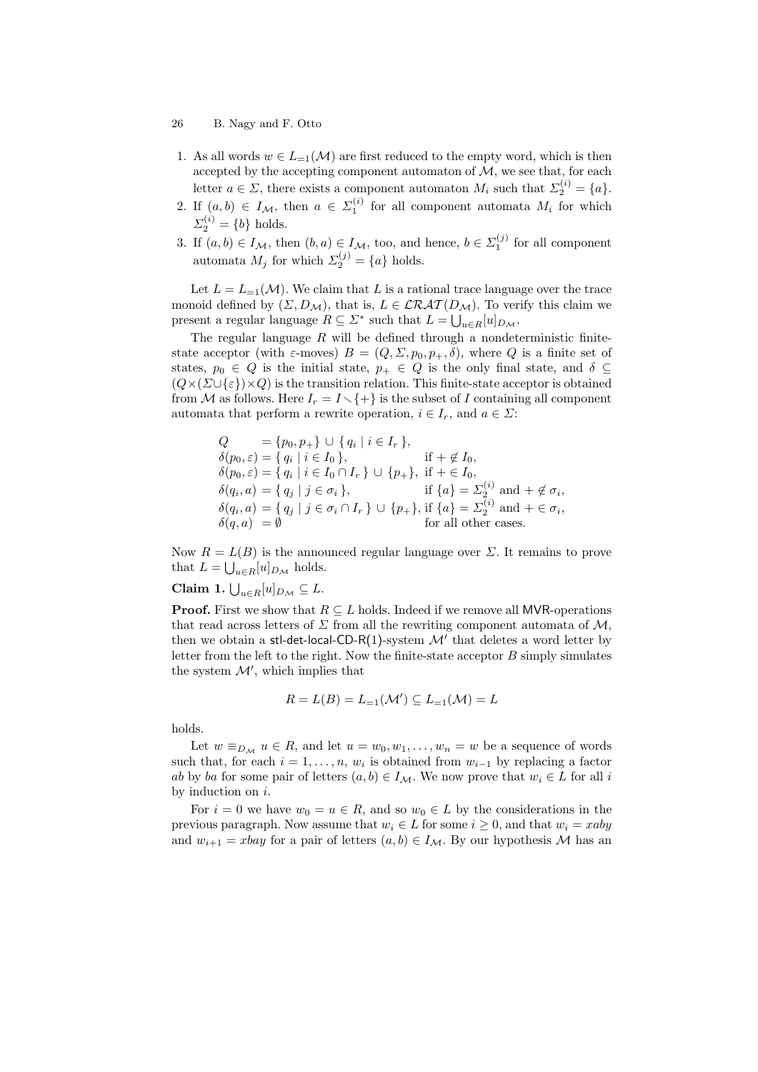1. As all words $w \in L_{=1}(\mathcal{M})$ are first reduced to the empty word, which is then accepted by the accepting component automaton of $\mathcal{M}$, we see that, for each letter $a \in \Sigma$, there exists a component automaton $M_i$ such that $\Sigma_2^{(i)} = \{a\}$.
2. If $(a,b) \in I_{\mathcal{M}}$, then $a \in \Sigma_1^{(i)}$ for all component automata $M_i$ for which $\Sigma_2^{(i)} = \{b\}$ holds.
3. If $(a,b) \in I_{\mathcal{M}}$, then $(b,a) \in I_{\mathcal{M}}$, too, and hence, $b \in \Sigma_1^{(j)}$ for all component automata $M_j$ for which $\Sigma_2^{(j)} = \{a\}$ holds.

Let $L = L_{=1}(\mathcal{M})$. We claim that $L$ is a rational trace language over the trace monoid defined by $(\Sigma, D_{\mathcal{M}})$, that is, $L \in \mathcal{LRAT}(D_{\mathcal{M}})$. To verify this claim we present a regular language $R \subseteq \Sigma^*$ such that $L = \bigcup_{u \in R} [u]_{D_{\mathcal{M}}}$.

The regular language $R$ will be defined through a nondeterministic finite-state acceptor (with $\varepsilon$-moves) $B = (Q, \Sigma, p_0, p_+, \delta)$, where $Q$ is a finite set of states, $p_0 \in Q$ is the initial state, $p_+ \in Q$ is the only final state, and $\delta \subseteq (Q \times (\Sigma \cup \{\varepsilon\}) \times Q)$ is the transition relation. This finite-state acceptor is obtained from $\mathcal{M}$ as follows. Here $I_r = I \smallsetminus \{+\}$ is the subset of $I$ containing all component automata that perform a rewrite operation, $i \in I_r$, and $a \in \Sigma$:

$$
\begin{array}{lll}
Q & = \{p_0, p_+\} \cup \{\, q_i \mid i \in I_r \,\}, & \\
\delta(p_0, \varepsilon) & = \{\, q_i \mid i \in I_0 \,\}, & \text{if } + \notin I_0, \\
\delta(p_0, \varepsilon) & = \{\, q_i \mid i \in I_0 \cap I_r \,\} \cup \{p_+\}, & \text{if } + \in I_0, \\
\delta(q_i, a) & = \{\, q_j \mid j \in \sigma_i \,\}, & \text{if } \{a\} = \Sigma_2^{(i)} \text{ and } + \notin \sigma_i, \\
\delta(q_i, a) & = \{\, q_j \mid j \in \sigma_i \cap I_r \,\} \cup \{p_+\}, & \text{if } \{a\} = \Sigma_2^{(i)} \text{ and } + \in \sigma_i, \\
\delta(q, a) & = \emptyset & \text{for all other cases.}
\end{array}
$$

Now $R = L(B)$ is the announced regular language over $\Sigma$. It remains to prove that $L = \bigcup_{u \in R} [u]_{D_{\mathcal{M}}}$ holds.

**Claim 1.** $\bigcup_{u \in R} [u]_{D_{\mathcal{M}}} \subseteq L$.

**Proof.** First we show that $R \subseteq L$ holds. Indeed if we remove all MVR-operations that read across letters of $\Sigma$ from all the rewriting component automata of $\mathcal{M}$, then we obtain a stl-det-local-CD-R(1)-system $\mathcal{M}'$ that deletes a word letter by letter from the left to the right. Now the finite-state acceptor $B$ simply simulates the system $\mathcal{M}'$, which implies that

$$R = L(B) = L_{=1}(\mathcal{M}') \subseteq L_{=1}(\mathcal{M}) = L$$

holds.

Let $w \equiv_{D_{\mathcal{M}}} u \in R$, and let $u = w_0, w_1, \ldots, w_n = w$ be a sequence of words such that, for each $i = 1, \ldots, n$, $w_i$ is obtained from $w_{i-1}$ by replacing a factor $ab$ by $ba$ for some pair of letters $(a,b) \in I_{\mathcal{M}}$. We now prove that $w_i \in L$ for all $i$ by induction on $i$.

For $i = 0$ we have $w_0 = u \in R$, and so $w_0 \in L$ by the considerations in the previous paragraph. Now assume that $w_i \in L$ for some $i \geq 0$, and that $w_i = xaby$ and $w_{i+1} = xbay$ for a pair of letters $(a,b) \in I_{\mathcal{M}}$. By our hypothesis $\mathcal{M}$ has an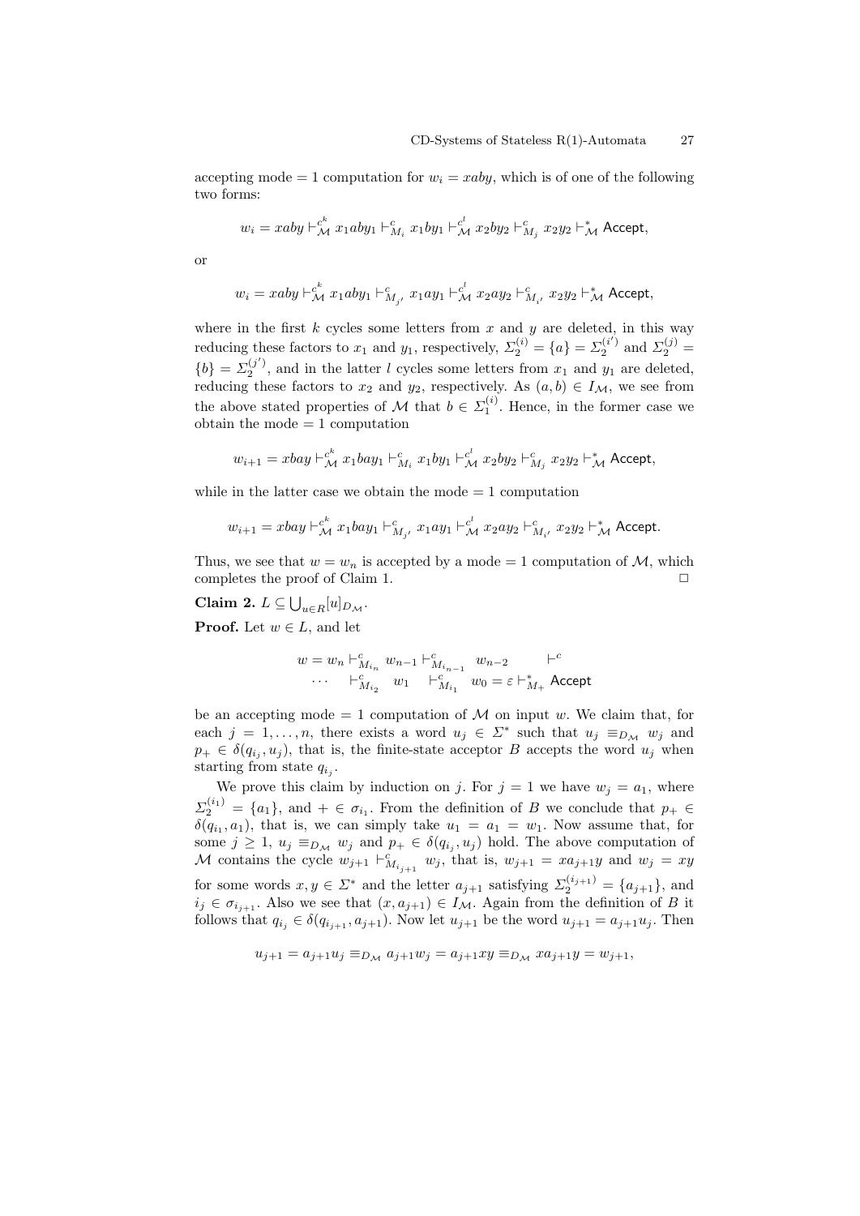accepting mode $= 1$ computation for $w_i = xaby$, which is of one of the following two forms:

$$w_i = xaby \vdash^{c^k}_{\mathcal{M}} x_1aby_1 \vdash^{c}_{M_i} x_1by_1 \vdash^{c^l}_{\mathcal{M}} x_2by_2 \vdash^{c}_{M_j} x_2y_2 \vdash^{*}_{\mathcal{M}} \mathsf{Accept},$$

or

$$w_i = xaby \vdash^{c^k}_{\mathcal{M}} x_1aby_1 \vdash^{c}_{M_{j'}} x_1ay_1 \vdash^{c^l}_{\mathcal{M}} x_2ay_2 \vdash^{c}_{M_{i'}} x_2y_2 \vdash^{*}_{\mathcal{M}} \mathsf{Accept},$$

where in the first $k$ cycles some letters from $x$ and $y$ are deleted, in this way reducing these factors to $x_1$ and $y_1$, respectively, $\Sigma_2^{(i)} = \{a\} = \Sigma_2^{(i')}$ and $\Sigma_2^{(j)} = \{b\} = \Sigma_2^{(j')}$, and in the latter $l$ cycles some letters from $x_1$ and $y_1$ are deleted, reducing these factors to $x_2$ and $y_2$, respectively. As $(a,b) \in I_{\mathcal{M}}$, we see from the above stated properties of $\mathcal{M}$ that $b \in \Sigma_1^{(i)}$. Hence, in the former case we obtain the mode $= 1$ computation

$$w_{i+1} = xbay \vdash^{c^k}_{\mathcal{M}} x_1bay_1 \vdash^{c}_{M_i} x_1by_1 \vdash^{c^l}_{\mathcal{M}} x_2by_2 \vdash^{c}_{M_j} x_2y_2 \vdash^{*}_{\mathcal{M}} \mathsf{Accept},$$

while in the latter case we obtain the mode $= 1$ computation

$$w_{i+1} = xbay \vdash^{c^k}_{\mathcal{M}} x_1bay_1 \vdash^{c}_{M_{j'}} x_1ay_1 \vdash^{c^l}_{\mathcal{M}} x_2ay_2 \vdash^{c}_{M_{i'}} x_2y_2 \vdash^{*}_{\mathcal{M}} \mathsf{Accept}.$$

Thus, we see that $w = w_n$ is accepted by a mode $= 1$ computation of $\mathcal{M}$, which completes the proof of Claim 1. $\Box$

**Claim 2.** $L \subseteq \bigcup_{u \in R} [u]_{D_{\mathcal{M}}}$.

**Proof.** Let $w \in L$, and let

$$\begin{array}{ll} w = w_n \vdash^{c}_{M_{i_n}} w_{n-1} \vdash^{c}_{M_{i_{n-1}}} w_{n-2} & \vdash^{c} \\ \cdots \quad \vdash^{c}_{M_{i_2}} \quad w_1 \quad \vdash^{c}_{M_{i_1}} \quad w_0 = \varepsilon \vdash^{*}_{M_+} \mathsf{Accept} \end{array}$$

be an accepting mode $= 1$ computation of $\mathcal{M}$ on input $w$. We claim that, for each $j = 1, \ldots, n$, there exists a word $u_j \in \Sigma^*$ such that $u_j \equiv_{D_{\mathcal{M}}} w_j$ and $p_+ \in \delta(q_{i_j}, u_j)$, that is, the finite-state acceptor $B$ accepts the word $u_j$ when starting from state $q_{i_j}$.

We prove this claim by induction on $j$. For $j = 1$ we have $w_j = a_1$, where $\Sigma_2^{(i_1)} = \{a_1\}$, and $+ \in \sigma_{i_1}$. From the definition of $B$ we conclude that $p_+ \in \delta(q_{i_1}, a_1)$, that is, we can simply take $u_1 = a_1 = w_1$. Now assume that, for some $j \geq 1$, $u_j \equiv_{D_{\mathcal{M}}} w_j$ and $p_+ \in \delta(q_{i_j}, u_j)$ hold. The above computation of $\mathcal{M}$ contains the cycle $w_{j+1} \vdash^{c}_{M_{i_{j+1}}} w_j$, that is, $w_{j+1} = xa_{j+1}y$ and $w_j = xy$ for some words $x, y \in \Sigma^*$ and the letter $a_{j+1}$ satisfying $\Sigma_2^{(i_{j+1})} = \{a_{j+1}\}$, and $i_j \in \sigma_{i_{j+1}}$. Also we see that $(x, a_{j+1}) \in I_{\mathcal{M}}$. Again from the definition of $B$ it follows that $q_{i_j} \in \delta(q_{i_{j+1}}, a_{j+1})$. Now let $u_{j+1}$ be the word $u_{j+1} = a_{j+1}u_j$. Then

$$u_{j+1} = a_{j+1}u_j \equiv_{D_{\mathcal{M}}} a_{j+1}w_j = a_{j+1}xy \equiv_{D_{\mathcal{M}}} xa_{j+1}y = w_{j+1},$$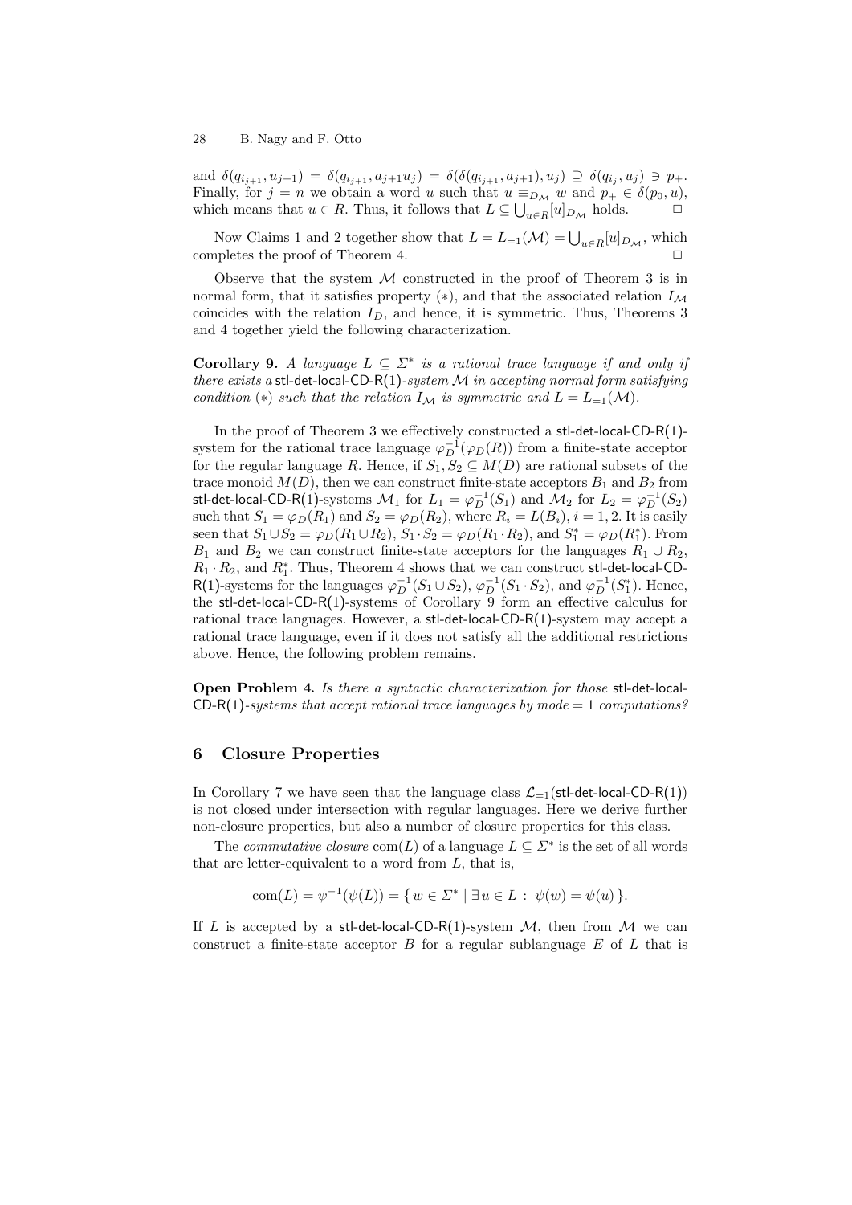and $\delta(q_{i_{j+1}}, u_{j+1}) = \delta(q_{i_{j+1}}, a_{j+1}u_j) = \delta(\delta(q_{i_{j+1}}, a_{j+1}), u_j) \supseteq \delta(q_{i_j}, u_j) \ni p_+$. Finally, for $j = n$ we obtain a word $u$ such that $u \equiv_{D_\mathcal{M}} w$ and $p_+ \in \delta(p_0, u)$, which means that $u \in R$. Thus, it follows that $L \subseteq \bigcup_{u \in R}[u]_{D_\mathcal{M}}$ holds. □

Now Claims 1 and 2 together show that $L = L_{=1}(\mathcal{M}) = \bigcup_{u \in R}[u]_{D_\mathcal{M}}$, which completes the proof of Theorem 4. □

Observe that the system $\mathcal{M}$ constructed in the proof of Theorem 3 is in normal form, that it satisfies property $(*)$, and that the associated relation $I_\mathcal{M}$ coincides with the relation $I_D$, and hence, it is symmetric. Thus, Theorems 3 and 4 together yield the following characterization.

**Corollary 9.** *A language $L \subseteq \Sigma^*$ is a rational trace language if and only if there exists a* stl-det-local-CD-R(1)*-system $\mathcal{M}$ in accepting normal form satisfying condition $(*)$ such that the relation $I_\mathcal{M}$ is symmetric and $L = L_{=1}(\mathcal{M})$.*

In the proof of Theorem 3 we effectively constructed a stl-det-local-CD-R(1)-system for the rational trace language $\varphi_D^{-1}(\varphi_D(R))$ from a finite-state acceptor for the regular language $R$. Hence, if $S_1, S_2 \subseteq M(D)$ are rational subsets of the trace monoid $M(D)$, then we can construct finite-state acceptors $B_1$ and $B_2$ from stl-det-local-CD-R(1)-systems $\mathcal{M}_1$ for $L_1 = \varphi_D^{-1}(S_1)$ and $\mathcal{M}_2$ for $L_2 = \varphi_D^{-1}(S_2)$ such that $S_1 = \varphi_D(R_1)$ and $S_2 = \varphi_D(R_2)$, where $R_i = L(B_i)$, $i = 1, 2$. It is easily seen that $S_1 \cup S_2 = \varphi_D(R_1 \cup R_2)$, $S_1 \cdot S_2 = \varphi_D(R_1 \cdot R_2)$, and $S_1^* = \varphi_D(R_1^*)$. From $B_1$ and $B_2$ we can construct finite-state acceptors for the languages $R_1 \cup R_2$, $R_1 \cdot R_2$, and $R_1^*$. Thus, Theorem 4 shows that we can construct stl-det-local-CD-R(1)-systems for the languages $\varphi_D^{-1}(S_1 \cup S_2)$, $\varphi_D^{-1}(S_1 \cdot S_2)$, and $\varphi_D^{-1}(S_1^*)$. Hence, the stl-det-local-CD-R(1)-systems of Corollary 9 form an effective calculus for rational trace languages. However, a stl-det-local-CD-R(1)-system may accept a rational trace language, even if it does not satisfy all the additional restrictions above. Hence, the following problem remains.

**Open Problem 4.** *Is there a syntactic characterization for those* stl-det-local-CD-R(1)*-systems that accept rational trace languages by mode $= 1$ computations?*

## 6 Closure Properties

In Corollary 7 we have seen that the language class $\mathcal{L}_{=1}(\text{stl-det-local-CD-R(1)})$ is not closed under intersection with regular languages. Here we derive further non-closure properties, but also a number of closure properties for this class.

The *commutative closure* $\text{com}(L)$ of a language $L \subseteq \Sigma^*$ is the set of all words that are letter-equivalent to a word from $L$, that is,

$$\text{com}(L) = \psi^{-1}(\psi(L)) = \{\, w \in \Sigma^* \mid \exists\, u \in L \,:\, \psi(w) = \psi(u) \,\}.$$

If $L$ is accepted by a stl-det-local-CD-R(1)-system $\mathcal{M}$, then from $\mathcal{M}$ we can construct a finite-state acceptor $B$ for a regular sublanguage $E$ of $L$ that is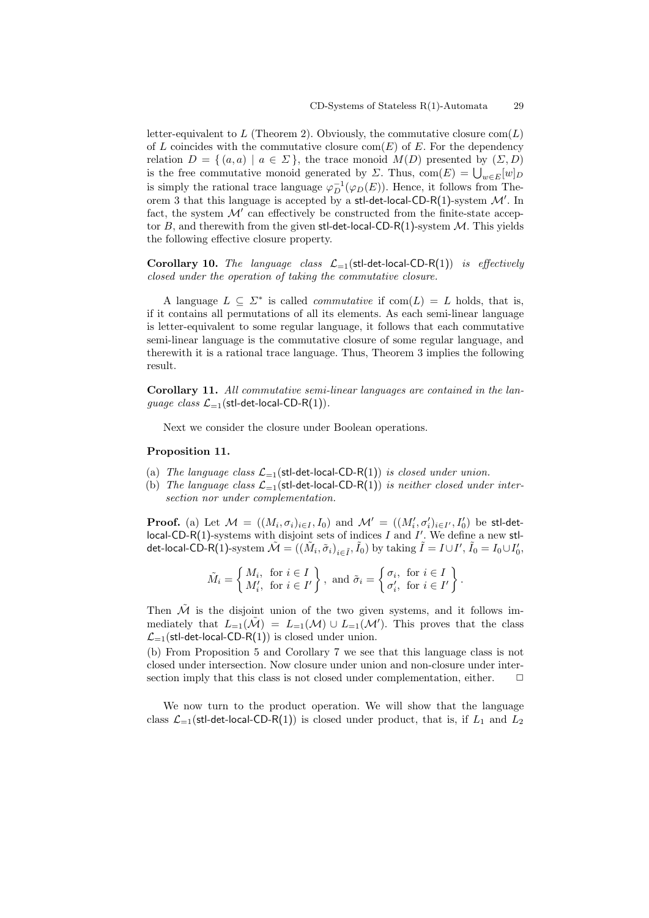letter-equivalent to $L$ (Theorem 2). Obviously, the commutative closure $\text{com}(L)$ of $L$ coincides with the commutative closure $\text{com}(E)$ of $E$. For the dependency relation $D = \{ (a,a) \mid a \in \Sigma \}$, the trace monoid $M(D)$ presented by $(\Sigma, D)$ is the free commutative monoid generated by $\Sigma$. Thus, $\text{com}(E) = \bigcup_{w \in E} [w]_D$ is simply the rational trace language $\varphi_D^{-1}(\varphi_D(E))$. Hence, it follows from Theorem 3 that this language is accepted by a stl-det-local-CD-R(1)-system $\mathcal{M}'$. In fact, the system $\mathcal{M}'$ can effectively be constructed from the finite-state acceptor $B$, and therewith from the given stl-det-local-CD-R(1)-system $\mathcal{M}$. This yields the following effective closure property.

**Corollary 10.** *The language class $\mathcal{L}_{=1}$(stl-det-local-CD-R(1)) is effectively closed under the operation of taking the commutative closure.*

A language $L \subseteq \Sigma^*$ is called *commutative* if $\text{com}(L) = L$ holds, that is, if it contains all permutations of all its elements. As each semi-linear language is letter-equivalent to some regular language, it follows that each commutative semi-linear language is the commutative closure of some regular language, and therewith it is a rational trace language. Thus, Theorem 3 implies the following result.

**Corollary 11.** *All commutative semi-linear languages are contained in the language class $\mathcal{L}_{=1}$(stl-det-local-CD-R(1)).*

Next we consider the closure under Boolean operations.

**Proposition 11.**

(a) *The language class $\mathcal{L}_{=1}$(stl-det-local-CD-R(1)) is closed under union.*
(b) *The language class $\mathcal{L}_{=1}$(stl-det-local-CD-R(1)) is neither closed under intersection nor under complementation.*

**Proof.** (a) Let $\mathcal{M} = ((M_i, \sigma_i)_{i \in I}, I_0)$ and $\mathcal{M}' = ((M'_i, \sigma'_i)_{i \in I'}, I'_0)$ be stl-det-local-CD-R(1)-systems with disjoint sets of indices $I$ and $I'$. We define a new stl-det-local-CD-R(1)-system $\tilde{\mathcal{M}} = ((\tilde{M}_i, \tilde{\sigma}_i)_{i \in \tilde{I}}, \tilde{I}_0)$ by taking $\tilde{I} = I \cup I'$, $\tilde{I}_0 = I_0 \cup I'_0$,

$$\tilde{M}_i = \left\{ \begin{array}{ll} M_i, & \text{for } i \in I \\ M'_i, & \text{for } i \in I' \end{array} \right\}, \text{ and } \tilde{\sigma}_i = \left\{ \begin{array}{ll} \sigma_i, & \text{for } i \in I \\ \sigma'_i, & \text{for } i \in I' \end{array} \right\}.$$

Then $\tilde{\mathcal{M}}$ is the disjoint union of the two given systems, and it follows immediately that $L_{=1}(\tilde{\mathcal{M}}) = L_{=1}(\mathcal{M}) \cup L_{=1}(\mathcal{M}')$. This proves that the class $\mathcal{L}_{=1}$(stl-det-local-CD-R(1)) is closed under union.

(b) From Proposition 5 and Corollary 7 we see that this language class is not closed under intersection. Now closure under union and non-closure under intersection imply that this class is not closed under complementation, either. $\Box$

We now turn to the product operation. We will show that the language class $\mathcal{L}_{=1}$(stl-det-local-CD-R(1)) is closed under product, that is, if $L_1$ and $L_2$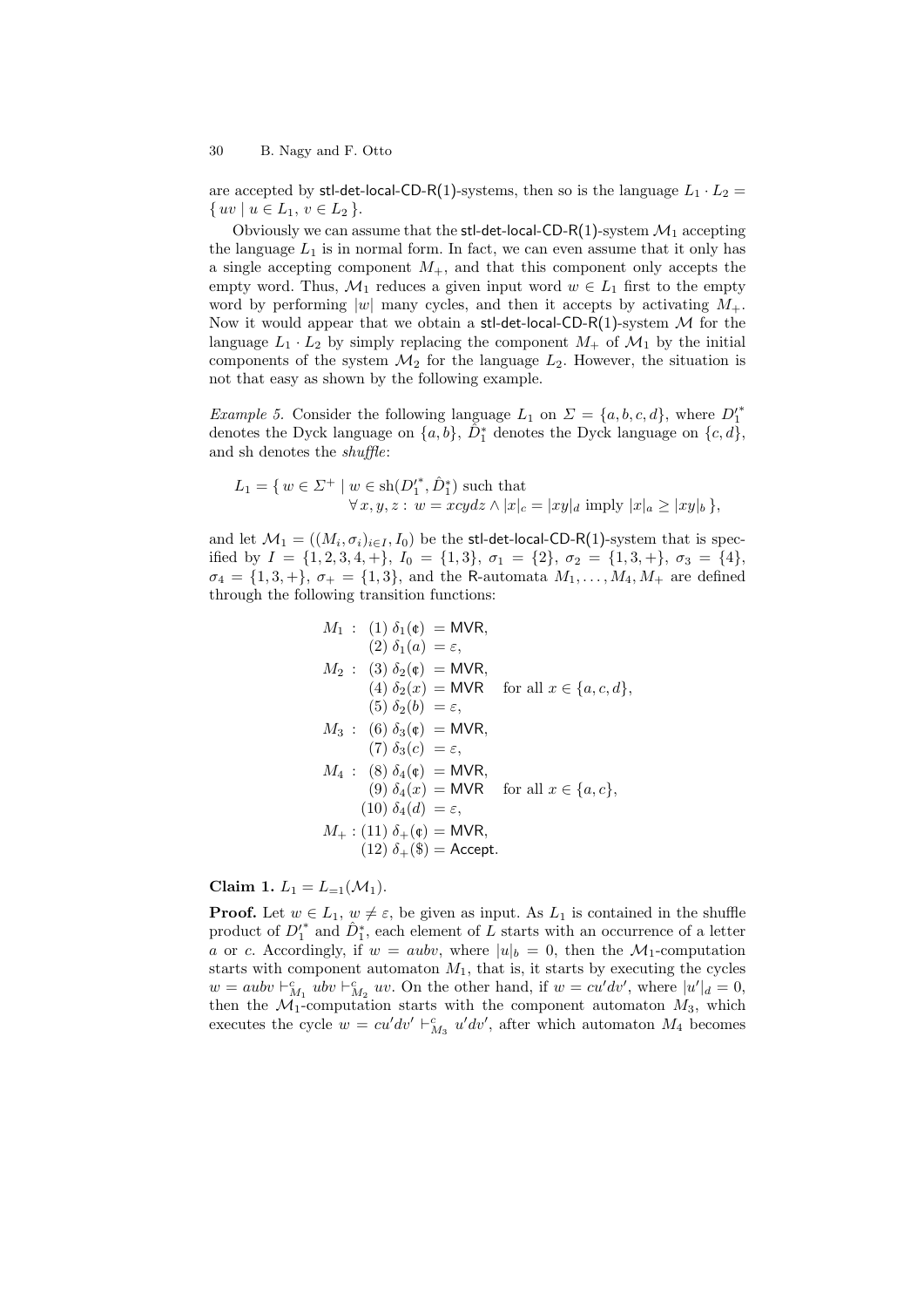are accepted by stl-det-local-CD-R(1)-systems, then so is the language $L_1 \cdot L_2 = \{ uv \mid u \in L_1, v \in L_2 \}$.

Obviously we can assume that the stl-det-local-CD-R(1)-system $\mathcal{M}_1$ accepting the language $L_1$ is in normal form. In fact, we can even assume that it only has a single accepting component $M_+$, and that this component only accepts the empty word. Thus, $\mathcal{M}_1$ reduces a given input word $w \in L_1$ first to the empty word by performing $|w|$ many cycles, and then it accepts by activating $M_+$. Now it would appear that we obtain a stl-det-local-CD-R(1)-system $\mathcal{M}$ for the language $L_1 \cdot L_2$ by simply replacing the component $M_+$ of $\mathcal{M}_1$ by the initial components of the system $\mathcal{M}_2$ for the language $L_2$. However, the situation is not that easy as shown by the following example.

*Example 5.* Consider the following language $L_1$ on $\Sigma = \{a, b, c, d\}$, where $D_1'^*$ denotes the Dyck language on $\{a, b\}$, $\hat{D}_1^*$ denotes the Dyck language on $\{c, d\}$, and sh denotes the *shuffle*:

$$L_1 = \{ w \in \Sigma^+ \mid w \in \mathrm{sh}(D_1'^*, \hat{D}_1^*) \text{ such that} \\ \forall x, y, z : w = xcydz \wedge |x|_c = |xy|_d \text{ imply } |x|_a \geq |xy|_b \},$$

and let $\mathcal{M}_1 = ((M_i, \sigma_i)_{i \in I}, I_0)$ be the stl-det-local-CD-R(1)-system that is specified by $I = \{1, 2, 3, 4, +\}$, $I_0 = \{1, 3\}$, $\sigma_1 = \{2\}$, $\sigma_2 = \{1, 3, +\}$, $\sigma_3 = \{4\}$, $\sigma_4 = \{1, 3, +\}$, $\sigma_+ = \{1, 3\}$, and the R-automata $M_1, \ldots, M_4, M_+$ are defined through the following transition functions:

$$\begin{array}{lll}
M_1: & (1)\ \delta_1(\text{¢}) = \mathsf{MVR}, & \\
 & (2)\ \delta_1(a) = \varepsilon, & \\
M_2: & (3)\ \delta_2(\text{¢}) = \mathsf{MVR}, & \\
 & (4)\ \delta_2(x) = \mathsf{MVR} & \text{for all } x \in \{a, c, d\}, \\
 & (5)\ \delta_2(b) = \varepsilon, & \\
M_3: & (6)\ \delta_3(\text{¢}) = \mathsf{MVR}, & \\
 & (7)\ \delta_3(c) = \varepsilon, & \\
M_4: & (8)\ \delta_4(\text{¢}) = \mathsf{MVR}, & \\
 & (9)\ \delta_4(x) = \mathsf{MVR} & \text{for all } x \in \{a, c\}, \\
 & (10)\ \delta_4(d) = \varepsilon, & \\
M_+: & (11)\ \delta_+(\text{¢}) = \mathsf{MVR}, & \\
 & (12)\ \delta_+(\$) = \mathsf{Accept}. &
\end{array}$$

**Claim 1.** $L_1 = L_{=1}(\mathcal{M}_1)$.

**Proof.** Let $w \in L_1$, $w \neq \varepsilon$, be given as input. As $L_1$ is contained in the shuffle product of $D_1'^*$ and $\hat{D}_1^*$, each element of $L$ starts with an occurrence of a letter $a$ or $c$. Accordingly, if $w = aubv$, where $|u|_b = 0$, then the $\mathcal{M}_1$-computation starts with component automaton $M_1$, that is, it starts by executing the cycles $w = aubv \vdash_{M_1}^c ubv \vdash_{M_2}^c uv$. On the other hand, if $w = cu'dv'$, where $|u'|_d = 0$, then the $\mathcal{M}_1$-computation starts with the component automaton $M_3$, which executes the cycle $w = cu'dv' \vdash_{M_3}^c u'dv'$, after which automaton $M_4$ becomes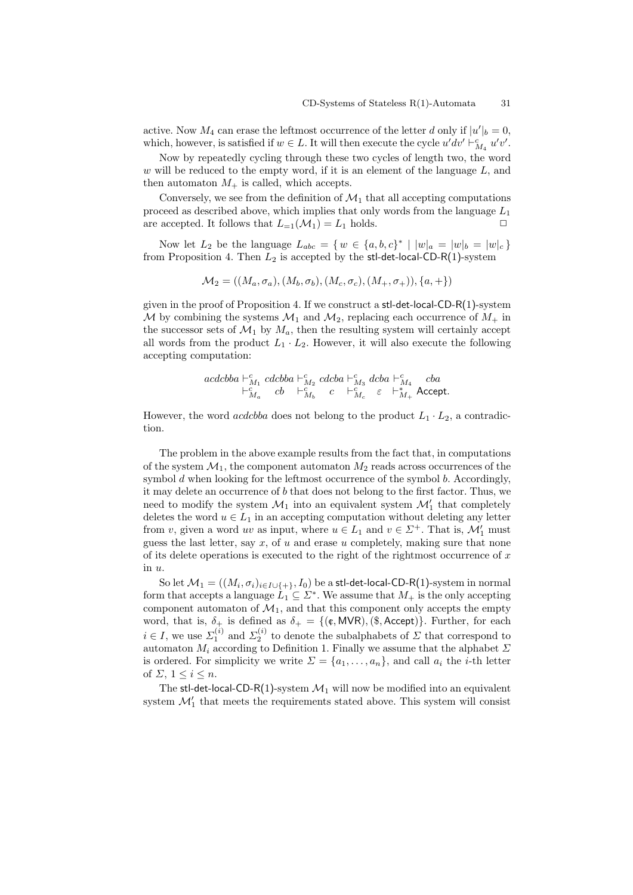active. Now $M_4$ can erase the leftmost occurrence of the letter $d$ only if $|u'|_b = 0$, which, however, is satisfied if $w \in L$. It will then execute the cycle $u'dv' \vdash^c_{M_4} u'v'$.

Now by repeatedly cycling through these two cycles of length two, the word $w$ will be reduced to the empty word, if it is an element of the language $L$, and then automaton $M_+$ is called, which accepts.

Conversely, we see from the definition of $\mathcal{M}_1$ that all accepting computations proceed as described above, which implies that only words from the language $L_1$ are accepted. It follows that $L_{=1}(\mathcal{M}_1) = L_1$ holds. □

Now let $L_2$ be the language $L_{abc} = \{ w \in \{a,b,c\}^* \mid |w|_a = |w|_b = |w|_c \}$ from Proposition 4. Then $L_2$ is accepted by the stl-det-local-CD-R(1)-system

$$\mathcal{M}_2 = ((M_a, \sigma_a), (M_b, \sigma_b), (M_c, \sigma_c), (M_+, \sigma_+)), \{a, +\})$$

given in the proof of Proposition 4. If we construct a stl-det-local-CD-R(1)-system $\mathcal{M}$ by combining the systems $\mathcal{M}_1$ and $\mathcal{M}_2$, replacing each occurrence of $M_+$ in the successor sets of $\mathcal{M}_1$ by $M_a$, then the resulting system will certainly accept all words from the product $L_1 \cdot L_2$. However, it will also execute the following accepting computation:

$$\begin{array}{l} acdcbba \vdash^c_{M_1} cdcbba \vdash^c_{M_2} cdcba \vdash^c_{M_3} dcba \vdash^c_{M_4} \quad cba \\ \quad \vdash^c_{M_a} \quad cb \quad \vdash^c_{M_b} \quad c \quad \vdash^c_{M_c} \quad \varepsilon \quad \vdash^*_{M_+} \mathsf{Accept}. \end{array}$$

However, the word $acdcbba$ does not belong to the product $L_1 \cdot L_2$, a contradiction.

The problem in the above example results from the fact that, in computations of the system $\mathcal{M}_1$, the component automaton $M_2$ reads across occurrences of the symbol $d$ when looking for the leftmost occurrence of the symbol $b$. Accordingly, it may delete an occurrence of $b$ that does not belong to the first factor. Thus, we need to modify the system $\mathcal{M}_1$ into an equivalent system $\mathcal{M}_1'$ that completely deletes the word $u \in L_1$ in an accepting computation without deleting any letter from $v$, given a word $uv$ as input, where $u \in L_1$ and $v \in \Sigma^+$. That is, $\mathcal{M}_1'$ must guess the last letter, say $x$, of $u$ and erase $u$ completely, making sure that none of its delete operations is executed to the right of the rightmost occurrence of $x$ in $u$.

So let $\mathcal{M}_1 = ((M_i, \sigma_i)_{i \in I \cup \{+\}}, I_0)$ be a stl-det-local-CD-R(1)-system in normal form that accepts a language $L_1 \subseteq \Sigma^*$. We assume that $M_+$ is the only accepting component automaton of $\mathcal{M}_1$, and that this component only accepts the empty word, that is, $\delta_+$ is defined as $\delta_+ = \{(\cent, \mathsf{MVR}), (\$, \mathsf{Accept})\}$. Further, for each $i \in I$, we use $\Sigma_1^{(i)}$ and $\Sigma_2^{(i)}$ to denote the subalphabets of $\Sigma$ that correspond to automaton $M_i$ according to Definition 1. Finally we assume that the alphabet $\Sigma$ is ordered. For simplicity we write $\Sigma = \{a_1, \ldots, a_n\}$, and call $a_i$ the $i$-th letter of $\Sigma$, $1 \leq i \leq n$.

The stl-det-local-CD-R(1)-system $\mathcal{M}_1$ will now be modified into an equivalent system $\mathcal{M}_1'$ that meets the requirements stated above. This system will consist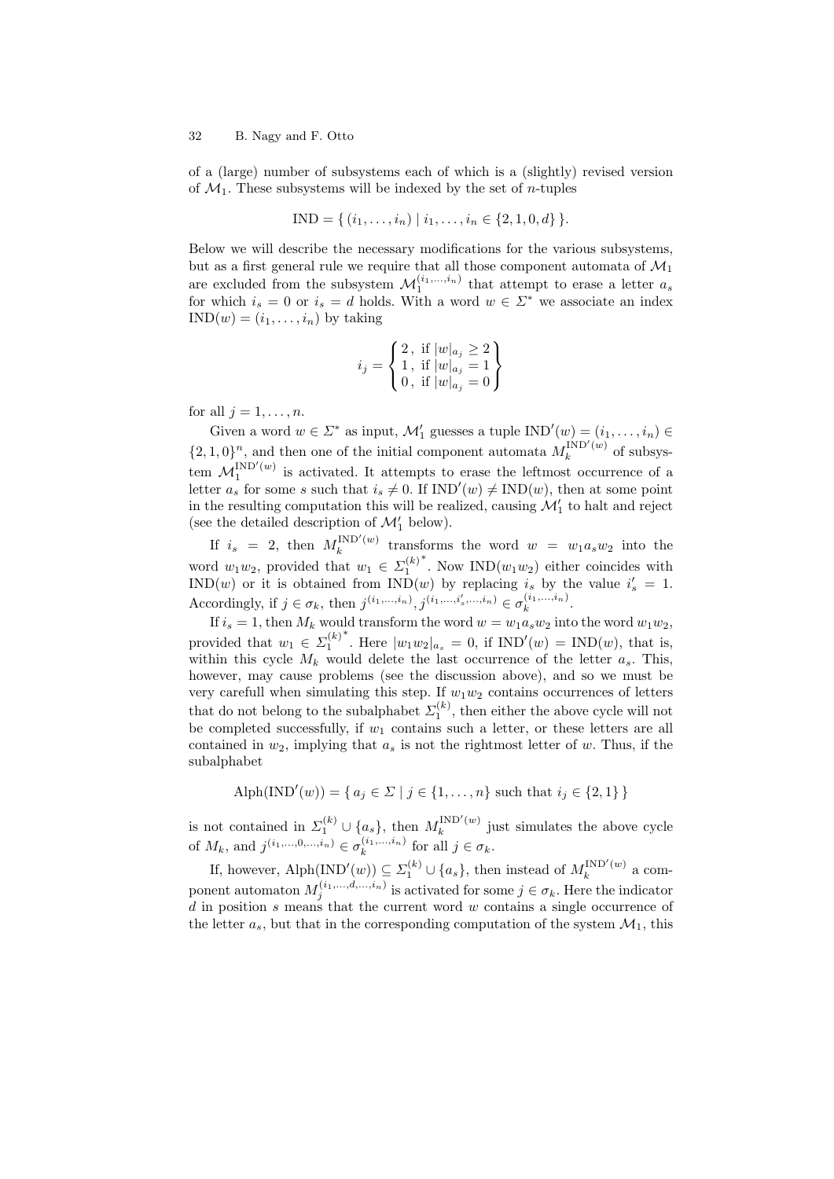of a (large) number of subsystems each of which is a (slightly) revised version of $\mathcal{M}_1$. These subsystems will be indexed by the set of $n$-tuples

$$\mathrm{IND} = \{ (i_1, \ldots, i_n) \mid i_1, \ldots, i_n \in \{2, 1, 0, d\} \}.$$

Below we will describe the necessary modifications for the various subsystems, but as a first general rule we require that all those component automata of $\mathcal{M}_1$ are excluded from the subsystem $\mathcal{M}_1^{(i_1,\ldots,i_n)}$ that attempt to erase a letter $a_s$ for which $i_s = 0$ or $i_s = d$ holds. With a word $w \in \Sigma^*$ we associate an index $\mathrm{IND}(w) = (i_1, \ldots, i_n)$ by taking

$$i_j = \left\{ \begin{array}{l} 2\,, \text{ if } |w|_{a_j} \geq 2 \\ 1\,, \text{ if } |w|_{a_j} = 1 \\ 0\,, \text{ if } |w|_{a_j} = 0 \end{array} \right\}$$

for all $j = 1, \ldots, n$.

Given a word $w \in \Sigma^*$ as input, $\mathcal{M}'_1$ guesses a tuple $\mathrm{IND}'(w) = (i_1, \ldots, i_n) \in \{2, 1, 0\}^n$, and then one of the initial component automata $M_k^{\mathrm{IND}'(w)}$ of subsystem $\mathcal{M}_1^{\mathrm{IND}'(w)}$ is activated. It attempts to erase the leftmost occurrence of a letter $a_s$ for some $s$ such that $i_s \neq 0$. If $\mathrm{IND}'(w) \neq \mathrm{IND}(w)$, then at some point in the resulting computation this will be realized, causing $\mathcal{M}'_1$ to halt and reject (see the detailed description of $\mathcal{M}'_1$ below).

If $i_s = 2$, then $M_k^{\mathrm{IND}'(w)}$ transforms the word $w = w_1 a_s w_2$ into the word $w_1 w_2$, provided that $w_1 \in {\Sigma_1^{(k)}}^*$. Now $\mathrm{IND}(w_1 w_2)$ either coincides with $\mathrm{IND}(w)$ or it is obtained from $\mathrm{IND}(w)$ by replacing $i_s$ by the value $i'_s = 1$. Accordingly, if $j \in \sigma_k$, then $j^{(i_1,\ldots,i_n)}, j^{(i_1,\ldots,i'_s,\ldots,i_n)} \in \sigma_k^{(i_1,\ldots,i_n)}$.

If $i_s = 1$, then $M_k$ would transform the word $w = w_1 a_s w_2$ into the word $w_1 w_2$, provided that $w_1 \in {\Sigma_1^{(k)}}^*$. Here $|w_1 w_2|_{a_s} = 0$, if $\mathrm{IND}'(w) = \mathrm{IND}(w)$, that is, within this cycle $M_k$ would delete the last occurrence of the letter $a_s$. This, however, may cause problems (see the discussion above), and so we must be very carefull when simulating this step. If $w_1 w_2$ contains occurrences of letters that do not belong to the subalphabet $\Sigma_1^{(k)}$, then either the above cycle will not be completed successfully, if $w_1$ contains such a letter, or these letters are all contained in $w_2$, implying that $a_s$ is not the rightmost letter of $w$. Thus, if the subalphabet

$$\mathrm{Alph}(\mathrm{IND}'(w)) = \{ a_j \in \Sigma \mid j \in \{1, \ldots, n\} \text{ such that } i_j \in \{2, 1\} \}$$

is not contained in $\Sigma_1^{(k)} \cup \{a_s\}$, then $M_k^{\mathrm{IND}'(w)}$ just simulates the above cycle of $M_k$, and $j^{(i_1,\ldots,0,\ldots,i_n)} \in \sigma_k^{(i_1,\ldots,i_n)}$ for all $j \in \sigma_k$.

If, however, $\mathrm{Alph}(\mathrm{IND}'(w)) \subseteq \Sigma_1^{(k)} \cup \{a_s\}$, then instead of $M_k^{\mathrm{IND}'(w)}$ a component automaton $M_j^{(i_1,\ldots,d,\ldots,i_n)}$ is activated for some $j \in \sigma_k$. Here the indicator $d$ in position $s$ means that the current word $w$ contains a single occurrence of the letter $a_s$, but that in the corresponding computation of the system $\mathcal{M}_1$, this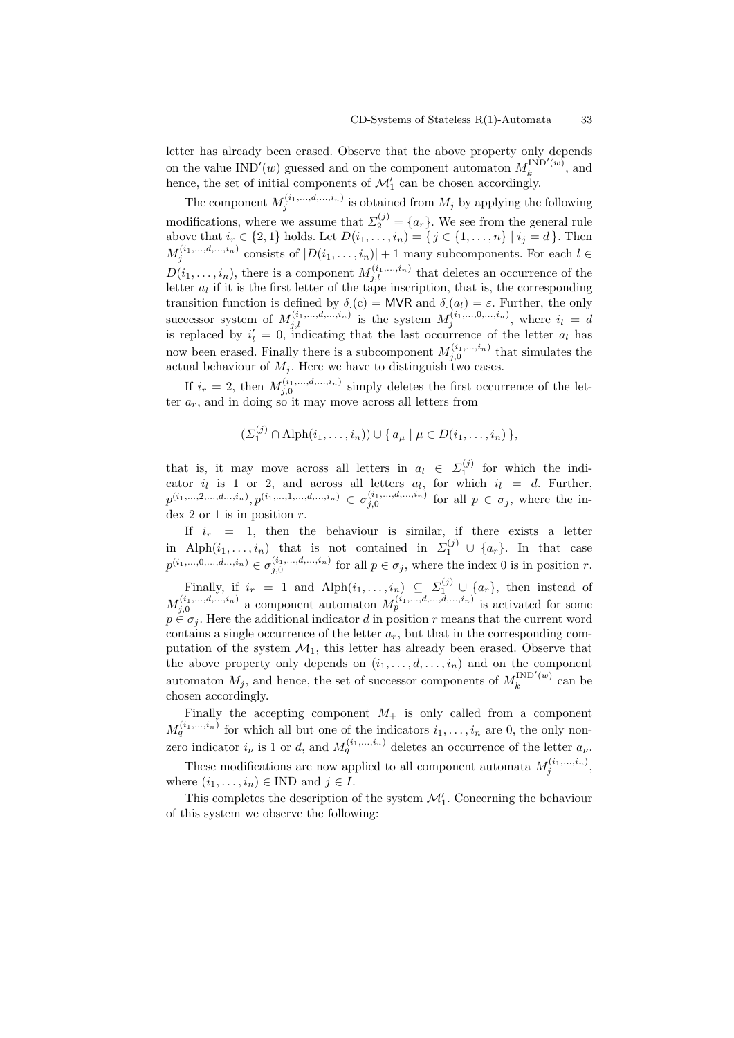letter has already been erased. Observe that the above property only depends on the value $\mathrm{IND}'(w)$ guessed and on the component automaton $M_k^{\mathrm{IND}'(w)}$, and hence, the set of initial components of $\mathcal{M}_1'$ can be chosen accordingly.

The component $M_j^{(i_1,\ldots,d,\ldots,i_n)}$ is obtained from $M_j$ by applying the following modifications, where we assume that $\Sigma_2^{(j)} = \{a_r\}$. We see from the general rule above that $i_r \in \{2,1\}$ holds. Let $D(i_1,\ldots,i_n) = \{\, j \in \{1,\ldots,n\} \mid i_j = d \,\}$. Then $M_j^{(i_1,\ldots,d,\ldots,i_n)}$ consists of $|D(i_1,\ldots,i_n)| + 1$ many subcomponents. For each $l \in D(i_1,\ldots,i_n)$, there is a component $M_{j,l}^{(i_1,\ldots,i_n)}$ that deletes an occurrence of the letter $a_l$ if it is the first letter of the tape inscription, that is, the corresponding transition function is defined by $\delta_{\cdot}(\mathfrak{c}) = \mathsf{MVR}$ and $\delta_{\cdot}(a_l) = \varepsilon$. Further, the only successor system of $M_{j,l}^{(i_1,\ldots,d,\ldots,i_n)}$ is the system $M_j^{(i_1,\ldots,0,\ldots,i_n)}$, where $i_l = d$ is replaced by $i_l' = 0$, indicating that the last occurrence of the letter $a_l$ has now been erased. Finally there is a subcomponent $M_{j,0}^{(i_1,\ldots,i_n)}$ that simulates the actual behaviour of $M_j$. Here we have to distinguish two cases.

If $i_r = 2$, then $M_{j,0}^{(i_1,\ldots,d,\ldots,i_n)}$ simply deletes the first occurrence of the letter $a_r$, and in doing so it may move across all letters from

$$(\Sigma_1^{(j)} \cap \mathrm{Alph}(i_1,\ldots,i_n)) \cup \{\, a_\mu \mid \mu \in D(i_1,\ldots,i_n) \,\},$$

that is, it may move across all letters in $a_l \in \Sigma_1^{(j)}$ for which the indicator $i_l$ is 1 or 2, and across all letters $a_l$, for which $i_l = d$. Further, $p^{(i_1,\ldots,2,\ldots,d\ldots,i_n)}, p^{(i_1,\ldots,1,\ldots,d,\ldots,i_n)} \in \sigma_{j,0}^{(i_1,\ldots,d,\ldots,i_n)}$ for all $p \in \sigma_j$, where the index 2 or 1 is in position $r$.

If $i_r = 1$, then the behaviour is similar, if there exists a letter in $\mathrm{Alph}(i_1,\ldots,i_n)$ that is not contained in $\Sigma_1^{(j)} \cup \{a_r\}$. In that case $p^{(i_1,\ldots,0,\ldots,d\ldots,i_n)} \in \sigma_{j,0}^{(i_1,\ldots,d,\ldots,i_n)}$ for all $p \in \sigma_j$, where the index 0 is in position $r$.

Finally, if $i_r = 1$ and $\mathrm{Alph}(i_1,\ldots,i_n) \subseteq \Sigma_1^{(j)} \cup \{a_r\}$, then instead of $M_{j,0}^{(i_1,\ldots,d,\ldots,i_n)}$ a component automaton $M_p^{(i_1,\ldots,d,\ldots,d,\ldots,i_n)}$ is activated for some $p \in \sigma_j$. Here the additional indicator $d$ in position $r$ means that the current word contains a single occurrence of the letter $a_r$, but that in the corresponding computation of the system $\mathcal{M}_1$, this letter has already been erased. Observe that the above property only depends on $(i_1,\ldots,d,\ldots,i_n)$ and on the component automaton $M_j$, and hence, the set of successor components of $M_k^{\mathrm{IND}'(w)}$ can be chosen accordingly.

Finally the accepting component $M_+$ is only called from a component $M_q^{(i_1,\ldots,i_n)}$ for which all but one of the indicators $i_1,\ldots,i_n$ are 0, the only nonzero indicator $i_\nu$ is 1 or $d$, and $M_q^{(i_1,\ldots,i_n)}$ deletes an occurrence of the letter $a_\nu$.

These modifications are now applied to all component automata $M_j^{(i_1,\ldots,i_n)}$, where $(i_1,\ldots,i_n) \in \mathrm{IND}$ and $j \in I$.

This completes the description of the system $\mathcal{M}_1'$. Concerning the behaviour of this system we observe the following: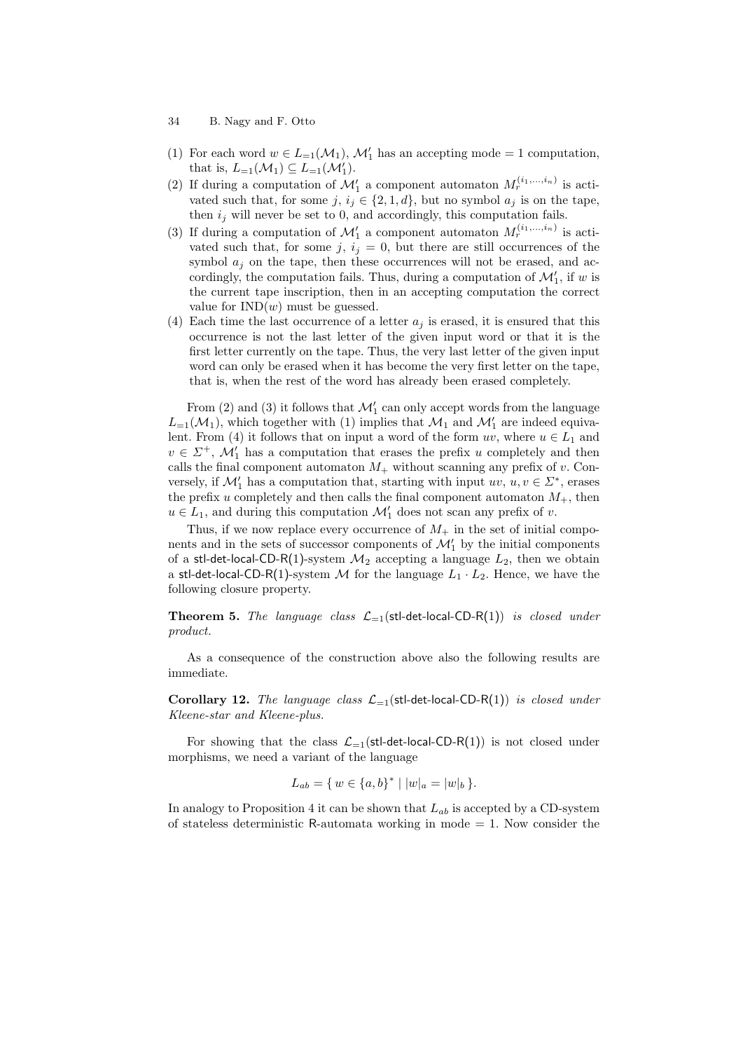(1) For each word $w \in L_{=1}(\mathcal{M}_1)$, $\mathcal{M}'_1$ has an accepting mode $= 1$ computation, that is, $L_{=1}(\mathcal{M}_1) \subseteq L_{=1}(\mathcal{M}'_1)$.
(2) If during a computation of $\mathcal{M}'_1$ a component automaton $M_r^{(i_1,\ldots,i_n)}$ is activated such that, for some $j$, $i_j \in \{2, 1, d\}$, but no symbol $a_j$ is on the tape, then $i_j$ will never be set to 0, and accordingly, this computation fails.
(3) If during a computation of $\mathcal{M}'_1$ a component automaton $M_r^{(i_1,\ldots,i_n)}$ is activated such that, for some $j$, $i_j = 0$, but there are still occurrences of the symbol $a_j$ on the tape, then these occurrences will not be erased, and accordingly, the computation fails. Thus, during a computation of $\mathcal{M}'_1$, if $w$ is the current tape inscription, then in an accepting computation the correct value for $\mathrm{IND}(w)$ must be guessed.
(4) Each time the last occurrence of a letter $a_j$ is erased, it is ensured that this occurrence is not the last letter of the given input word or that it is the first letter currently on the tape. Thus, the very last letter of the given input word can only be erased when it has become the very first letter on the tape, that is, when the rest of the word has already been erased completely.

From (2) and (3) it follows that $\mathcal{M}'_1$ can only accept words from the language $L_{=1}(\mathcal{M}_1)$, which together with (1) implies that $\mathcal{M}_1$ and $\mathcal{M}'_1$ are indeed equivalent. From (4) it follows that on input a word of the form $uv$, where $u \in L_1$ and $v \in \Sigma^+$, $\mathcal{M}'_1$ has a computation that erases the prefix $u$ completely and then calls the final component automaton $M_+$ without scanning any prefix of $v$. Conversely, if $\mathcal{M}'_1$ has a computation that, starting with input $uv$, $u, v \in \Sigma^*$, erases the prefix $u$ completely and then calls the final component automaton $M_+$, then $u \in L_1$, and during this computation $\mathcal{M}'_1$ does not scan any prefix of $v$.

Thus, if we now replace every occurrence of $M_+$ in the set of initial components and in the sets of successor components of $\mathcal{M}'_1$ by the initial components of a stl-det-local-CD-R(1)-system $\mathcal{M}_2$ accepting a language $L_2$, then we obtain a stl-det-local-CD-R(1)-system $\mathcal{M}$ for the language $L_1 \cdot L_2$. Hence, we have the following closure property.

**Theorem 5.** *The language class $\mathcal{L}_{=1}$(stl-det-local-CD-R(1)) is closed under product.*

As a consequence of the construction above also the following results are immediate.

**Corollary 12.** *The language class $\mathcal{L}_{=1}$(stl-det-local-CD-R(1)) is closed under Kleene-star and Kleene-plus.*

For showing that the class $\mathcal{L}_{=1}$(stl-det-local-CD-R(1)) is not closed under morphisms, we need a variant of the language

$$L_{ab} = \{\, w \in \{a,b\}^* \mid |w|_a = |w|_b \,\}.$$

In analogy to Proposition 4 it can be shown that $L_{ab}$ is accepted by a CD-system of stateless deterministic R-automata working in mode $= 1$. Now consider the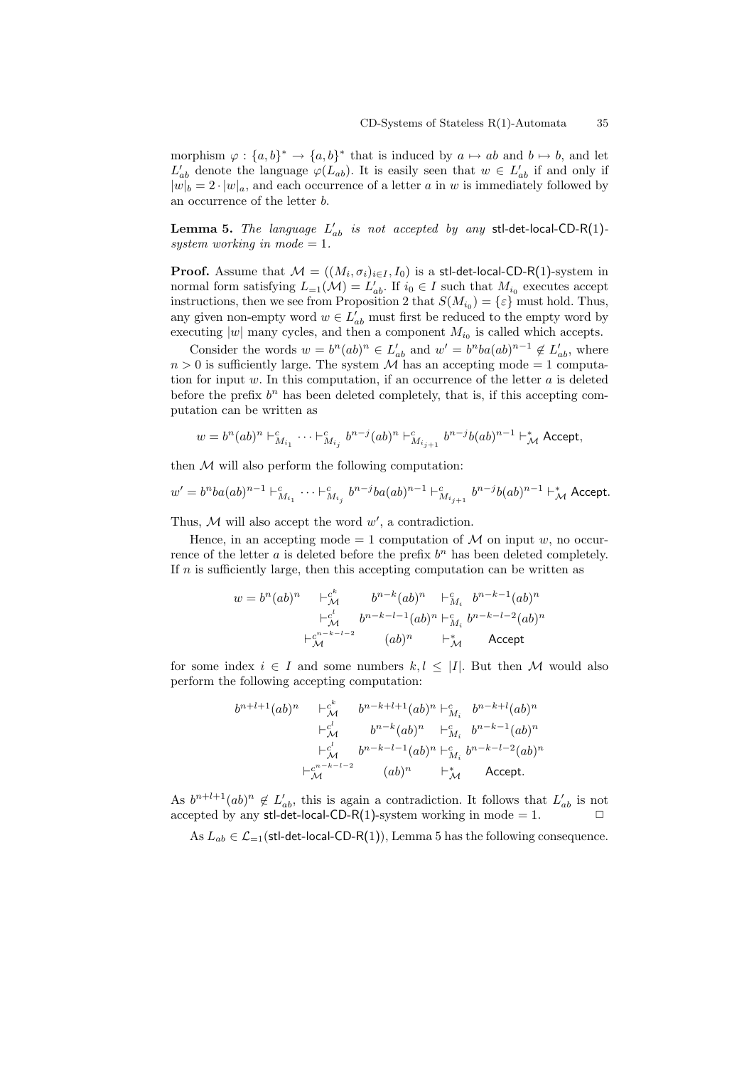morphism $\varphi : \{a,b\}^* \to \{a,b\}^*$ that is induced by $a \mapsto ab$ and $b \mapsto b$, and let $L'_{ab}$ denote the language $\varphi(L_{ab})$. It is easily seen that $w \in L'_{ab}$ if and only if $|w|_b = 2 \cdot |w|_a$, and each occurrence of a letter $a$ in $w$ is immediately followed by an occurrence of the letter $b$.

**Lemma 5.** *The language $L'_{ab}$ is not accepted by any* stl-det-local-CD-R(1)*-system working in mode* $= 1$.

**Proof.** Assume that $\mathcal{M} = ((M_i, \sigma_i)_{i \in I}, I_0)$ is a stl-det-local-CD-R(1)-system in normal form satisfying $L_{=1}(\mathcal{M}) = L'_{ab}$. If $i_0 \in I$ such that $M_{i_0}$ executes accept instructions, then we see from Proposition 2 that $S(M_{i_0}) = \{\varepsilon\}$ must hold. Thus, any given non-empty word $w \in L'_{ab}$ must first be reduced to the empty word by executing $|w|$ many cycles, and then a component $M_{i_0}$ is called which accepts.

Consider the words $w = b^n(ab)^n \in L'_{ab}$ and $w' = b^n ba(ab)^{n-1} \notin L'_{ab}$, where $n > 0$ is sufficiently large. The system $\mathcal{M}$ has an accepting mode $= 1$ computation for input $w$. In this computation, if an occurrence of the letter $a$ is deleted before the prefix $b^n$ has been deleted completely, that is, if this accepting computation can be written as

$$w = b^n(ab)^n \vdash^c_{M_{i_1}} \cdots \vdash^c_{M_{i_j}} b^{n-j}(ab)^n \vdash^c_{M_{i_{j+1}}} b^{n-j}b(ab)^{n-1} \vdash^*_{\mathcal{M}} \mathsf{Accept},$$

then $\mathcal{M}$ will also perform the following computation:

$$w' = b^n ba(ab)^{n-1} \vdash^c_{M_{i_1}} \cdots \vdash^c_{M_{i_j}} b^{n-j}ba(ab)^{n-1} \vdash^c_{M_{i_{j+1}}} b^{n-j}b(ab)^{n-1} \vdash^*_{\mathcal{M}} \mathsf{Accept}.$$

Thus, $\mathcal{M}$ will also accept the word $w'$, a contradiction.

Hence, in an accepting mode $= 1$ computation of $\mathcal{M}$ on input $w$, no occurrence of the letter $a$ is deleted before the prefix $b^n$ has been deleted completely. If $n$ is sufficiently large, then this accepting computation can be written as

$$\begin{array}{rcl} w = b^n(ab)^n & \vdash^{c^k}_{\mathcal{M}} & b^{n-k}(ab)^n \vdash^c_{M_i} b^{n-k-1}(ab)^n \\ & \vdash^{c^l}_{\mathcal{M}} & b^{n-k-l-1}(ab)^n \vdash^c_{M_i} b^{n-k-l-2}(ab)^n \\ & \vdash^{c^{n-k-l-2}}_{\mathcal{M}} & (ab)^n \vdash^*_{\mathcal{M}} \mathsf{Accept} \end{array}$$

for some index $i \in I$ and some numbers $k, l \leq |I|$. But then $\mathcal{M}$ would also perform the following accepting computation:

$$\begin{array}{rcl} b^{n+l+1}(ab)^n & \vdash^{c^k}_{\mathcal{M}} & b^{n-k+l+1}(ab)^n \vdash^c_{M_i} b^{n-k+l}(ab)^n \\ & \vdash^{c^l}_{\mathcal{M}} & b^{n-k}(ab)^n \vdash^c_{M_i} b^{n-k-1}(ab)^n \\ & \vdash^{c^l}_{\mathcal{M}} & b^{n-k-l-1}(ab)^n \vdash^c_{M_i} b^{n-k-l-2}(ab)^n \\ & \vdash^{c^{n-k-l-2}}_{\mathcal{M}} & (ab)^n \vdash^*_{\mathcal{M}} \mathsf{Accept}. \end{array}$$

As $b^{n+l+1}(ab)^n \notin L'_{ab}$, this is again a contradiction. It follows that $L'_{ab}$ is not accepted by any stl-det-local-CD-R(1)-system working in mode $= 1$. □

As $L_{ab} \in \mathcal{L}_{=1}$(stl-det-local-CD-R(1)), Lemma 5 has the following consequence.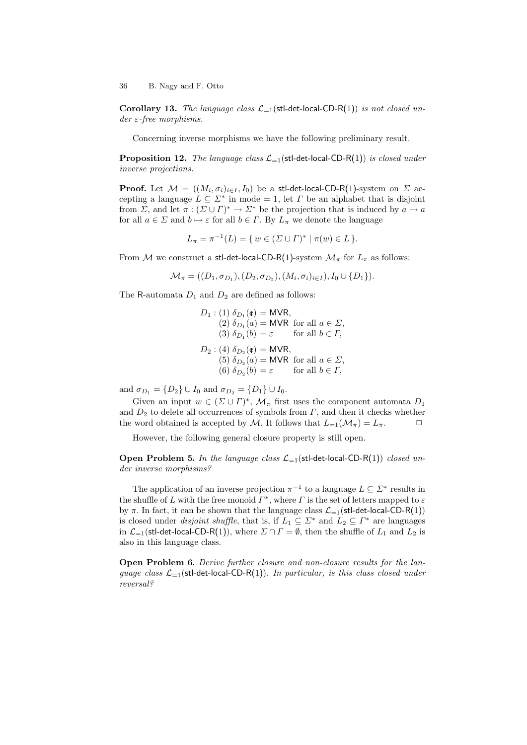**Corollary 13.** *The language class* $\mathcal{L}_{=1}(\mathsf{stl\text{-}det\text{-}local\text{-}CD\text{-}R(1)})$ *is not closed under* $\varepsilon$*-free morphisms.*

Concerning inverse morphisms we have the following preliminary result.

**Proposition 12.** *The language class* $\mathcal{L}_{=1}(\mathsf{stl\text{-}det\text{-}local\text{-}CD\text{-}R(1)})$ *is closed under inverse projections.*

**Proof.** Let $\mathcal{M} = ((M_i, \sigma_i)_{i \in I}, I_0)$ be a $\mathsf{stl\text{-}det\text{-}local\text{-}CD\text{-}R(1)}$-system on $\Sigma$ accepting a language $L \subseteq \Sigma^*$ in mode $= 1$, let $\Gamma$ be an alphabet that is disjoint from $\Sigma$, and let $\pi : (\Sigma \cup \Gamma)^* \to \Sigma^*$ be the projection that is induced by $a \mapsto a$ for all $a \in \Sigma$ and $b \mapsto \varepsilon$ for all $b \in \Gamma$. By $L_\pi$ we denote the language

$$L_\pi = \pi^{-1}(L) = \{\, w \in (\Sigma \cup \Gamma)^* \mid \pi(w) \in L \,\}.$$

From $\mathcal{M}$ we construct a $\mathsf{stl\text{-}det\text{-}local\text{-}CD\text{-}R(1)}$-system $\mathcal{M}_\pi$ for $L_\pi$ as follows:

$$\mathcal{M}_\pi = ((D_1, \sigma_{D_1}), (D_2, \sigma_{D_2}), (M_i, \sigma_i)_{i \in I}, I_0 \cup \{D_1\}).$$

The $\mathsf{R}$-automata $D_1$ and $D_2$ are defined as follows:

$$
\begin{aligned}
D_1 : &\ (1)\ \delta_{D_1}(\text{¢}) = \mathsf{MVR}, \\
&\ (2)\ \delta_{D_1}(a) = \mathsf{MVR} \ \text{ for all } a \in \Sigma, \\
&\ (3)\ \delta_{D_1}(b) = \varepsilon \qquad \text{for all } b \in \Gamma, \\
D_2 : &\ (4)\ \delta_{D_2}(\text{¢}) = \mathsf{MVR}, \\
&\ (5)\ \delta_{D_2}(a) = \mathsf{MVR} \ \text{ for all } a \in \Sigma, \\
&\ (6)\ \delta_{D_2}(b) = \varepsilon \qquad \text{for all } b \in \Gamma,
\end{aligned}
$$

and $\sigma_{D_1} = \{D_2\} \cup I_0$ and $\sigma_{D_2} = \{D_1\} \cup I_0$.

Given an input $w \in (\Sigma \cup \Gamma)^*$, $\mathcal{M}_\pi$ first uses the component automata $D_1$ and $D_2$ to delete all occurrences of symbols from $\Gamma$, and then it checks whether the word obtained is accepted by $\mathcal{M}$. It follows that $L_{=1}(\mathcal{M}_\pi) = L_\pi$. $\square$

However, the following general closure property is still open.

**Open Problem 5.** *In the language class* $\mathcal{L}_{=1}(\mathsf{stl\text{-}det\text{-}local\text{-}CD\text{-}R(1)})$ *closed under inverse morphisms?*

The application of an inverse projection $\pi^{-1}$ to a language $L \subseteq \Sigma^*$ results in the shuffle of $L$ with the free monoid $\Gamma^*$, where $\Gamma$ is the set of letters mapped to $\varepsilon$ by $\pi$. In fact, it can be shown that the language class $\mathcal{L}_{=1}(\mathsf{stl\text{-}det\text{-}local\text{-}CD\text{-}R(1)})$ is closed under *disjoint shuffle*, that is, if $L_1 \subseteq \Sigma^*$ and $L_2 \subseteq \Gamma^*$ are languages in $\mathcal{L}_{=1}(\mathsf{stl\text{-}det\text{-}local\text{-}CD\text{-}R(1)})$, where $\Sigma \cap \Gamma = \emptyset$, then the shuffle of $L_1$ and $L_2$ is also in this language class.

**Open Problem 6.** *Derive further closure and non-closure results for the language class* $\mathcal{L}_{=1}(\mathsf{stl\text{-}det\text{-}local\text{-}CD\text{-}R(1)})$*. In particular, is this class closed under reversal?*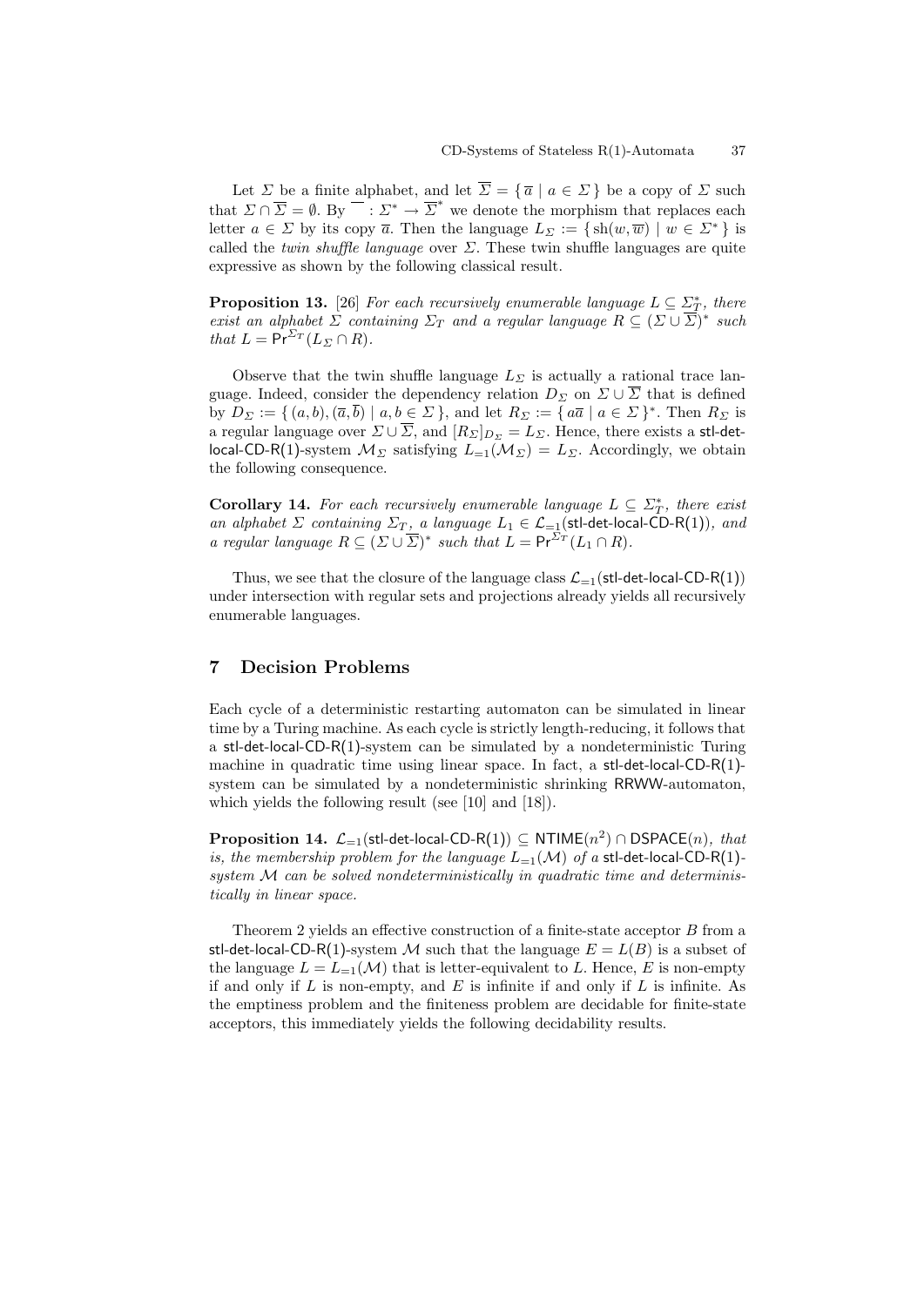Let $\Sigma$ be a finite alphabet, and let $\overline{\Sigma} = \{ \overline{a} \mid a \in \Sigma \}$ be a copy of $\Sigma$ such that $\Sigma \cap \overline{\Sigma} = \emptyset$. By $\overline{\phantom{a}} : \Sigma^* \to \overline{\Sigma}^*$ we denote the morphism that replaces each letter $a \in \Sigma$ by its copy $\overline{a}$. Then the language $L_\Sigma := \{ \mathrm{sh}(w, \overline{w}) \mid w \in \Sigma^* \}$ is called the *twin shuffle language* over $\Sigma$. These twin shuffle languages are quite expressive as shown by the following classical result.

**Proposition 13.** [26] *For each recursively enumerable language $L \subseteq \Sigma_T^*$, there exist an alphabet $\Sigma$ containing $\Sigma_T$ and a regular language $R \subseteq (\Sigma \cup \overline{\Sigma})^*$ such that $L = \mathsf{Pr}^{\Sigma_T}(L_\Sigma \cap R)$.*

Observe that the twin shuffle language $L_\Sigma$ is actually a rational trace language. Indeed, consider the dependency relation $D_\Sigma$ on $\Sigma \cup \overline{\Sigma}$ that is defined by $D_\Sigma := \{ (a, b), (\overline{a}, \overline{b}) \mid a, b \in \Sigma \}$, and let $R_\Sigma := \{ a\overline{a} \mid a \in \Sigma \}^*$. Then $R_\Sigma$ is a regular language over $\Sigma \cup \overline{\Sigma}$, and $[R_\Sigma]_{D_\Sigma} = L_\Sigma$. Hence, there exists a stl-det-local-CD-R(1)-system $\mathcal{M}_\Sigma$ satisfying $L_{=1}(\mathcal{M}_\Sigma) = L_\Sigma$. Accordingly, we obtain the following consequence.

**Corollary 14.** *For each recursively enumerable language $L \subseteq \Sigma_T^*$, there exist an alphabet $\Sigma$ containing $\Sigma_T$, a language $L_1 \in \mathcal{L}_{=1}(\text{stl-det-local-CD-R(1)})$, and a regular language $R \subseteq (\Sigma \cup \overline{\Sigma})^*$ such that $L = \mathsf{Pr}^{\Sigma_T}(L_1 \cap R)$.*

Thus, we see that the closure of the language class $\mathcal{L}_{=1}(\text{stl-det-local-CD-R(1)})$ under intersection with regular sets and projections already yields all recursively enumerable languages.

## 7 Decision Problems

Each cycle of a deterministic restarting automaton can be simulated in linear time by a Turing machine. As each cycle is strictly length-reducing, it follows that a stl-det-local-CD-R(1)-system can be simulated by a nondeterministic Turing machine in quadratic time using linear space. In fact, a stl-det-local-CD-R(1)-system can be simulated by a nondeterministic shrinking RRWW-automaton, which yields the following result (see [10] and [18]).

**Proposition 14.** $\mathcal{L}_{=1}(\text{stl-det-local-CD-R(1)}) \subseteq \mathsf{NTIME}(n^2) \cap \mathsf{DSPACE}(n)$*, that is, the membership problem for the language $L_{=1}(\mathcal{M})$ of a stl-det-local-CD-R(1)-system $\mathcal{M}$ can be solved nondeterministically in quadratic time and deterministically in linear space.*

Theorem 2 yields an effective construction of a finite-state acceptor $B$ from a stl-det-local-CD-R(1)-system $\mathcal{M}$ such that the language $E = L(B)$ is a subset of the language $L = L_{=1}(\mathcal{M})$ that is letter-equivalent to $L$. Hence, $E$ is non-empty if and only if $L$ is non-empty, and $E$ is infinite if and only if $L$ is infinite. As the emptiness problem and the finiteness problem are decidable for finite-state acceptors, this immediately yields the following decidability results.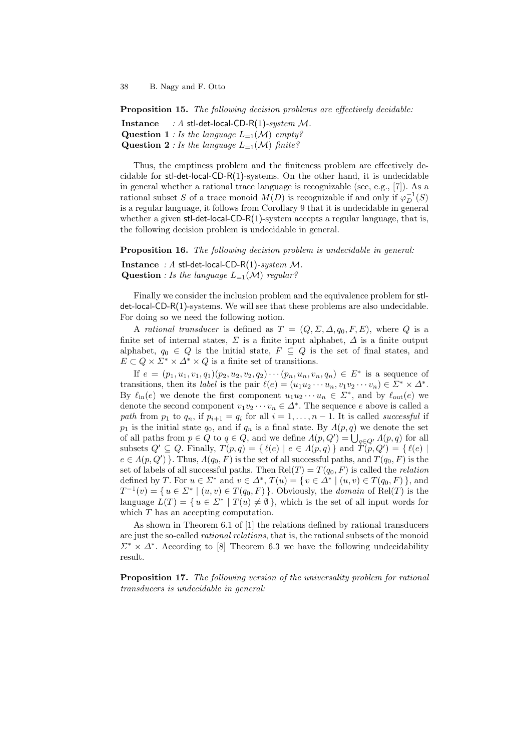**Proposition 15.** *The following decision problems are effectively decidable:*

**Instance** *: A* stl-det-local-CD-R(1)*-system* $\mathcal{M}$*.*
**Question 1** *: Is the language* $L_{=1}(\mathcal{M})$ *empty?*
**Question 2** *: Is the language* $L_{=1}(\mathcal{M})$ *finite?*

Thus, the emptiness problem and the finiteness problem are effectively decidable for stl-det-local-CD-R(1)-systems. On the other hand, it is undecidable in general whether a rational trace language is recognizable (see, e.g., [7]). As a rational subset $S$ of a trace monoid $M(D)$ is recognizable if and only if $\varphi_D^{-1}(S)$ is a regular language, it follows from Corollary 9 that it is undecidable in general whether a given stl-det-local-CD-R(1)-system accepts a regular language, that is, the following decision problem is undecidable in general.

**Proposition 16.** *The following decision problem is undecidable in general:*

**Instance** *: A* stl-det-local-CD-R(1)*-system* $\mathcal{M}$*.*
**Question** *: Is the language* $L_{=1}(\mathcal{M})$ *regular?*

Finally we consider the inclusion problem and the equivalence problem for stl-det-local-CD-R(1)-systems. We will see that these problems are also undecidable. For doing so we need the following notion.

A *rational transducer* is defined as $T = (Q, \Sigma, \Delta, q_0, F, E)$, where $Q$ is a finite set of internal states, $\Sigma$ is a finite input alphabet, $\Delta$ is a finite output alphabet, $q_0 \in Q$ is the initial state, $F \subseteq Q$ is the set of final states, and $E \subset Q \times \Sigma^* \times \Delta^* \times Q$ is a finite set of transitions.

If $e = (p_1, u_1, v_1, q_1)(p_2, u_2, v_2, q_2) \cdots (p_n, u_n, v_n, q_n) \in E^*$ is a sequence of transitions, then its *label* is the pair $\ell(e) = (u_1 u_2 \cdots u_n, v_1 v_2 \cdots v_n) \in \Sigma^* \times \Delta^*$. By $\ell_{\text{in}}(e)$ we denote the first component $u_1 u_2 \cdots u_n \in \Sigma^*$, and by $\ell_{\text{out}}(e)$ we denote the second component $v_1 v_2 \cdots v_n \in \Delta^*$. The sequence $e$ above is called a *path* from $p_1$ to $q_n$, if $p_{i+1} = q_i$ for all $i = 1, \ldots, n-1$. It is called *successful* if $p_1$ is the initial state $q_0$, and if $q_n$ is a final state. By $\Lambda(p, q)$ we denote the set of all paths from $p \in Q$ to $q \in Q$, and we define $\Lambda(p, Q') = \bigcup_{q \in Q'} \Lambda(p, q)$ for all subsets $Q' \subseteq Q$. Finally, $T(p, q) = \{\, \ell(e) \mid e \in \Lambda(p, q) \,\}$ and $T(p, Q') = \{\, \ell(e) \mid e \in \Lambda(p, Q') \,\}$. Thus, $\Lambda(q_0, F)$ is the set of all successful paths, and $T(q_0, F)$ is the set of labels of all successful paths. Then $\text{Rel}(T) = T(q_0, F)$ is called the *relation* defined by $T$. For $u \in \Sigma^*$ and $v \in \Delta^*$, $T(u) = \{\, v \in \Delta^* \mid (u, v) \in T(q_0, F) \,\}$, and $T^{-1}(v) = \{\, u \in \Sigma^* \mid (u, v) \in T(q_0, F) \,\}$. Obviously, the *domain* of $\text{Rel}(T)$ is the language $L(T) = \{\, u \in \Sigma^* \mid T(u) \neq \emptyset \,\}$, which is the set of all input words for which $T$ has an accepting computation.

As shown in Theorem 6.1 of [1] the relations defined by rational transducers are just the so-called *rational relations*, that is, the rational subsets of the monoid $\Sigma^* \times \Delta^*$. According to [8] Theorem 6.3 we have the following undecidability result.

**Proposition 17.** *The following version of the universality problem for rational transducers is undecidable in general:*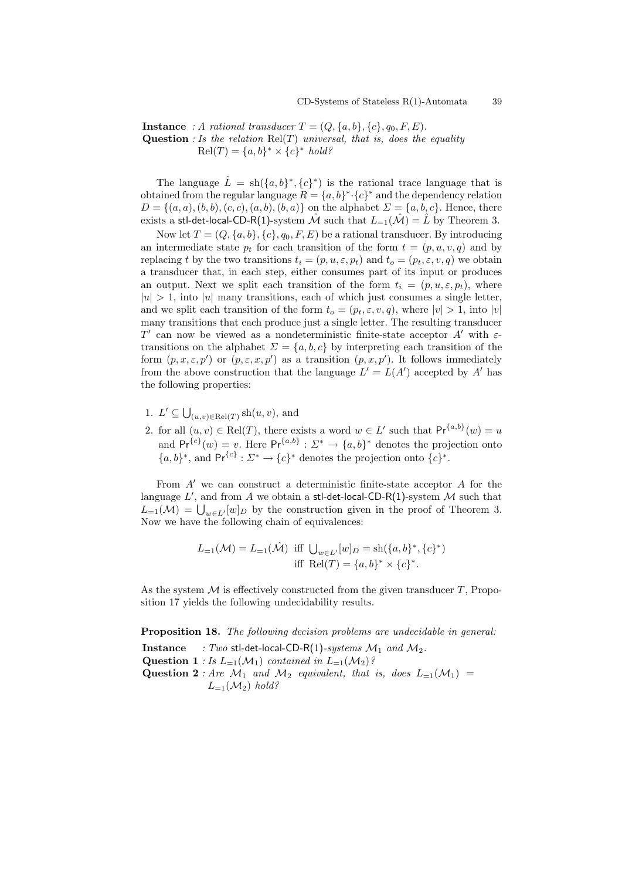**Instance** : *A rational transducer* $T = (Q, \{a,b\}, \{c\}, q_0, F, E)$.
**Question** : *Is the relation* $\text{Rel}(T)$ *universal, that is, does the equality* $\text{Rel}(T) = \{a,b\}^* \times \{c\}^*$ *hold?*

The language $\hat{L} = \text{sh}(\{a,b\}^*, \{c\}^*)$ is the rational trace language that is obtained from the regular language $R = \{a,b\}^* \cdot \{c\}^*$ and the dependency relation $D = \{(a,a),(b,b),(c,c),(a,b),(b,a)\}$ on the alphabet $\Sigma = \{a,b,c\}$. Hence, there exists a stl-det-local-CD-R(1)-system $\hat{\mathcal{M}}$ such that $L_{=1}(\hat{\mathcal{M}}) = \hat{L}$ by Theorem 3.

Now let $T = (Q, \{a,b\}, \{c\}, q_0, F, E)$ be a rational transducer. By introducing an intermediate state $p_t$ for each transition of the form $t = (p, u, v, q)$ and by replacing $t$ by the two transitions $t_i = (p, u, \varepsilon, p_t)$ and $t_o = (p_t, \varepsilon, v, q)$ we obtain a transducer that, in each step, either consumes part of its input or produces an output. Next we split each transition of the form $t_i = (p, u, \varepsilon, p_t)$, where $|u| > 1$, into $|u|$ many transitions, each of which just consumes a single letter, and we split each transition of the form $t_o = (p_t, \varepsilon, v, q)$, where $|v| > 1$, into $|v|$ many transitions that each produce just a single letter. The resulting transducer $T'$ can now be viewed as a nondeterministic finite-state acceptor $A'$ with $\varepsilon$-transitions on the alphabet $\Sigma = \{a,b,c\}$ by interpreting each transition of the form $(p, x, \varepsilon, p')$ or $(p, \varepsilon, x, p')$ as a transition $(p, x, p')$. It follows immediately from the above construction that the language $L' = L(A')$ accepted by $A'$ has the following properties:

1. $L' \subseteq \bigcup_{(u,v) \in \text{Rel}(T)} \text{sh}(u,v)$, and
2. for all $(u,v) \in \text{Rel}(T)$, there exists a word $w \in L'$ such that $\mathsf{Pr}^{\{a,b\}}(w) = u$ and $\mathsf{Pr}^{\{c\}}(w) = v$. Here $\mathsf{Pr}^{\{a,b\}} : \Sigma^* \to \{a,b\}^*$ denotes the projection onto $\{a,b\}^*$, and $\mathsf{Pr}^{\{c\}} : \Sigma^* \to \{c\}^*$ denotes the projection onto $\{c\}^*$.

From $A'$ we can construct a deterministic finite-state acceptor $A$ for the language $L'$, and from $A$ we obtain a stl-det-local-CD-R(1)-system $\mathcal{M}$ such that $L_{=1}(\mathcal{M}) = \bigcup_{w \in L'} [w]_D$ by the construction given in the proof of Theorem 3. Now we have the following chain of equivalences:

$$
\begin{aligned}
L_{=1}(\mathcal{M}) = L_{=1}(\hat{\mathcal{M}}) \ \text{ iff } \ & \textstyle\bigcup_{w \in L'} [w]_D = \text{sh}(\{a,b\}^*, \{c\}^*) \\
\text{ iff } \ & \text{Rel}(T) = \{a,b\}^* \times \{c\}^*.
\end{aligned}
$$

As the system $\mathcal{M}$ is effectively constructed from the given transducer $T$, Proposition 17 yields the following undecidability results.

**Proposition 18.** *The following decision problems are undecidable in general:*

**Instance** : *Two* stl-det-local-CD-R(1)*-systems* $\mathcal{M}_1$ *and* $\mathcal{M}_2$.
**Question 1** : *Is* $L_{=1}(\mathcal{M}_1)$ *contained in* $L_{=1}(\mathcal{M}_2)$*?*
**Question 2** : *Are* $\mathcal{M}_1$ *and* $\mathcal{M}_2$ *equivalent, that is, does* $L_{=1}(\mathcal{M}_1) = L_{=1}(\mathcal{M}_2)$ *hold?*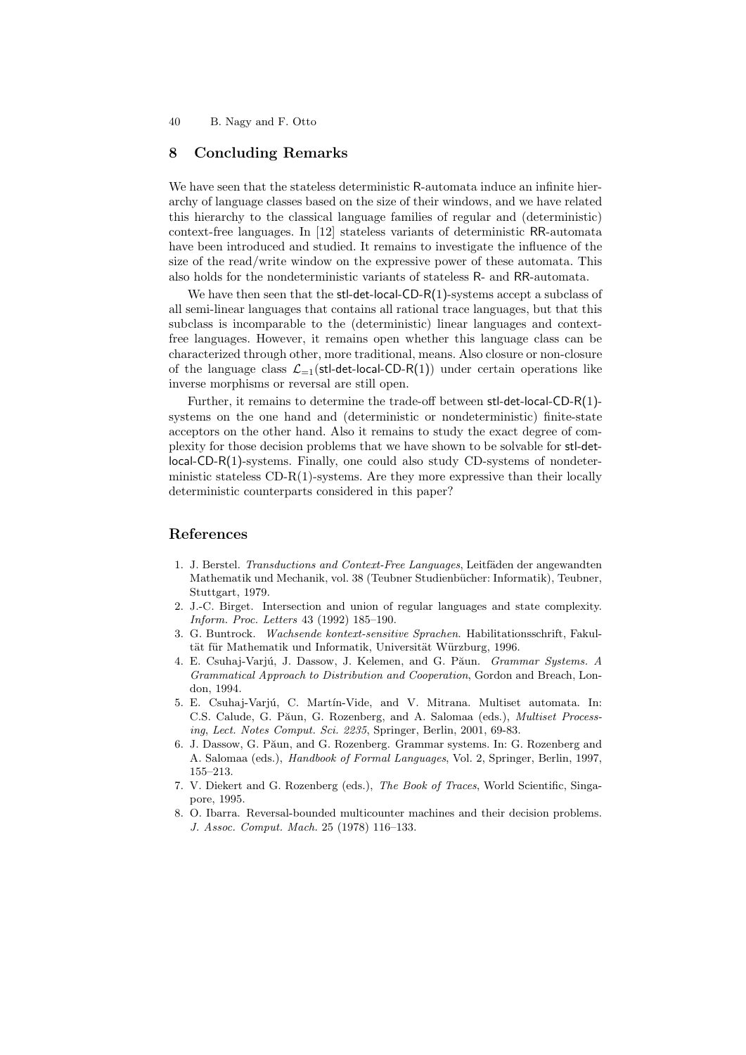## 8 Concluding Remarks

We have seen that the stateless deterministic R-automata induce an infinite hierarchy of language classes based on the size of their windows, and we have related this hierarchy to the classical language families of regular and (deterministic) context-free languages. In [12] stateless variants of deterministic RR-automata have been introduced and studied. It remains to investigate the influence of the size of the read/write window on the expressive power of these automata. This also holds for the nondeterministic variants of stateless R- and RR-automata.

We have then seen that the stl-det-local-CD-R(1)-systems accept a subclass of all semi-linear languages that contains all rational trace languages, but that this subclass is incomparable to the (deterministic) linear languages and context-free languages. However, it remains open whether this language class can be characterized through other, more traditional, means. Also closure or non-closure of the language class $\mathcal{L}_{=1}(\textsf{stl-det-local-CD-R}(1))$ under certain operations like inverse morphisms or reversal are still open.

Further, it remains to determine the trade-off between stl-det-local-CD-R(1)-systems on the one hand and (deterministic or nondeterministic) finite-state acceptors on the other hand. Also it remains to study the exact degree of complexity for those decision problems that we have shown to be solvable for stl-det-local-CD-R(1)-systems. Finally, one could also study CD-systems of nondeterministic stateless CD-R(1)-systems. Are they more expressive than their locally deterministic counterparts considered in this paper?

## References

1. J. Berstel. *Transductions and Context-Free Languages*, Leitfäden der angewandten Mathematik und Mechanik, vol. 38 (Teubner Studienbücher: Informatik), Teubner, Stuttgart, 1979.
2. J.-C. Birget. Intersection and union of regular languages and state complexity. *Inform. Proc. Letters* 43 (1992) 185–190.
3. G. Buntrock. *Wachsende kontext-sensitive Sprachen*. Habilitationsschrift, Fakultät für Mathematik und Informatik, Universität Würzburg, 1996.
4. E. Csuhaj-Varjú, J. Dassow, J. Kelemen, and G. Păun. *Grammar Systems. A Grammatical Approach to Distribution and Cooperation*, Gordon and Breach, London, 1994.
5. E. Csuhaj-Varjú, C. Martín-Vide, and V. Mitrana. Multiset automata. In: C.S. Calude, G. Păun, G. Rozenberg, and A. Salomaa (eds.), *Multiset Processing*, *Lect. Notes Comput. Sci. 2235*, Springer, Berlin, 2001, 69-83.
6. J. Dassow, G. Păun, and G. Rozenberg. Grammar systems. In: G. Rozenberg and A. Salomaa (eds.), *Handbook of Formal Languages*, Vol. 2, Springer, Berlin, 1997, 155–213.
7. V. Diekert and G. Rozenberg (eds.), *The Book of Traces*, World Scientific, Singapore, 1995.
8. O. Ibarra. Reversal-bounded multicounter machines and their decision problems. *J. Assoc. Comput. Mach.* 25 (1978) 116–133.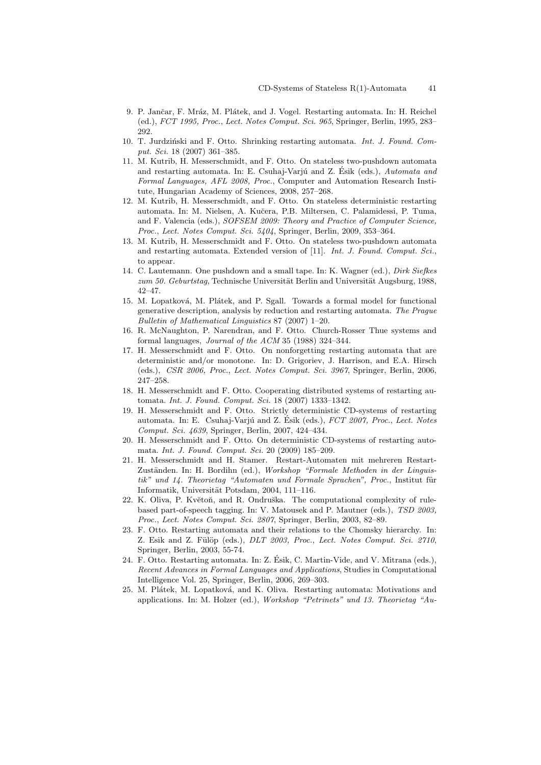9. P. Jančar, F. Mráz, M. Plátek, and J. Vogel. Restarting automata. In: H. Reichel (ed.), *FCT 1995, Proc.*, *Lect. Notes Comput. Sci. 965*, Springer, Berlin, 1995, 283–292.
10. T. Jurdziński and F. Otto. Shrinking restarting automata. *Int. J. Found. Comput. Sci.* 18 (2007) 361–385.
11. M. Kutrib, H. Messerschmidt, and F. Otto. On stateless two-pushdown automata and restarting automata. In: E. Csuhaj-Varjú and Z. Ésik (eds.), *Automata and Formal Languages, AFL 2008, Proc.*, Computer and Automation Research Institute, Hungarian Academy of Sciences, 2008, 257–268.
12. M. Kutrib, H. Messerschmidt, and F. Otto. On stateless deterministic restarting automata. In: M. Nielsen, A. Kučera, P.B. Miltersen, C. Palamidessi, P. Tuma, and F. Valencia (eds.), *SOFSEM 2009: Theory and Practice of Computer Science, Proc.*, *Lect. Notes Comput. Sci. 5404*, Springer, Berlin, 2009, 353–364.
13. M. Kutrib, H. Messerschmidt and F. Otto. On stateless two-pushdown automata and restarting automata. Extended version of [11]. *Int. J. Found. Comput. Sci.*, to appear.
14. C. Lautemann. One pushdown and a small tape. In: K. Wagner (ed.), *Dirk Siefkes zum 50. Geburtstag*, Technische Universität Berlin and Universität Augsburg, 1988, 42–47.
15. M. Lopatková, M. Plátek, and P. Sgall. Towards a formal model for functional generative description, analysis by reduction and restarting automata. *The Prague Bulletin of Mathematical Linguistics* 87 (2007) 1–20.
16. R. McNaughton, P. Narendran, and F. Otto. Church-Rosser Thue systems and formal languages, *Journal of the ACM* 35 (1988) 324–344.
17. H. Messerschmidt and F. Otto. On nonforgetting restarting automata that are deterministic and/or monotone. In: D. Grigoriev, J. Harrison, and E.A. Hirsch (eds.), *CSR 2006, Proc.*, *Lect. Notes Comput. Sci. 3967*, Springer, Berlin, 2006, 247–258.
18. H. Messerschmidt and F. Otto. Cooperating distributed systems of restarting automata. *Int. J. Found. Comput. Sci.* 18 (2007) 1333–1342.
19. H. Messerschmidt and F. Otto. Strictly deterministic CD-systems of restarting automata. In: E. Csuhaj-Varjú and Z. Ésik (eds.), *FCT 2007, Proc.*, *Lect. Notes Comput. Sci. 4639*, Springer, Berlin, 2007, 424–434.
20. H. Messerschmidt and F. Otto. On deterministic CD-systems of restarting automata. *Int. J. Found. Comput. Sci.* 20 (2009) 185–209.
21. H. Messerschmidt and H. Stamer. Restart-Automaten mit mehreren Restart-Zuständen. In: H. Bordihn (ed.), *Workshop "Formale Methoden in der Linguistik" und 14. Theorietag "Automaten und Formale Sprachen", Proc.*, Institut für Informatik, Universität Potsdam, 2004, 111–116.
22. K. Oliva, P. Květoň, and R. Ondruška. The computational complexity of rule-based part-of-speech tagging. In: V. Matousek and P. Mautner (eds.), *TSD 2003, Proc.*, *Lect. Notes Comput. Sci. 2807*, Springer, Berlin, 2003, 82–89.
23. F. Otto. Restarting automata and their relations to the Chomsky hierarchy. In: Z. Esik and Z. Fülöp (eds.), *DLT 2003, Proc.*, *Lect. Notes Comput. Sci. 2710*, Springer, Berlin, 2003, 55-74.
24. F. Otto. Restarting automata. In: Z. Ésik, C. Martin-Vide, and V. Mitrana (eds.), *Recent Advances in Formal Languages and Applications*, Studies in Computational Intelligence Vol. 25, Springer, Berlin, 2006, 269–303.
25. M. Plátek, M. Lopatková, and K. Oliva. Restarting automata: Motivations and applications. In: M. Holzer (ed.), *Workshop "Petrinets" und 13. Theorietag "Au-*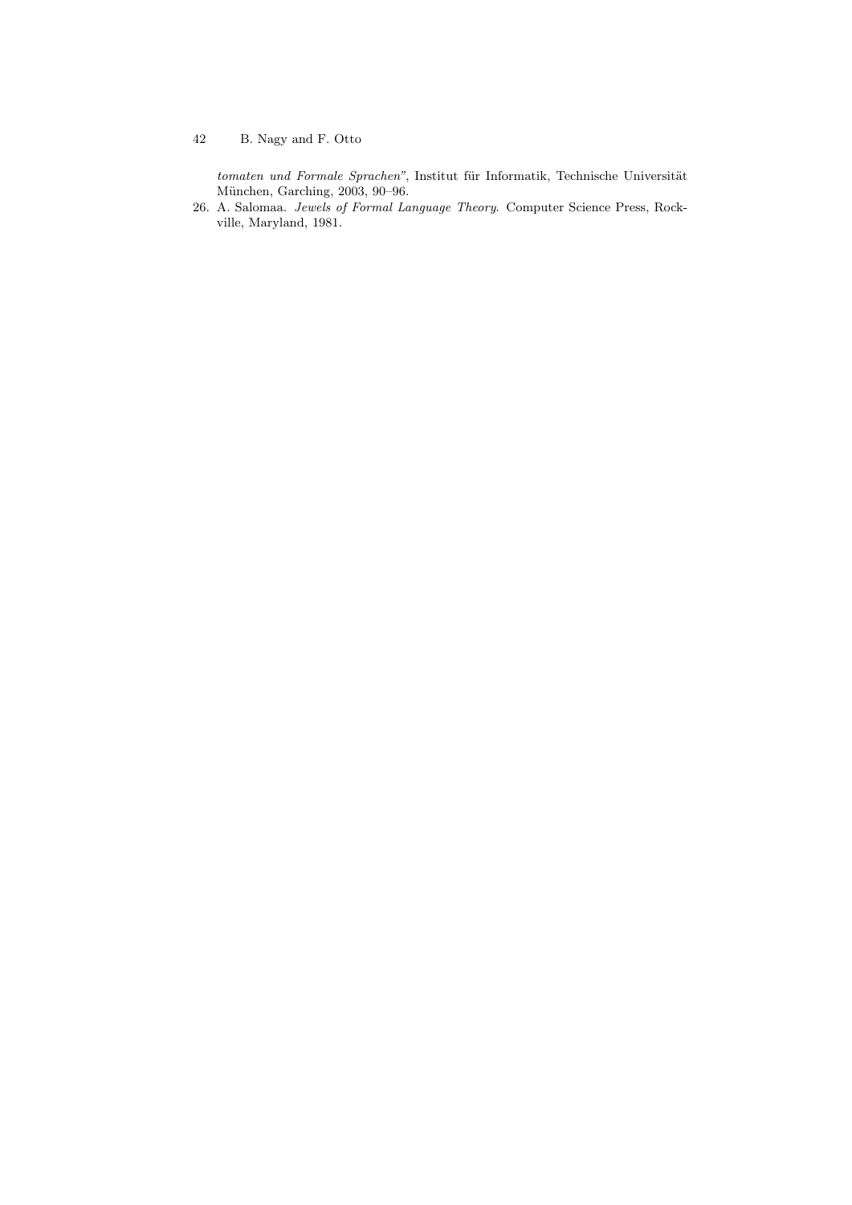*tomaten und Formale Sprachen"*, Institut für Informatik, Technische Universität München, Garching, 2003, 90–96.

26. A. Salomaa. *Jewels of Formal Language Theory*. Computer Science Press, Rockville, Maryland, 1981.